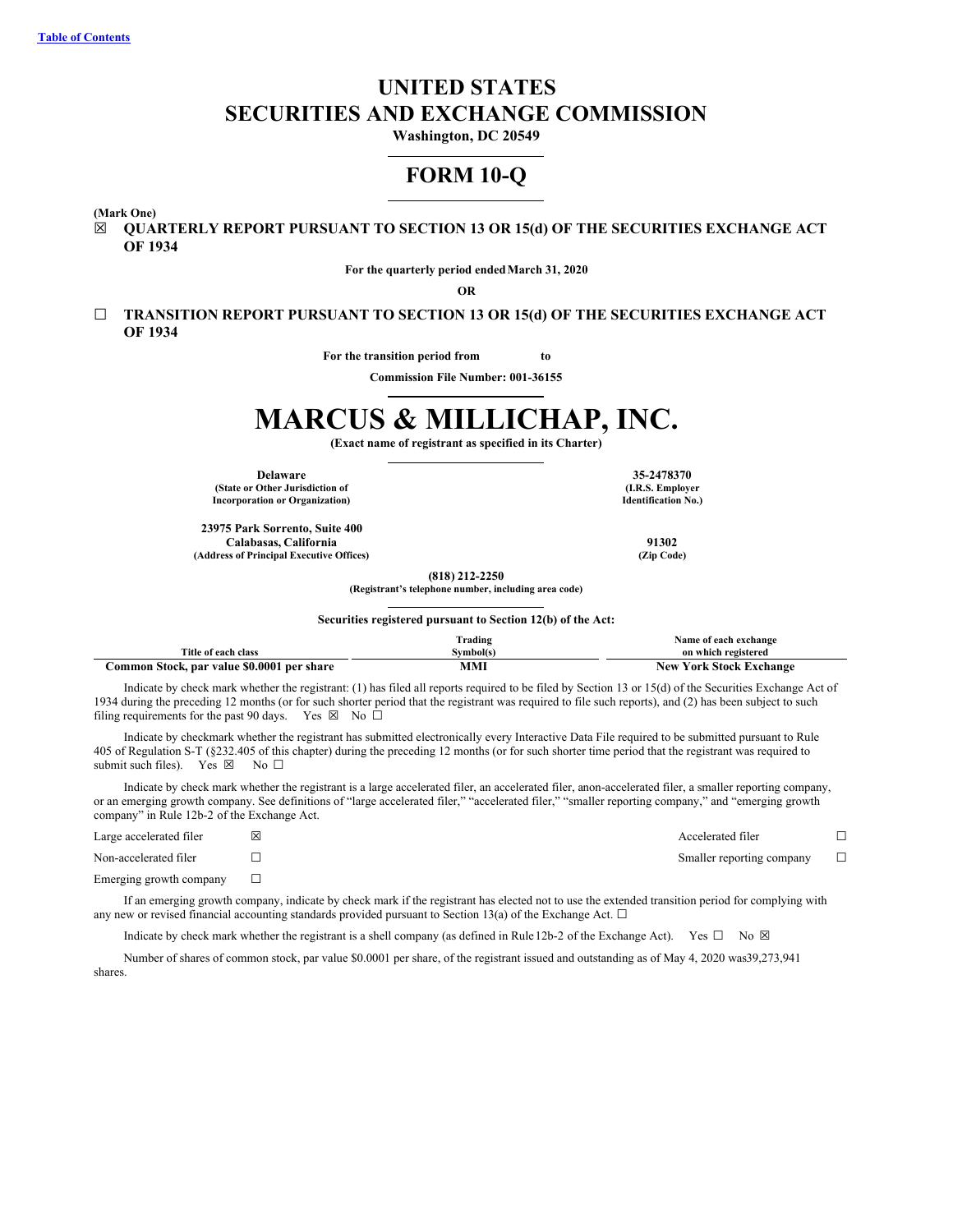Table of Contents

# UNITED STATES
# SECURITIES AND EXCHANGE COMMISSION

**Washington, DC 20549**

# FORM 10-Q

**(Mark One)**

☒ **QUARTERLY REPORT PURSUANT TO SECTION 13 OR 15(d) OF THE SECURITIES EXCHANGE ACT OF 1934**

**For the quarterly period ended March 31, 2020**

**OR**

☐ **TRANSITION REPORT PURSUANT TO SECTION 13 OR 15(d) OF THE SECURITIES EXCHANGE ACT OF 1934**

**For the transition period from to**

**Commission File Number: 001-36155**

# MARCUS & MILLICHAP, INC.

**(Exact name of registrant as specified in its Charter)**

| | |
|---|---|
| **Delaware**<br>**(State or Other Jurisdiction of Incorporation or Organization)** | **35-2478370**<br>**(I.R.S. Employer Identification No.)** |
| **23975 Park Sorrento, Suite 400**<br>**Calabasas, California**<br>**(Address of Principal Executive Offices)** | **91302**<br>**(Zip Code)** |

**(818) 212-2250**
**(Registrant's telephone number, including area code)**

**Securities registered pursuant to Section 12(b) of the Act:**

| Title of each class | Trading Symbol(s) | Name of each exchange on which registered |
|---|---|---|
| **Common Stock, par value $0.0001 per share** | **MMI** | **New York Stock Exchange** |

Indicate by check mark whether the registrant: (1) has filed all reports required to be filed by Section 13 or 15(d) of the Securities Exchange Act of 1934 during the preceding 12 months (or for such shorter period that the registrant was required to file such reports), and (2) has been subject to such filing requirements for the past 90 days. Yes ☒ No ☐

Indicate by checkmark whether the registrant has submitted electronically every Interactive Data File required to be submitted pursuant to Rule 405 of Regulation S-T (§232.405 of this chapter) during the preceding 12 months (or for such shorter time period that the registrant was required to submit such files). Yes ☒ No ☐

Indicate by check mark whether the registrant is a large accelerated filer, an accelerated filer, anon-accelerated filer, a smaller reporting company, or an emerging growth company. See definitions of "large accelerated filer," "accelerated filer," "smaller reporting company," and "emerging growth company" in Rule 12b-2 of the Exchange Act.

| | | | |
|---|---|---|---|
| Large accelerated filer | ☒ | Accelerated filer | ☐ |
| Non-accelerated filer | ☐ | Smaller reporting company | ☐ |
| Emerging growth company | ☐ | | |

If an emerging growth company, indicate by check mark if the registrant has elected not to use the extended transition period for complying with any new or revised financial accounting standards provided pursuant to Section 13(a) of the Exchange Act. ☐

Indicate by check mark whether the registrant is a shell company (as defined in Rule 12b-2 of the Exchange Act). Yes ☐ No ☒

Number of shares of common stock, par value $0.0001 per share, of the registrant issued and outstanding as of May 4, 2020 was39,273,941 shares.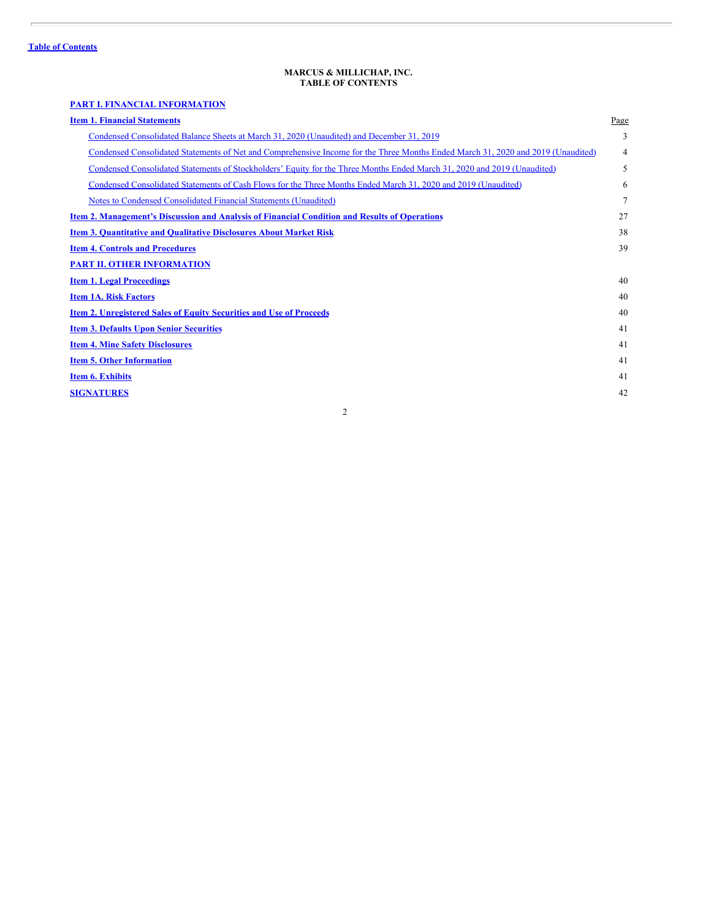[Table of Contents](#)

**MARCUS & MILLICHAP, INC.**
**TABLE OF CONTENTS**

| | Page |
|---|---|
| **PART I. FINANCIAL INFORMATION** | |
| **Item 1. Financial Statements** | |
| Condensed Consolidated Balance Sheets at March 31, 2020 (Unaudited) and December 31, 2019 | 3 |
| Condensed Consolidated Statements of Net and Comprehensive Income for the Three Months Ended March 31, 2020 and 2019 (Unaudited) | 4 |
| Condensed Consolidated Statements of Stockholders' Equity for the Three Months Ended March 31, 2020 and 2019 (Unaudited) | 5 |
| Condensed Consolidated Statements of Cash Flows for the Three Months Ended March 31, 2020 and 2019 (Unaudited) | 6 |
| Notes to Condensed Consolidated Financial Statements (Unaudited) | 7 |
| **Item 2. Management's Discussion and Analysis of Financial Condition and Results of Operations** | 27 |
| **Item 3. Quantitative and Qualitative Disclosures About Market Risk** | 38 |
| **Item 4. Controls and Procedures** | 39 |
| **PART II. OTHER INFORMATION** | |
| **Item 1. Legal Proceedings** | 40 |
| **Item 1A. Risk Factors** | 40 |
| **Item 2. Unregistered Sales of Equity Securities and Use of Proceeds** | 40 |
| **Item 3. Defaults Upon Senior Securities** | 41 |
| **Item 4. Mine Safety Disclosures** | 41 |
| **Item 5. Other Information** | 41 |
| **Item 6. Exhibits** | 41 |
| **SIGNATURES** | 42 |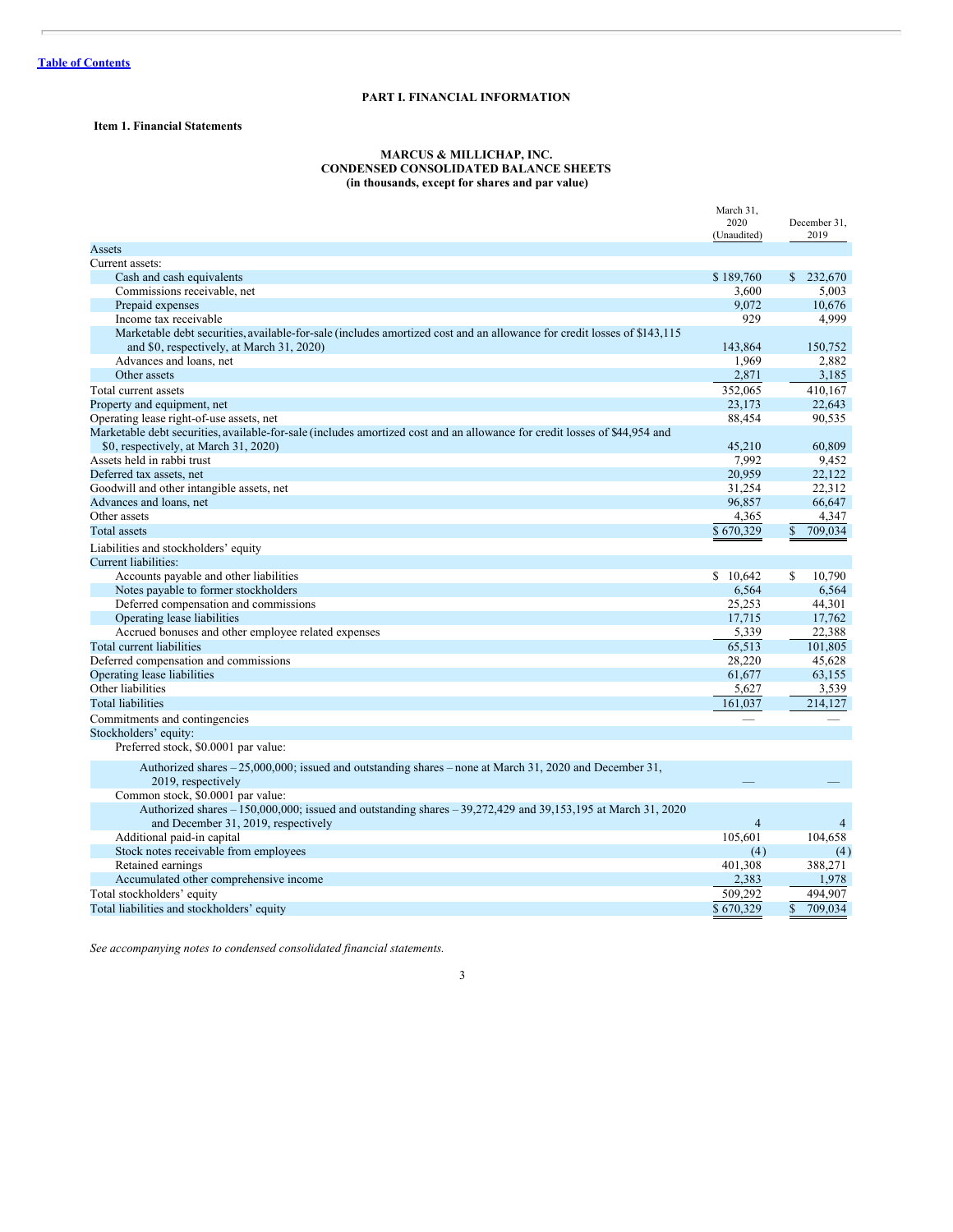[Table of Contents](#)

# PART I. FINANCIAL INFORMATION

## Item 1. Financial Statements

### MARCUS & MILLICHAP, INC.
### CONDENSED CONSOLIDATED BALANCE SHEETS
### (in thousands, except for shares and par value)

| | March 31, 2020 (Unaudited) | December 31, 2019 |
|---|---|---|
| Assets | | |
| Current assets: | | |
| Cash and cash equivalents | $ 189,760 | $ 232,670 |
| Commissions receivable, net | 3,600 | 5,003 |
| Prepaid expenses | 9,072 | 10,676 |
| Income tax receivable | 929 | 4,999 |
| Marketable debt securities, available-for-sale (includes amortized cost and an allowance for credit losses of $143,115 and $0, respectively, at March 31, 2020) | 143,864 | 150,752 |
| Advances and loans, net | 1,969 | 2,882 |
| Other assets | 2,871 | 3,185 |
| Total current assets | 352,065 | 410,167 |
| Property and equipment, net | 23,173 | 22,643 |
| Operating lease right-of-use assets, net | 88,454 | 90,535 |
| Marketable debt securities, available-for-sale (includes amortized cost and an allowance for credit losses of $44,954 and $0, respectively, at March 31, 2020) | 45,210 | 60,809 |
| Assets held in rabbi trust | 7,992 | 9,452 |
| Deferred tax assets, net | 20,959 | 22,122 |
| Goodwill and other intangible assets, net | 31,254 | 22,312 |
| Advances and loans, net | 96,857 | 66,647 |
| Other assets | 4,365 | 4,347 |
| Total assets | $ 670,329 | $ 709,034 |
| Liabilities and stockholders' equity | | |
| Current liabilities: | | |
| Accounts payable and other liabilities | $ 10,642 | $ 10,790 |
| Notes payable to former stockholders | 6,564 | 6,564 |
| Deferred compensation and commissions | 25,253 | 44,301 |
| Operating lease liabilities | 17,715 | 17,762 |
| Accrued bonuses and other employee related expenses | 5,339 | 22,388 |
| Total current liabilities | 65,513 | 101,805 |
| Deferred compensation and commissions | 28,220 | 45,628 |
| Operating lease liabilities | 61,677 | 63,155 |
| Other liabilities | 5,627 | 3,539 |
| Total liabilities | 161,037 | 214,127 |
| Commitments and contingencies | — | — |
| Stockholders' equity: | | |
| Preferred stock, $0.0001 par value: | | |
| Authorized shares – 25,000,000; issued and outstanding shares – none at March 31, 2020 and December 31, 2019, respectively | — | — |
| Common stock, $0.0001 par value: | | |
| Authorized shares – 150,000,000; issued and outstanding shares – 39,272,429 and 39,153,195 at March 31, 2020 and December 31, 2019, respectively | 4 | 4 |
| Additional paid-in capital | 105,601 | 104,658 |
| Stock notes receivable from employees | (4) | (4) |
| Retained earnings | 401,308 | 388,271 |
| Accumulated other comprehensive income | 2,383 | 1,978 |
| Total stockholders' equity | 509,292 | 494,907 |
| Total liabilities and stockholders' equity | $ 670,329 | $ 709,034 |

*See accompanying notes to condensed consolidated financial statements.*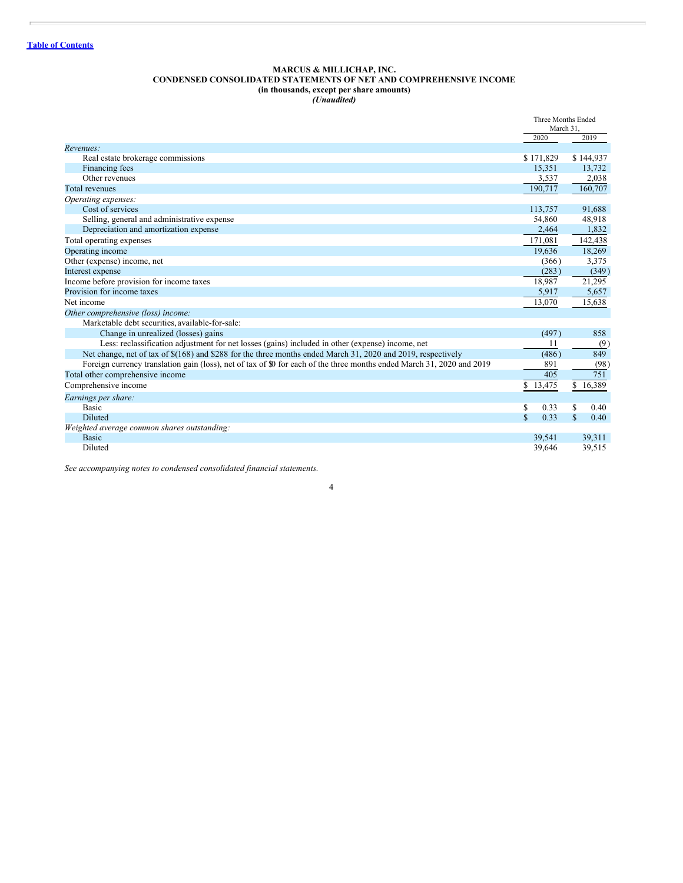Table of Contents

**MARCUS & MILLICHAP, INC.**
**CONDENSED CONSOLIDATED STATEMENTS OF NET AND COMPREHENSIVE INCOME**
**(in thousands, except per share amounts)**
***(Unaudited)***

| | Three Months Ended March 31, | |
|---|---|---|
| | 2020 | 2019 |
| *Revenues:* | | |
| Real estate brokerage commissions | $ 171,829 | $ 144,937 |
| Financing fees | 15,351 | 13,732 |
| Other revenues | 3,537 | 2,038 |
| Total revenues | 190,717 | 160,707 |
| *Operating expenses:* | | |
| Cost of services | 113,757 | 91,688 |
| Selling, general and administrative expense | 54,860 | 48,918 |
| Depreciation and amortization expense | 2,464 | 1,832 |
| Total operating expenses | 171,081 | 142,438 |
| Operating income | 19,636 | 18,269 |
| Other (expense) income, net | (366) | 3,375 |
| Interest expense | (283) | (349) |
| Income before provision for income taxes | 18,987 | 21,295 |
| Provision for income taxes | 5,917 | 5,657 |
| Net income | 13,070 | 15,638 |
| *Other comprehensive (loss) income:* | | |
| Marketable debt securities, available-for-sale: | | |
| Change in unrealized (losses) gains | (497) | 858 |
| Less: reclassification adjustment for net losses (gains) included in other (expense) income, net | 11 | (9) |
| Net change, net of tax of $(168) and $288 for the three months ended March 31, 2020 and 2019, respectively | (486) | 849 |
| Foreign currency translation gain (loss), net of tax of $0 for each of the three months ended March 31, 2020 and 2019 | 891 | (98) |
| Total other comprehensive income | 405 | 751 |
| Comprehensive income | $ 13,475 | $ 16,389 |
| *Earnings per share:* | | |
| Basic | $ 0.33 | $ 0.40 |
| Diluted | $ 0.33 | $ 0.40 |
| *Weighted average common shares outstanding:* | | |
| Basic | 39,541 | 39,311 |
| Diluted | 39,646 | 39,515 |

*See accompanying notes to condensed consolidated financial statements.*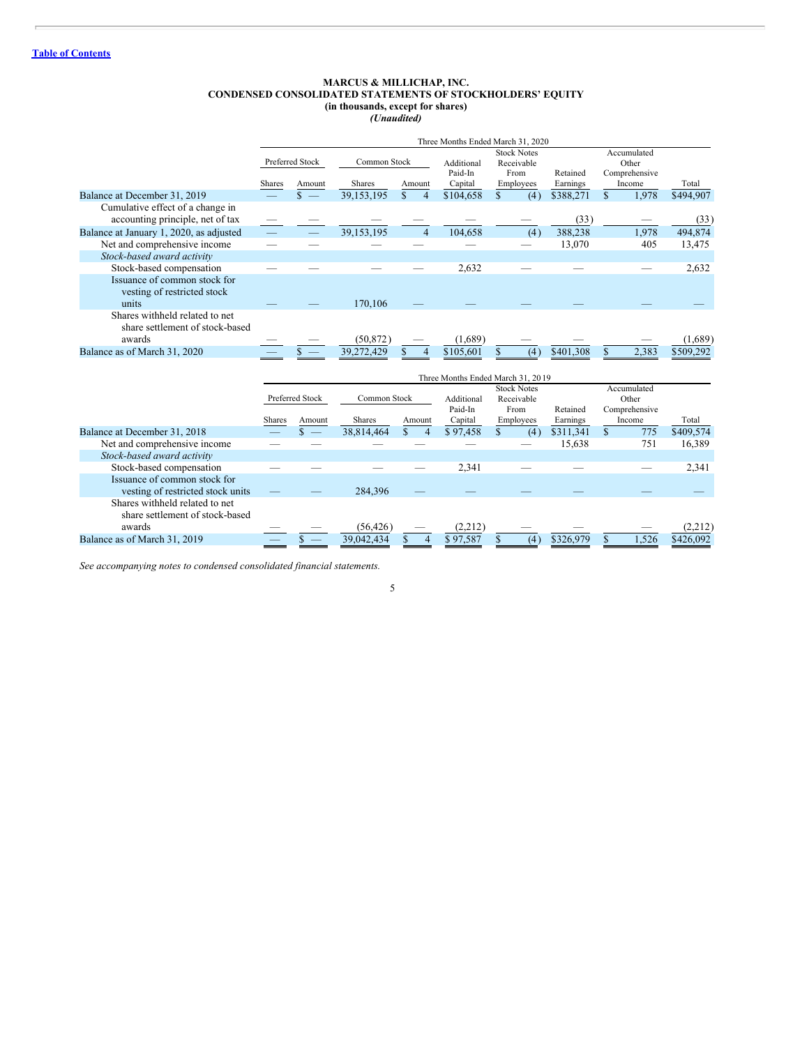[Table of Contents](#)

**MARCUS & MILLICHAP, INC.**
**CONDENSED CONSOLIDATED STATEMENTS OF STOCKHOLDERS' EQUITY**
**(in thousands, except for shares)**
***(Unaudited)***

| | Three Months Ended March 31, 2020 | | | | | | | | |
|---|---|---|---|---|---|---|---|---|---|
| | Preferred Stock | | Common Stock | | Additional Paid-In Capital | Stock Notes Receivable From Employees | Retained Earnings | Accumulated Other Comprehensive Income | Total |
| | Shares | Amount | Shares | Amount | | | | | |
| Balance at December 31, 2019 | — | $ — | 39,153,195 | $ 4 | $104,658 | $ (4) | $388,271 | $ 1,978 | $494,907 |
| Cumulative effect of a change in accounting principle, net of tax | — | — | — | — | — | — | (33) | — | (33) |
| Balance at January 1, 2020, as adjusted | — | — | 39,153,195 | 4 | 104,658 | (4) | 388,238 | 1,978 | 494,874 |
| Net and comprehensive income | — | — | — | — | — | — | 13,070 | 405 | 13,475 |
| *Stock-based award activity* | | | | | | | | | |
| Stock-based compensation | — | — | — | — | 2,632 | — | — | — | 2,632 |
| Issuance of common stock for vesting of restricted stock units | — | — | 170,106 | — | — | — | — | — | — |
| Shares withheld related to net share settlement of stock-based awards | — | — | (50,872) | — | (1,689) | — | — | — | (1,689) |
| Balance as of March 31, 2020 | — | $ — | 39,272,429 | $ 4 | $105,601 | $ (4) | $401,308 | $ 2,383 | $509,292 |

| | Three Months Ended March 31, 2019 | | | | | | | | |
|---|---|---|---|---|---|---|---|---|---|
| | Preferred Stock | | Common Stock | | Additional Paid-In Capital | Stock Notes Receivable From Employees | Retained Earnings | Accumulated Other Comprehensive Income | Total |
| | Shares | Amount | Shares | Amount | | | | | |
| Balance at December 31, 2018 | — | $ — | 38,814,464 | $ 4 | $ 97,458 | $ (4) | $311,341 | $ 775 | $409,574 |
| Net and comprehensive income | — | — | — | — | — | — | 15,638 | 751 | 16,389 |
| *Stock-based award activity* | | | | | | | | | |
| Stock-based compensation | — | — | — | — | 2,341 | — | — | — | 2,341 |
| Issuance of common stock for vesting of restricted stock units | — | — | 284,396 | — | — | — | — | — | — |
| Shares withheld related to net share settlement of stock-based awards | — | — | (56,426) | — | (2,212) | — | — | — | (2,212) |
| Balance as of March 31, 2019 | — | $ — | 39,042,434 | $ 4 | $ 97,587 | $ (4) | $326,979 | $ 1,526 | $426,092 |

*See accompanying notes to condensed consolidated financial statements.*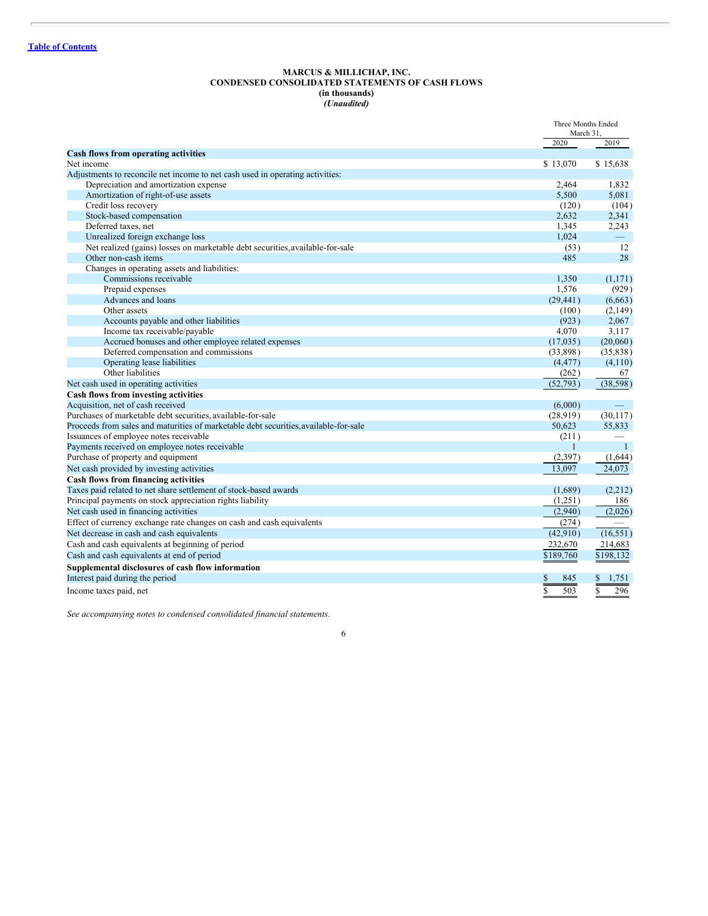**MARCUS & MILLICHAP, INC.**
**CONDENSED CONSOLIDATED STATEMENTS OF CASH FLOWS**
**(in thousands)**
***(Unaudited)***

| | Three Months Ended March 31, | |
|---|---|---|
| | 2020 | 2019 |
| **Cash flows from operating activities** | | |
| Net income | $ 13,070 | $ 15,638 |
| Adjustments to reconcile net income to net cash used in operating activities: | | |
| Depreciation and amortization expense | 2,464 | 1,832 |
| Amortization of right-of-use assets | 5,500 | 5,081 |
| Credit loss recovery | (120) | (104) |
| Stock-based compensation | 2,632 | 2,341 |
| Deferred taxes, net | 1,345 | 2,243 |
| Unrealized foreign exchange loss | 1,024 | — |
| Net realized (gains) losses on marketable debt securities, available-for-sale | (53) | 12 |
| Other non-cash items | 485 | 28 |
| Changes in operating assets and liabilities: | | |
| Commissions receivable | 1,350 | (1,171) |
| Prepaid expenses | 1,576 | (929) |
| Advances and loans | (29,441) | (6,663) |
| Other assets | (100) | (2,149) |
| Accounts payable and other liabilities | (923) | 2,067 |
| Income tax receivable/payable | 4,070 | 3,117 |
| Accrued bonuses and other employee related expenses | (17,035) | (20,060) |
| Deferred compensation and commissions | (33,898) | (35,838) |
| Operating lease liabilities | (4,477) | (4,110) |
| Other liabilities | (262) | 67 |
| Net cash used in operating activities | (52,793) | (38,598) |
| **Cash flows from investing activities** | | |
| Acquisition, net of cash received | (6,000) | — |
| Purchases of marketable debt securities, available-for-sale | (28,919) | (30,117) |
| Proceeds from sales and maturities of marketable debt securities, available-for-sale | 50,623 | 55,833 |
| Issuances of employee notes receivable | (211) | — |
| Payments received on employee notes receivable | 1 | 1 |
| Purchase of property and equipment | (2,397) | (1,644) |
| Net cash provided by investing activities | 13,097 | 24,073 |
| **Cash flows from financing activities** | | |
| Taxes paid related to net share settlement of stock-based awards | (1,689) | (2,212) |
| Principal payments on stock appreciation rights liability | (1,251) | 186 |
| Net cash used in financing activities | (2,940) | (2,026) |
| Effect of currency exchange rate changes on cash and cash equivalents | (274) | — |
| Net decrease in cash and cash equivalents | (42,910) | (16,551) |
| Cash and cash equivalents at beginning of period | 232,670 | 214,683 |
| Cash and cash equivalents at end of period | $189,760 | $198,132 |
| **Supplemental disclosures of cash flow information** | | |
| Interest paid during the period | $ 845 | $ 1,751 |
| Income taxes paid, net | $ 503 | $ 296 |

*See accompanying notes to condensed consolidated financial statements.*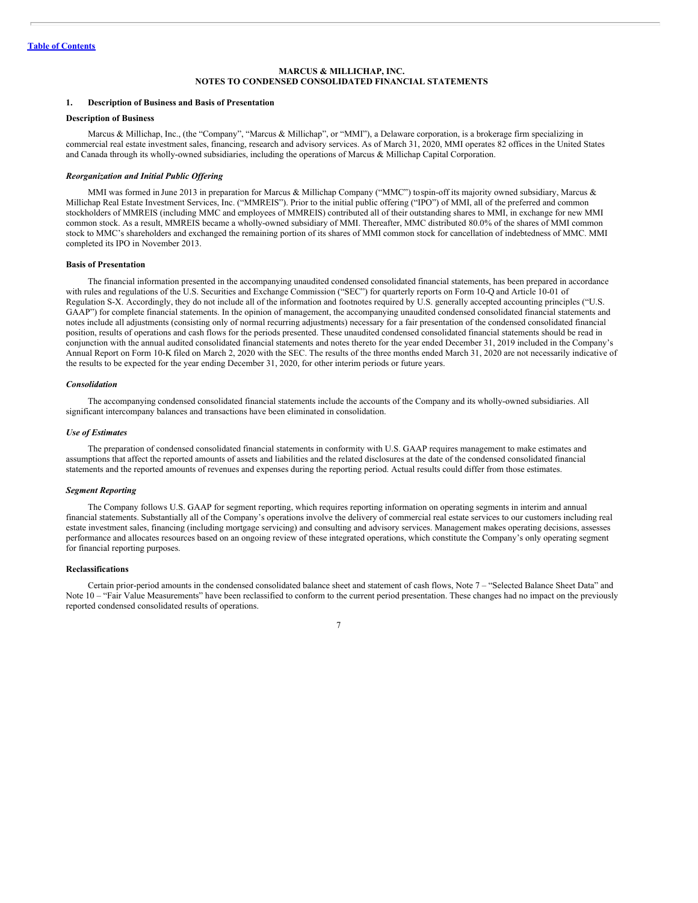[Table of Contents](#)

# MARCUS & MILLICHAP, INC.
## NOTES TO CONDENSED CONSOLIDATED FINANCIAL STATEMENTS

### 1. Description of Business and Basis of Presentation

**Description of Business**

Marcus & Millichap, Inc., (the "Company", "Marcus & Millichap", or "MMI"), a Delaware corporation, is a brokerage firm specializing in commercial real estate investment sales, financing, research and advisory services. As of March 31, 2020, MMI operates 82 offices in the United States and Canada through its wholly-owned subsidiaries, including the operations of Marcus & Millichap Capital Corporation.

***Reorganization and Initial Public Offering***

MMI was formed in June 2013 in preparation for Marcus & Millichap Company ("MMC") to spin-off its majority owned subsidiary, Marcus & Millichap Real Estate Investment Services, Inc. ("MMREIS"). Prior to the initial public offering ("IPO") of MMI, all of the preferred and common stockholders of MMREIS (including MMC and employees of MMREIS) contributed all of their outstanding shares to MMI, in exchange for new MMI common stock. As a result, MMREIS became a wholly-owned subsidiary of MMI. Thereafter, MMC distributed 80.0% of the shares of MMI common stock to MMC's shareholders and exchanged the remaining portion of its shares of MMI common stock for cancellation of indebtedness of MMC. MMI completed its IPO in November 2013.

**Basis of Presentation**

The financial information presented in the accompanying unaudited condensed consolidated financial statements, has been prepared in accordance with rules and regulations of the U.S. Securities and Exchange Commission ("SEC") for quarterly reports on Form 10-Q and Article 10-01 of Regulation S-X. Accordingly, they do not include all of the information and footnotes required by U.S. generally accepted accounting principles ("U.S. GAAP") for complete financial statements. In the opinion of management, the accompanying unaudited condensed consolidated financial statements and notes include all adjustments (consisting only of normal recurring adjustments) necessary for a fair presentation of the condensed consolidated financial position, results of operations and cash flows for the periods presented. These unaudited condensed consolidated financial statements should be read in conjunction with the annual audited consolidated financial statements and notes thereto for the year ended December 31, 2019 included in the Company's Annual Report on Form 10-K filed on March 2, 2020 with the SEC. The results of the three months ended March 31, 2020 are not necessarily indicative of the results to be expected for the year ending December 31, 2020, for other interim periods or future years.

***Consolidation***

The accompanying condensed consolidated financial statements include the accounts of the Company and its wholly-owned subsidiaries. All significant intercompany balances and transactions have been eliminated in consolidation.

***Use of Estimates***

The preparation of condensed consolidated financial statements in conformity with U.S. GAAP requires management to make estimates and assumptions that affect the reported amounts of assets and liabilities and the related disclosures at the date of the condensed consolidated financial statements and the reported amounts of revenues and expenses during the reporting period. Actual results could differ from those estimates.

***Segment Reporting***

The Company follows U.S. GAAP for segment reporting, which requires reporting information on operating segments in interim and annual financial statements. Substantially all of the Company's operations involve the delivery of commercial real estate services to our customers including real estate investment sales, financing (including mortgage servicing) and consulting and advisory services. Management makes operating decisions, assesses performance and allocates resources based on an ongoing review of these integrated operations, which constitute the Company's only operating segment for financial reporting purposes.

**Reclassifications**

Certain prior-period amounts in the condensed consolidated balance sheet and statement of cash flows, Note 7 – "Selected Balance Sheet Data" and Note 10 – "Fair Value Measurements" have been reclassified to conform to the current period presentation. These changes had no impact on the previously reported condensed consolidated results of operations.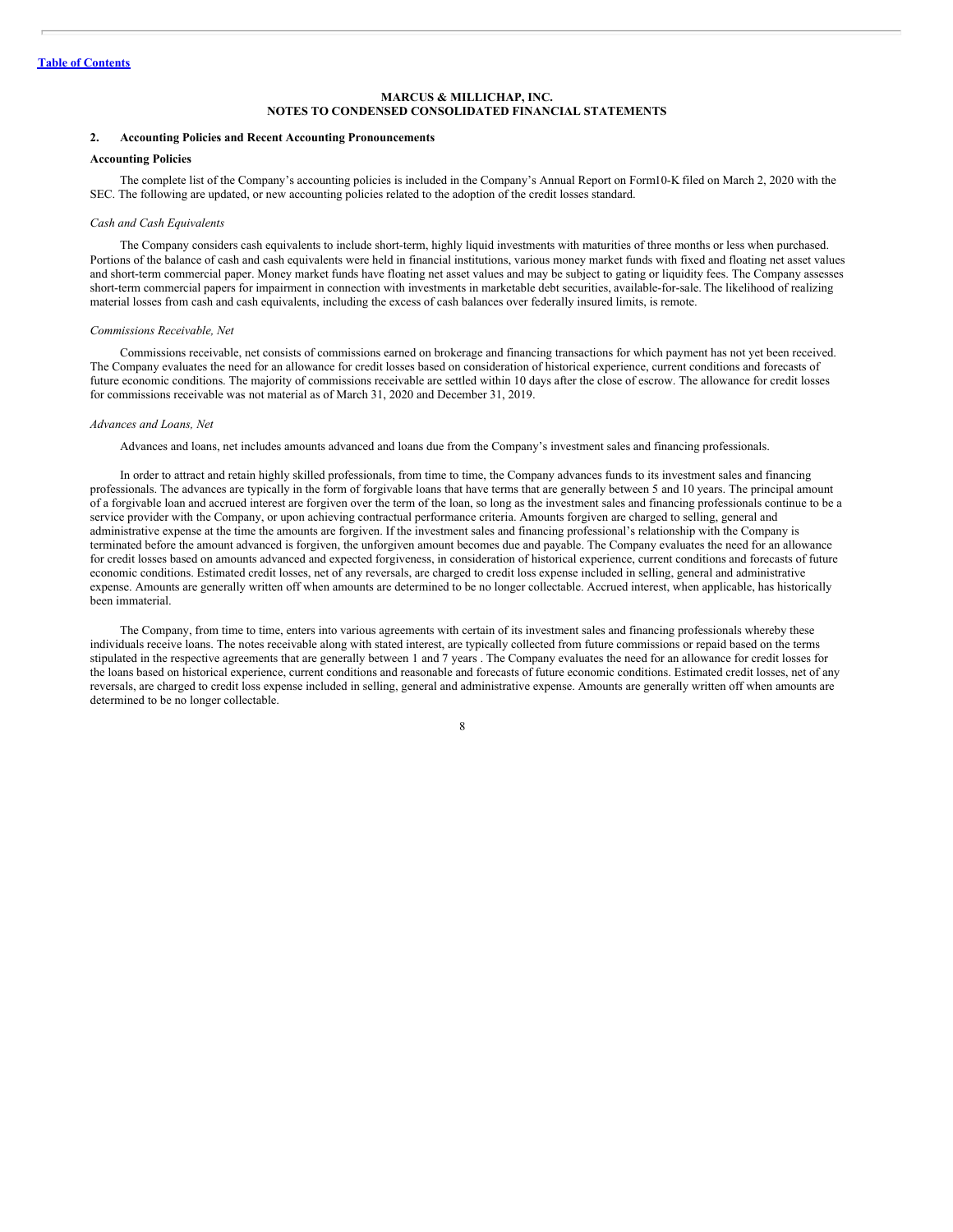**MARCUS & MILLICHAP, INC.**
**NOTES TO CONDENSED CONSOLIDATED FINANCIAL STATEMENTS**

## 2. Accounting Policies and Recent Accounting Pronouncements

### Accounting Policies

The complete list of the Company's accounting policies is included in the Company's Annual Report on Form10-K filed on March 2, 2020 with the SEC. The following are updated, or new accounting policies related to the adoption of the credit losses standard.

*Cash and Cash Equivalents*

The Company considers cash equivalents to include short-term, highly liquid investments with maturities of three months or less when purchased. Portions of the balance of cash and cash equivalents were held in financial institutions, various money market funds with fixed and floating net asset values and short-term commercial paper. Money market funds have floating net asset values and may be subject to gating or liquidity fees. The Company assesses short-term commercial papers for impairment in connection with investments in marketable debt securities, available-for-sale. The likelihood of realizing material losses from cash and cash equivalents, including the excess of cash balances over federally insured limits, is remote.

*Commissions Receivable, Net*

Commissions receivable, net consists of commissions earned on brokerage and financing transactions for which payment has not yet been received. The Company evaluates the need for an allowance for credit losses based on consideration of historical experience, current conditions and forecasts of future economic conditions. The majority of commissions receivable are settled within 10 days after the close of escrow. The allowance for credit losses for commissions receivable was not material as of March 31, 2020 and December 31, 2019.

*Advances and Loans, Net*

Advances and loans, net includes amounts advanced and loans due from the Company's investment sales and financing professionals.

In order to attract and retain highly skilled professionals, from time to time, the Company advances funds to its investment sales and financing professionals. The advances are typically in the form of forgivable loans that have terms that are generally between 5 and 10 years. The principal amount of a forgivable loan and accrued interest are forgiven over the term of the loan, so long as the investment sales and financing professionals continue to be a service provider with the Company, or upon achieving contractual performance criteria. Amounts forgiven are charged to selling, general and administrative expense at the time the amounts are forgiven. If the investment sales and financing professional's relationship with the Company is terminated before the amount advanced is forgiven, the unforgiven amount becomes due and payable. The Company evaluates the need for an allowance for credit losses based on amounts advanced and expected forgiveness, in consideration of historical experience, current conditions and forecasts of future economic conditions. Estimated credit losses, net of any reversals, are charged to credit loss expense included in selling, general and administrative expense. Amounts are generally written off when amounts are determined to be no longer collectable. Accrued interest, when applicable, has historically been immaterial.

The Company, from time to time, enters into various agreements with certain of its investment sales and financing professionals whereby these individuals receive loans. The notes receivable along with stated interest, are typically collected from future commissions or repaid based on the terms stipulated in the respective agreements that are generally between 1 and 7 years . The Company evaluates the need for an allowance for credit losses for the loans based on historical experience, current conditions and reasonable and forecasts of future economic conditions. Estimated credit losses, net of any reversals, are charged to credit loss expense included in selling, general and administrative expense. Amounts are generally written off when amounts are determined to be no longer collectable.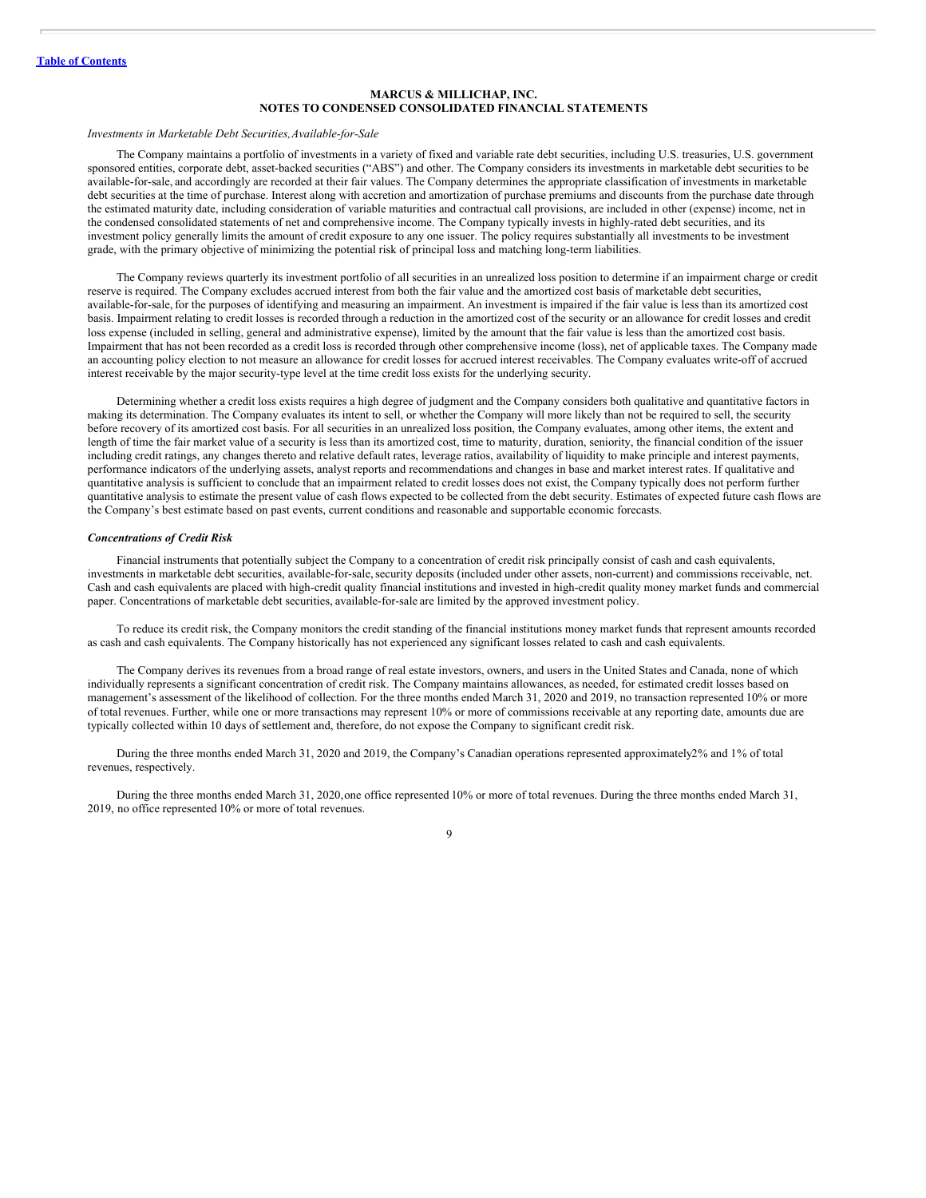**MARCUS & MILLICHAP, INC.**
**NOTES TO CONDENSED CONSOLIDATED FINANCIAL STATEMENTS**

*Investments in Marketable Debt Securities, Available-for-Sale*

The Company maintains a portfolio of investments in a variety of fixed and variable rate debt securities, including U.S. treasuries, U.S. government sponsored entities, corporate debt, asset-backed securities ("ABS") and other. The Company considers its investments in marketable debt securities to be available-for-sale, and accordingly are recorded at their fair values. The Company determines the appropriate classification of investments in marketable debt securities at the time of purchase. Interest along with accretion and amortization of purchase premiums and discounts from the purchase date through the estimated maturity date, including consideration of variable maturities and contractual call provisions, are included in other (expense) income, net in the condensed consolidated statements of net and comprehensive income. The Company typically invests in highly-rated debt securities, and its investment policy generally limits the amount of credit exposure to any one issuer. The policy requires substantially all investments to be investment grade, with the primary objective of minimizing the potential risk of principal loss and matching long-term liabilities.

The Company reviews quarterly its investment portfolio of all securities in an unrealized loss position to determine if an impairment charge or credit reserve is required. The Company excludes accrued interest from both the fair value and the amortized cost basis of marketable debt securities, available-for-sale, for the purposes of identifying and measuring an impairment. An investment is impaired if the fair value is less than its amortized cost basis. Impairment relating to credit losses is recorded through a reduction in the amortized cost of the security or an allowance for credit losses and credit loss expense (included in selling, general and administrative expense), limited by the amount that the fair value is less than the amortized cost basis. Impairment that has not been recorded as a credit loss is recorded through other comprehensive income (loss), net of applicable taxes. The Company made an accounting policy election to not measure an allowance for credit losses for accrued interest receivables. The Company evaluates write-off of accrued interest receivable by the major security-type level at the time credit loss exists for the underlying security.

Determining whether a credit loss exists requires a high degree of judgment and the Company considers both qualitative and quantitative factors in making its determination. The Company evaluates its intent to sell, or whether the Company will more likely than not be required to sell, the security before recovery of its amortized cost basis. For all securities in an unrealized loss position, the Company evaluates, among other items, the extent and length of time the fair market value of a security is less than its amortized cost, time to maturity, duration, seniority, the financial condition of the issuer including credit ratings, any changes thereto and relative default rates, leverage ratios, availability of liquidity to make principle and interest payments, performance indicators of the underlying assets, analyst reports and recommendations and changes in base and market interest rates. If qualitative and quantitative analysis is sufficient to conclude that an impairment related to credit losses does not exist, the Company typically does not perform further quantitative analysis to estimate the present value of cash flows expected to be collected from the debt security. Estimates of expected future cash flows are the Company's best estimate based on past events, current conditions and reasonable and supportable economic forecasts.

***Concentrations of Credit Risk***

Financial instruments that potentially subject the Company to a concentration of credit risk principally consist of cash and cash equivalents, investments in marketable debt securities, available-for-sale, security deposits (included under other assets, non-current) and commissions receivable, net. Cash and cash equivalents are placed with high-credit quality financial institutions and invested in high-credit quality money market funds and commercial paper. Concentrations of marketable debt securities, available-for-sale are limited by the approved investment policy.

To reduce its credit risk, the Company monitors the credit standing of the financial institutions money market funds that represent amounts recorded as cash and cash equivalents. The Company historically has not experienced any significant losses related to cash and cash equivalents.

The Company derives its revenues from a broad range of real estate investors, owners, and users in the United States and Canada, none of which individually represents a significant concentration of credit risk. The Company maintains allowances, as needed, for estimated credit losses based on management's assessment of the likelihood of collection. For the three months ended March 31, 2020 and 2019, no transaction represented 10% or more of total revenues. Further, while one or more transactions may represent 10% or more of commissions receivable at any reporting date, amounts due are typically collected within 10 days of settlement and, therefore, do not expose the Company to significant credit risk.

During the three months ended March 31, 2020 and 2019, the Company's Canadian operations represented approximately 2% and 1% of total revenues, respectively.

During the three months ended March 31, 2020, one office represented 10% or more of total revenues. During the three months ended March 31, 2019, no office represented 10% or more of total revenues.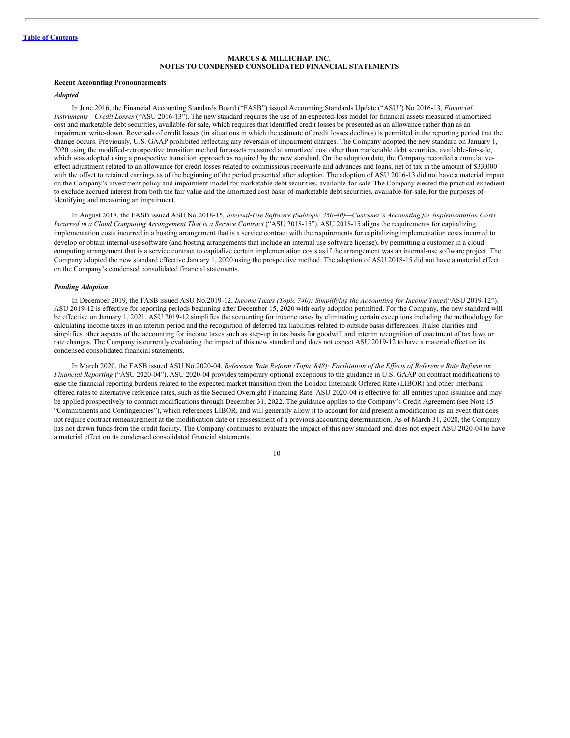**MARCUS & MILLICHAP, INC.**
**NOTES TO CONDENSED CONSOLIDATED FINANCIAL STATEMENTS**

**Recent Accounting Pronouncements**

***Adopted***

In June 2016, the Financial Accounting Standards Board ("FASB") issued Accounting Standards Update ("ASU") No.2016-13, *Financial Instruments—Credit Losses* ("ASU 2016-13"). The new standard requires the use of an expected-loss model for financial assets measured at amortized cost and marketable debt securities, available-for sale, which requires that identified credit losses be presented as an allowance rather than as an impairment write-down. Reversals of credit losses (in situations in which the estimate of credit losses declines) is permitted in the reporting period that the change occurs. Previously, U.S. GAAP prohibited reflecting any reversals of impairment charges. The Company adopted the new standard on January 1, 2020 using the modified-retrospective transition method for assets measured at amortized cost other than marketable debt securities, available-for-sale, which was adopted using a prospective transition approach as required by the new standard. On the adoption date, the Company recorded a cumulative-effect adjustment related to an allowance for credit losses related to commissions receivable and advances and loans, net of tax in the amount of $33,000 with the offset to retained earnings as of the beginning of the period presented after adoption. The adoption of ASU 2016-13 did not have a material impact on the Company's investment policy and impairment model for marketable debt securities, available-for-sale. The Company elected the practical expedient to exclude accrued interest from both the fair value and the amortized cost basis of marketable debt securities, available-for-sale, for the purposes of identifying and measuring an impairment.

In August 2018, the FASB issued ASU No.2018-15, *Internal-Use Software (Subtopic 350-40)—Customer's Accounting for Implementation Costs Incurred in a Cloud Computing Arrangement That is a Service Contract* ("ASU 2018-15"). ASU 2018-15 aligns the requirements for capitalizing implementation costs incurred in a hosting arrangement that is a service contract with the requirements for capitalizing implementation costs incurred to develop or obtain internal-use software (and hosting arrangements that include an internal use software license), by permitting a customer in a cloud computing arrangement that is a service contract to capitalize certain implementation costs as if the arrangement was an internal-use software project. The Company adopted the new standard effective January 1, 2020 using the prospective method. The adoption of ASU 2018-15 did not have a material effect on the Company's condensed consolidated financial statements.

***Pending Adoption***

In December 2019, the FASB issued ASU No.2019-12, *Income Taxes (Topic 740): Simplifying the Accounting for Income Taxes*("ASU 2019-12"). ASU 2019-12 is effective for reporting periods beginning after December 15, 2020 with early adoption permitted. For the Company, the new standard will be effective on January 1, 2021. ASU 2019-12 simplifies the accounting for income taxes by eliminating certain exceptions including the methodology for calculating income taxes in an interim period and the recognition of deferred tax liabilities related to outside basis differences. It also clarifies and simplifies other aspects of the accounting for income taxes such as step-up in tax basis for goodwill and interim recognition of enactment of tax laws or rate changes. The Company is currently evaluating the impact of this new standard and does not expect ASU 2019-12 to have a material effect on its condensed consolidated financial statements.

In March 2020, the FASB issued ASU No.2020-04, *Reference Rate Reform (Topic 848): Facilitation of the Effects of Reference Rate Reform on Financial Reporting* ("ASU 2020-04"). ASU 2020-04 provides temporary optional exceptions to the guidance in U.S. GAAP on contract modifications to ease the financial reporting burdens related to the expected market transition from the London Interbank Offered Rate (LIBOR) and other interbank offered rates to alternative reference rates, such as the Secured Overnight Financing Rate. ASU 2020-04 is effective for all entities upon issuance and may be applied prospectively to contract modifications through December 31, 2022. The guidance applies to the Company's Credit Agreement (see Note 15 – "Commitments and Contingencies"), which references LIBOR, and will generally allow it to account for and present a modification as an event that does not require contract remeasurement at the modification date or reassessment of a previous accounting determination. As of March 31, 2020, the Company has not drawn funds from the credit facility. The Company continues to evaluate the impact of this new standard and does not expect ASU 2020-04 to have a material effect on its condensed consolidated financial statements.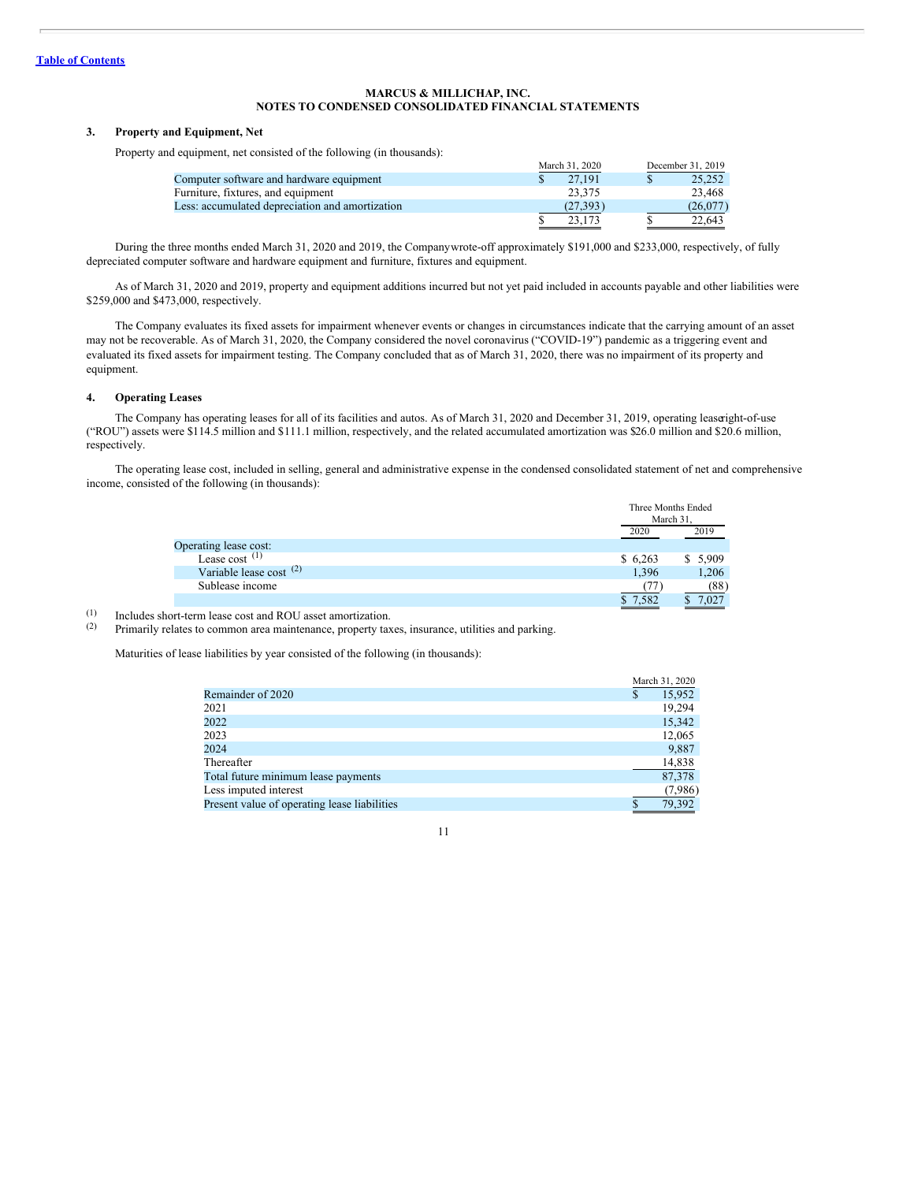[Table of Contents](#)

**MARCUS & MILLICHAP, INC.**
**NOTES TO CONDENSED CONSOLIDATED FINANCIAL STATEMENTS**

### 3. Property and Equipment, Net

Property and equipment, net consisted of the following (in thousands):

| | March 31, 2020 | December 31, 2019 |
|---|---|---|
| Computer software and hardware equipment | $ 27,191 | $ 25,252 |
| Furniture, fixtures, and equipment | 23,375 | 23,468 |
| Less: accumulated depreciation and amortization | (27,393) | (26,077) |
| | $ 23,173 | $ 22,643 |

During the three months ended March 31, 2020 and 2019, the Company wrote-off approximately $191,000 and $233,000, respectively, of fully depreciated computer software and hardware equipment and furniture, fixtures and equipment.

As of March 31, 2020 and 2019, property and equipment additions incurred but not yet paid included in accounts payable and other liabilities were $259,000 and $473,000, respectively.

The Company evaluates its fixed assets for impairment whenever events or changes in circumstances indicate that the carrying amount of an asset may not be recoverable. As of March 31, 2020, the Company considered the novel coronavirus ("COVID-19") pandemic as a triggering event and evaluated its fixed assets for impairment testing. The Company concluded that as of March 31, 2020, there was no impairment of its property and equipment.

### 4. Operating Leases

The Company has operating leases for all of its facilities and autos. As of March 31, 2020 and December 31, 2019, operating lease right-of-use ("ROU") assets were $114.5 million and $111.1 million, respectively, and the related accumulated amortization was $26.0 million and $20.6 million, respectively.

The operating lease cost, included in selling, general and administrative expense in the condensed consolidated statement of net and comprehensive income, consisted of the following (in thousands):

| | Three Months Ended March 31, | |
|---|---|---|
| | 2020 | 2019 |
| Operating lease cost: | | |
| Lease cost [(1)] | $ 6,263 | $ 5,909 |
| Variable lease cost [(2)] | 1,396 | 1,206 |
| Sublease income | (77) | (88) |
| | $ 7,582 | $ 7,027 |

(1) Includes short-term lease cost and ROU asset amortization.
(2) Primarily relates to common area maintenance, property taxes, insurance, utilities and parking.

Maturities of lease liabilities by year consisted of the following (in thousands):

| | March 31, 2020 |
|---|---|
| Remainder of 2020 | $ 15,952 |
| 2021 | 19,294 |
| 2022 | 15,342 |
| 2023 | 12,065 |
| 2024 | 9,887 |
| Thereafter | 14,838 |
| Total future minimum lease payments | 87,378 |
| Less imputed interest | (7,986) |
| Present value of operating lease liabilities | $ 79,392 |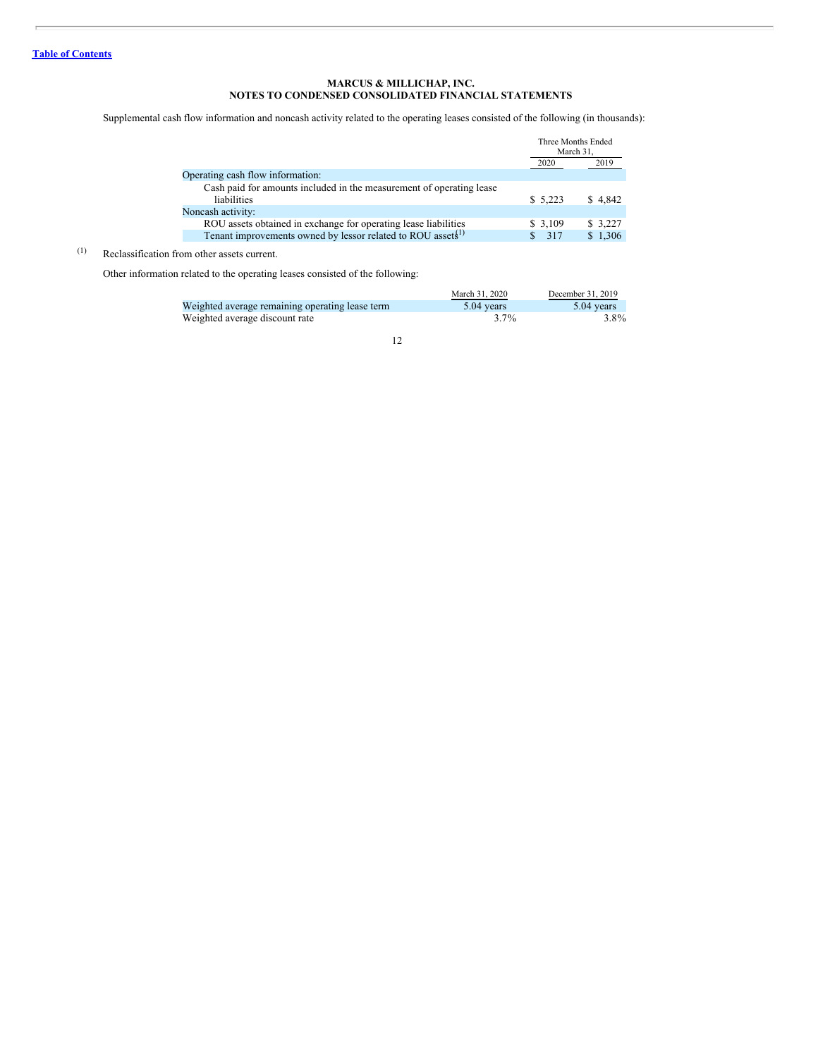**MARCUS & MILLICHAP, INC.**
**NOTES TO CONDENSED CONSOLIDATED FINANCIAL STATEMENTS**

Supplemental cash flow information and noncash activity related to the operating leases consisted of the following (in thousands):

| | Three Months Ended March 31, | |
|---|---|---|
| | 2020 | 2019 |
| Operating cash flow information: | | |
| Cash paid for amounts included in the measurement of operating lease liabilities | $ 5,223 | $ 4,842 |
| Noncash activity: | | |
| ROU assets obtained in exchange for operating lease liabilities | $ 3,109 | $ 3,227 |
| Tenant improvements owned by lessor related to ROU assets[1] | $ 317 | $ 1,306 |

(1) Reclassification from other assets current.

Other information related to the operating leases consisted of the following:

| | March 31, 2020 | December 31, 2019 |
|---|---|---|
| Weighted average remaining operating lease term | 5.04 years | 5.04 years |
| Weighted average discount rate | 3.7% | 3.8% |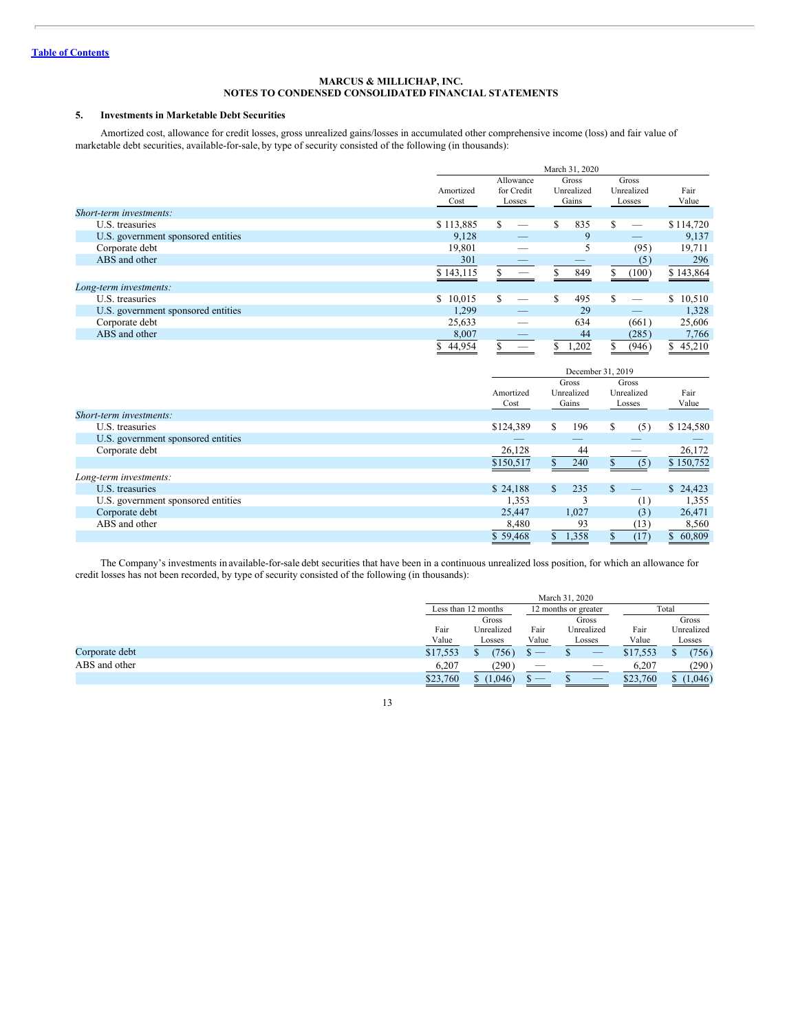[Table of Contents](#)

**MARCUS & MILLICHAP, INC.**
**NOTES TO CONDENSED CONSOLIDATED FINANCIAL STATEMENTS**

## 5. Investments in Marketable Debt Securities

Amortized cost, allowance for credit losses, gross unrealized gains/losses in accumulated other comprehensive income (loss) and fair value of marketable debt securities, available-for-sale, by type of security consisted of the following (in thousands):

| | March 31, 2020 | | | | |
|---|---|---|---|---|---|
| | Amortized Cost | Allowance for Credit Losses | Gross Unrealized Gains | Gross Unrealized Losses | Fair Value |
| *Short-term investments:* | | | | | |
| U.S. treasuries | $ 113,885 | $ — | $ 835 | $ — | $ 114,720 |
| U.S. government sponsored entities | 9,128 | — | 9 | — | 9,137 |
| Corporate debt | 19,801 | — | 5 | (95) | 19,711 |
| ABS and other | 301 | — | — | (5) | 296 |
| | $ 143,115 | $ — | $ 849 | $ (100) | $ 143,864 |
| *Long-term investments:* | | | | | |
| U.S. treasuries | $ 10,015 | $ — | $ 495 | $ — | $ 10,510 |
| U.S. government sponsored entities | 1,299 | — | 29 | — | 1,328 |
| Corporate debt | 25,633 | — | 634 | (661) | 25,606 |
| ABS and other | 8,007 | — | 44 | (285) | 7,766 |
| | $ 44,954 | $ — | $ 1,202 | $ (946) | $ 45,210 |

| | December 31, 2019 | | | |
|---|---|---|---|---|
| | Amortized Cost | Gross Unrealized Gains | Gross Unrealized Losses | Fair Value |
| *Short-term investments:* | | | | |
| U.S. treasuries | $124,389 | $ 196 | $ (5) | $ 124,580 |
| U.S. government sponsored entities | — | — | — | — |
| Corporate debt | 26,128 | 44 | — | 26,172 |
| | $150,517 | $ 240 | $ (5) | $ 150,752 |
| *Long-term investments:* | | | | |
| U.S. treasuries | $ 24,188 | $ 235 | $ — | $ 24,423 |
| U.S. government sponsored entities | 1,353 | 3 | (1) | 1,355 |
| Corporate debt | 25,447 | 1,027 | (3) | 26,471 |
| ABS and other | 8,480 | 93 | (13) | 8,560 |
| | $ 59,468 | $ 1,358 | $ (17) | $ 60,809 |

The Company's investments in available-for-sale debt securities that have been in a continuous unrealized loss position, for which an allowance for credit losses has not been recorded, by type of security consisted of the following (in thousands):

| | March 31, 2020 | | | | | |
|---|---|---|---|---|---|---|
| | Less than 12 months | | 12 months or greater | | Total | |
| | Fair Value | Gross Unrealized Losses | Fair Value | Gross Unrealized Losses | Fair Value | Gross Unrealized Losses |
| Corporate debt | $17,553 | $ (756) | $ — | $ — | $17,553 | $ (756) |
| ABS and other | 6,207 | (290) | — | — | 6,207 | (290) |
| | $23,760 | $ (1,046) | $ — | $ — | $23,760 | $ (1,046) |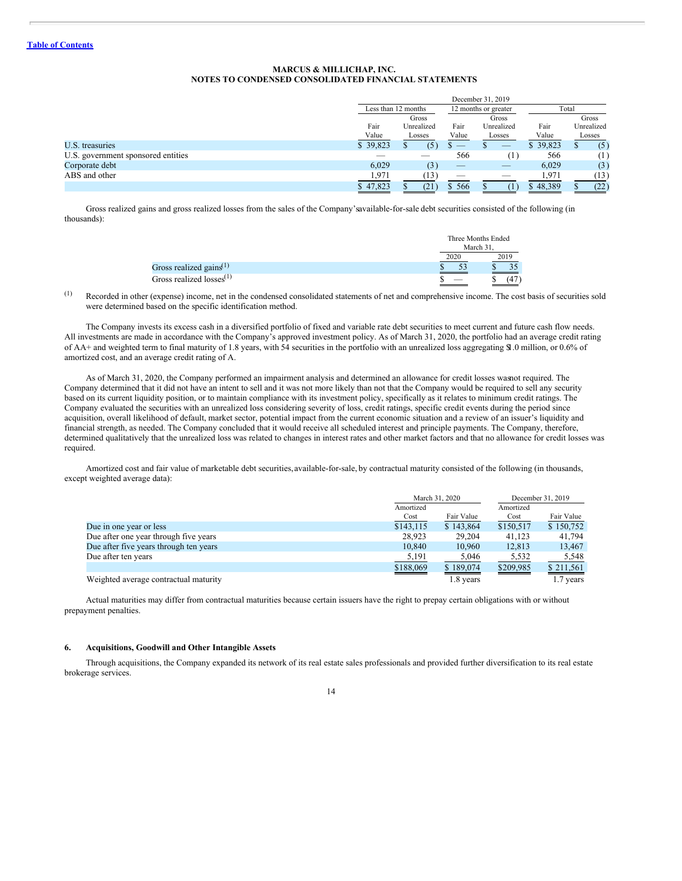**MARCUS & MILLICHAP, INC.**
**NOTES TO CONDENSED CONSOLIDATED FINANCIAL STATEMENTS**

| | December 31, 2019 | | | | | |
|---|---|---|---|---|---|---|
| | Less than 12 months | | 12 months or greater | | Total | |
| | Fair Value | Gross Unrealized Losses | Fair Value | Gross Unrealized Losses | Fair Value | Gross Unrealized Losses |
| U.S. treasuries | $ 39,823 | $ (5) | $ — | $ — | $ 39,823 | $ (5) |
| U.S. government sponsored entities | — | — | 566 | (1) | 566 | (1) |
| Corporate debt | 6,029 | (3) | — | — | 6,029 | (3) |
| ABS and other | 1,971 | (13) | — | — | 1,971 | (13) |
| | $ 47,823 | $ (21) | $ 566 | $ (1) | $ 48,389 | $ (22) |

Gross realized gains and gross realized losses from the sales of the Company's available-for-sale debt securities consisted of the following (in thousands):

| | Three Months Ended March 31, | |
|---|---|---|
| | 2020 | 2019 |
| Gross realized gains[(1)] | $ 53 | $ 35 |
| Gross realized losses[(1)] | $ — | $ (47) |

(1) Recorded in other (expense) income, net in the condensed consolidated statements of net and comprehensive income. The cost basis of securities sold were determined based on the specific identification method.

The Company invests its excess cash in a diversified portfolio of fixed and variable rate debt securities to meet current and future cash flow needs. All investments are made in accordance with the Company's approved investment policy. As of March 31, 2020, the portfolio had an average credit rating of AA+ and weighted term to final maturity of 1.8 years, with 54 securities in the portfolio with an unrealized loss aggregating $1.0 million, or 0.6% of amortized cost, and an average credit rating of A.

As of March 31, 2020, the Company performed an impairment analysis and determined an allowance for credit losses was not required. The Company determined that it did not have an intent to sell and it was not more likely than not that the Company would be required to sell any security based on its current liquidity position, or to maintain compliance with its investment policy, specifically as it relates to minimum credit ratings. The Company evaluated the securities with an unrealized loss considering severity of loss, credit ratings, specific credit events during the period since acquisition, overall likelihood of default, market sector, potential impact from the current economic situation and a review of an issuer's liquidity and financial strength, as needed. The Company concluded that it would receive all scheduled interest and principle payments. The Company, therefore, determined qualitatively that the unrealized loss was related to changes in interest rates and other market factors and that no allowance for credit losses was required.

Amortized cost and fair value of marketable debt securities, available-for-sale, by contractual maturity consisted of the following (in thousands, except weighted average data):

| | March 31, 2020 | | December 31, 2019 | |
|---|---|---|---|---|
| | Amortized Cost | Fair Value | Amortized Cost | Fair Value |
| Due in one year or less | $143,115 | $ 143,864 | $150,517 | $ 150,752 |
| Due after one year through five years | 28,923 | 29,204 | 41,123 | 41,794 |
| Due after five years through ten years | 10,840 | 10,960 | 12,813 | 13,467 |
| Due after ten years | 5,191 | 5,046 | 5,532 | 5,548 |
| | $188,069 | $ 189,074 | $209,985 | $ 211,561 |
| Weighted average contractual maturity | | 1.8 years | | 1.7 years |

Actual maturities may differ from contractual maturities because certain issuers have the right to prepay certain obligations with or without prepayment penalties.

## 6. Acquisitions, Goodwill and Other Intangible Assets

Through acquisitions, the Company expanded its network of its real estate sales professionals and provided further diversification to its real estate brokerage services.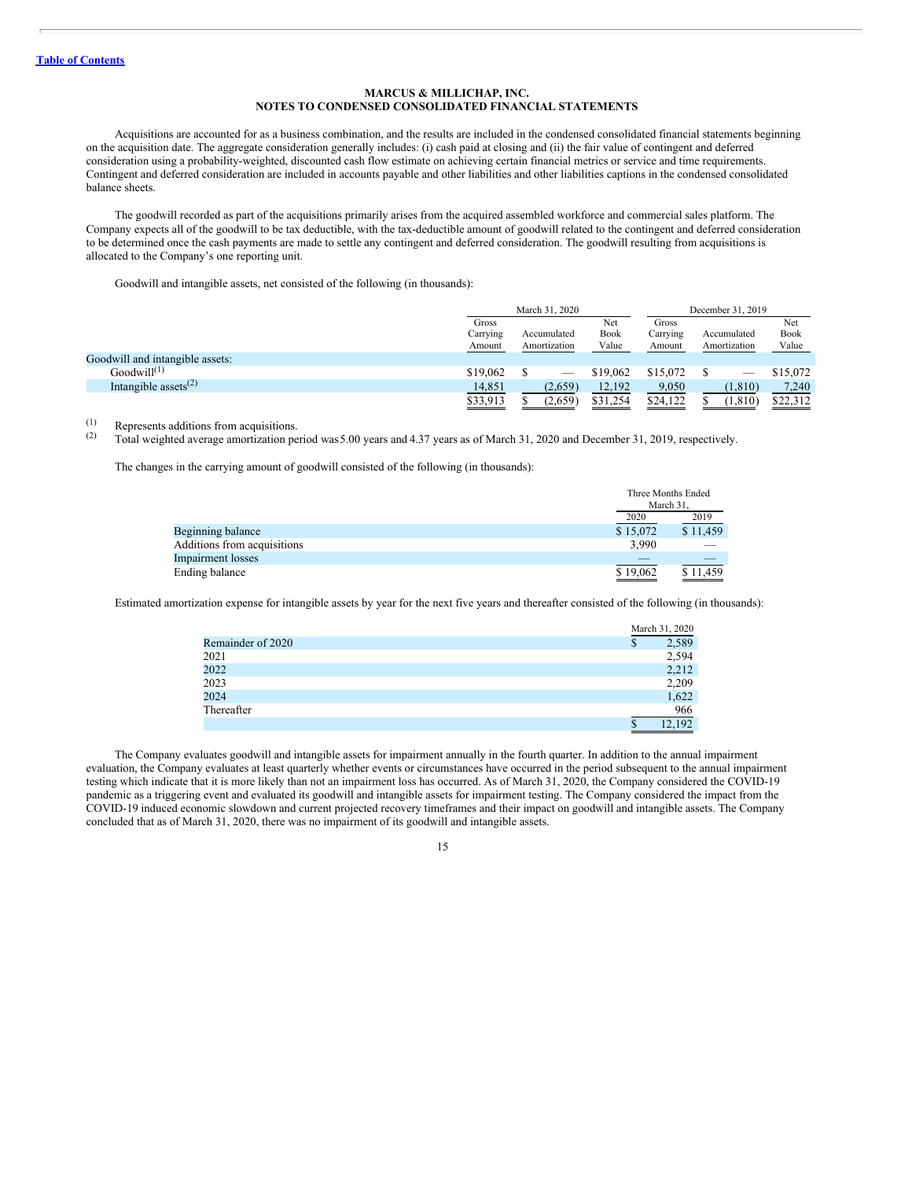Table of Contents

**MARCUS & MILLICHAP, INC.**
**NOTES TO CONDENSED CONSOLIDATED FINANCIAL STATEMENTS**

Acquisitions are accounted for as a business combination, and the results are included in the condensed consolidated financial statements beginning on the acquisition date. The aggregate consideration generally includes: (i) cash paid at closing and (ii) the fair value of contingent and deferred consideration using a probability-weighted, discounted cash flow estimate on achieving certain financial metrics or service and time requirements. Contingent and deferred consideration are included in accounts payable and other liabilities and other liabilities captions in the condensed consolidated balance sheets.

The goodwill recorded as part of the acquisitions primarily arises from the acquired assembled workforce and commercial sales platform. The Company expects all of the goodwill to be tax deductible, with the tax-deductible amount of goodwill related to the contingent and deferred consideration to be determined once the cash payments are made to settle any contingent and deferred consideration. The goodwill resulting from acquisitions is allocated to the Company's one reporting unit.

Goodwill and intangible assets, net consisted of the following (in thousands):

| | March 31, 2020 | | | December 31, 2019 | | |
|---|---|---|---|---|---|---|
| | Gross Carrying Amount | Accumulated Amortization | Net Book Value | Gross Carrying Amount | Accumulated Amortization | Net Book Value |
| Goodwill and intangible assets: | | | | | | |
| Goodwill[(1)] | $19,062 | $ — | $19,062 | $15,072 | $ — | $15,072 |
| Intangible assets[(2)] | 14,851 | (2,659) | 12,192 | 9,050 | (1,810) | 7,240 |
| | $33,913 | $ (2,659) | $31,254 | $24,122 | $ (1,810) | $22,312 |

(1) Represents additions from acquisitions.
(2) Total weighted average amortization period was 5.00 years and 4.37 years as of March 31, 2020 and December 31, 2019, respectively.

The changes in the carrying amount of goodwill consisted of the following (in thousands):

| | Three Months Ended March 31, | |
|---|---|---|
| | 2020 | 2019 |
| Beginning balance | $ 15,072 | $ 11,459 |
| Additions from acquisitions | 3,990 | — |
| Impairment losses | — | — |
| Ending balance | $ 19,062 | $ 11,459 |

Estimated amortization expense for intangible assets by year for the next five years and thereafter consisted of the following (in thousands):

| | March 31, 2020 |
|---|---|
| Remainder of 2020 | $ 2,589 |
| 2021 | 2,594 |
| 2022 | 2,212 |
| 2023 | 2,209 |
| 2024 | 1,622 |
| Thereafter | 966 |
| | $ 12,192 |

The Company evaluates goodwill and intangible assets for impairment annually in the fourth quarter. In addition to the annual impairment evaluation, the Company evaluates at least quarterly whether events or circumstances have occurred in the period subsequent to the annual impairment testing which indicate that it is more likely than not an impairment loss has occurred. As of March 31, 2020, the Company considered the COVID-19 pandemic as a triggering event and evaluated its goodwill and intangible assets for impairment testing. The Company considered the impact from the COVID-19 induced economic slowdown and current projected recovery timeframes and their impact on goodwill and intangible assets. The Company concluded that as of March 31, 2020, there was no impairment of its goodwill and intangible assets.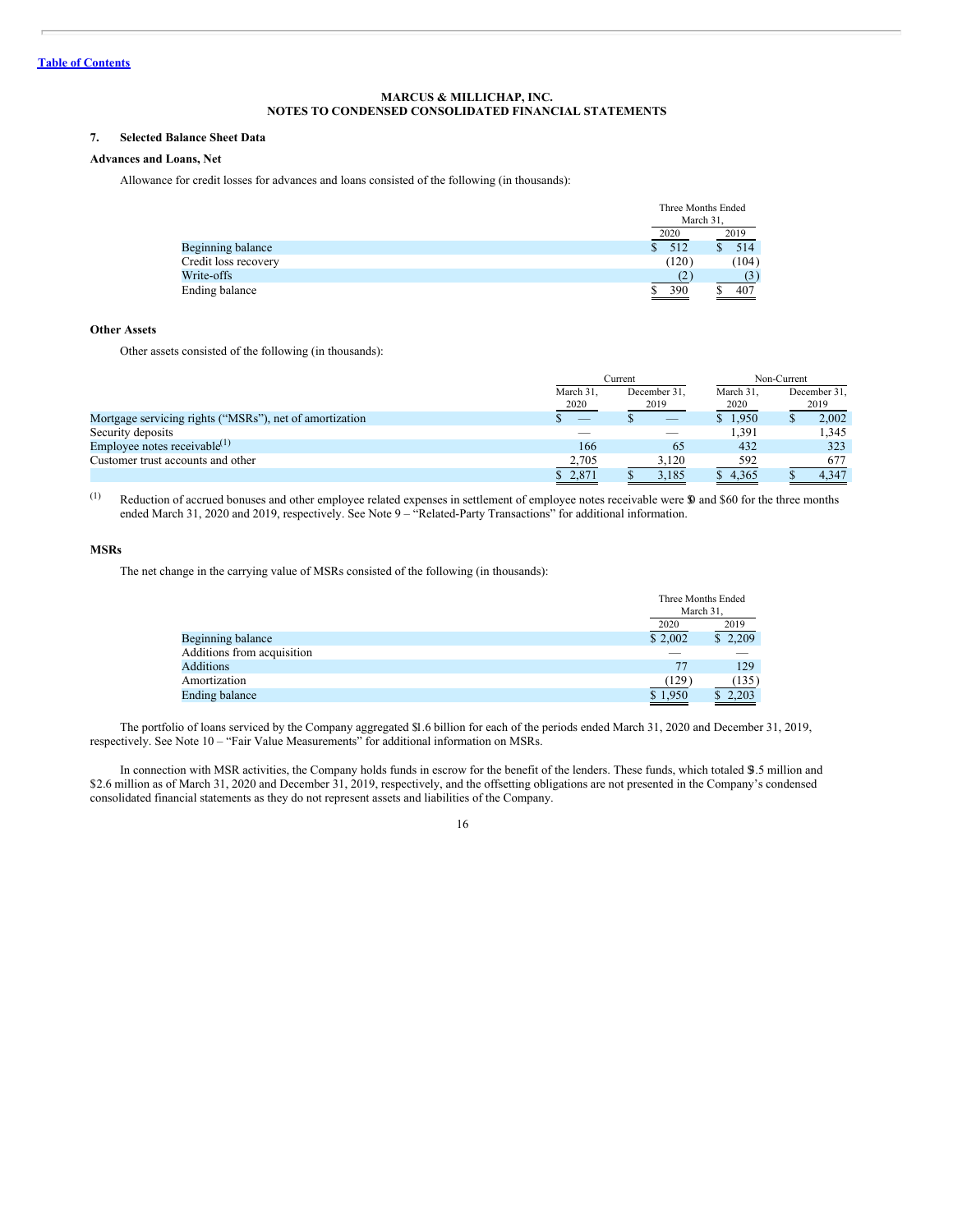[Table of Contents](#)

**MARCUS & MILLICHAP, INC.**
**NOTES TO CONDENSED CONSOLIDATED FINANCIAL STATEMENTS**

## 7. Selected Balance Sheet Data

### Advances and Loans, Net

Allowance for credit losses for advances and loans consisted of the following (in thousands):

| | Three Months Ended March 31, | |
|---|---|---|
| | 2020 | 2019 |
| Beginning balance | $ 512 | $ 514 |
| Credit loss recovery | (120) | (104) |
| Write-offs | (2) | (3) |
| Ending balance | $ 390 | $ 407 |

### Other Assets

Other assets consisted of the following (in thousands):

| | Current | | Non-Current | |
|---|---|---|---|---|
| | March 31, 2020 | December 31, 2019 | March 31, 2020 | December 31, 2019 |
| Mortgage servicing rights ("MSRs"), net of amortization | $ — | $ — | $ 1,950 | $ 2,002 |
| Security deposits | — | — | 1,391 | 1,345 |
| Employee notes receivable[(1)] | 166 | 65 | 432 | 323 |
| Customer trust accounts and other | 2,705 | 3,120 | 592 | 677 |
| | $ 2,871 | $ 3,185 | $ 4,365 | $ 4,347 |

(1) Reduction of accrued bonuses and other employee related expenses in settlement of employee notes receivable were $0 and $60 for the three months ended March 31, 2020 and 2019, respectively. See Note 9 – "Related-Party Transactions" for additional information.

### MSRs

The net change in the carrying value of MSRs consisted of the following (in thousands):

| | Three Months Ended March 31, | |
|---|---|---|
| | 2020 | 2019 |
| Beginning balance | $ 2,002 | $ 2,209 |
| Additions from acquisition | — | — |
| Additions | 77 | 129 |
| Amortization | (129) | (135) |
| Ending balance | $ 1,950 | $ 2,203 |

The portfolio of loans serviced by the Company aggregated $1.6 billion for each of the periods ended March 31, 2020 and December 31, 2019, respectively. See Note 10 – "Fair Value Measurements" for additional information on MSRs.

In connection with MSR activities, the Company holds funds in escrow for the benefit of the lenders. These funds, which totaled $3.5 million and $2.6 million as of March 31, 2020 and December 31, 2019, respectively, and the offsetting obligations are not presented in the Company's condensed consolidated financial statements as they do not represent assets and liabilities of the Company.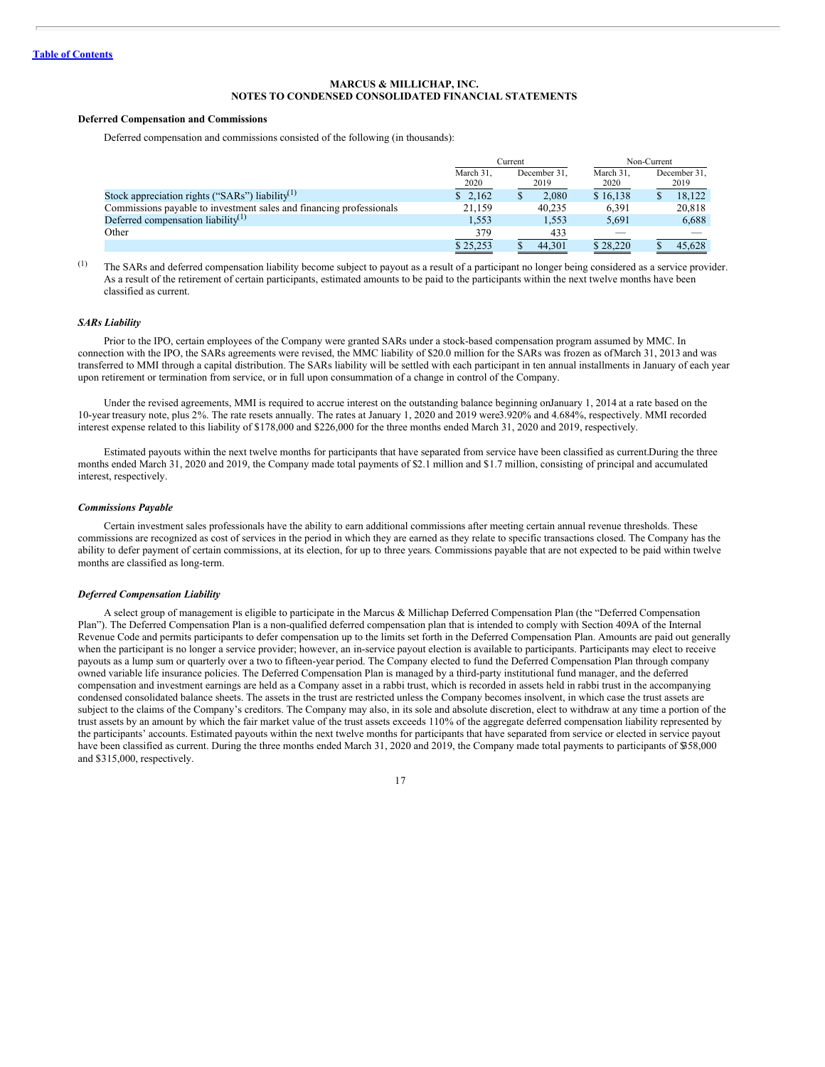**Table of Contents**

**MARCUS & MILLICHAP, INC.**
**NOTES TO CONDENSED CONSOLIDATED FINANCIAL STATEMENTS**

**Deferred Compensation and Commissions**

Deferred compensation and commissions consisted of the following (in thousands):

| | Current | | Non-Current | |
|---|---|---|---|---|
| | March 31, 2020 | December 31, 2019 | March 31, 2020 | December 31, 2019 |
| Stock appreciation rights (“SARs”) liability[(1)] | $ 2,162 | $ 2,080 | $ 16,138 | $ 18,122 |
| Commissions payable to investment sales and financing professionals | 21,159 | 40,235 | 6,391 | 20,818 |
| Deferred compensation liability[(1)] | 1,553 | 1,553 | 5,691 | 6,688 |
| Other | 379 | 433 | — | — |
| | $ 25,253 | $ 44,301 | $ 28,220 | $ 45,628 |

(1) The SARs and deferred compensation liability become subject to payout as a result of a participant no longer being considered as a service provider. As a result of the retirement of certain participants, estimated amounts to be paid to the participants within the next twelve months have been classified as current.

***SARs Liability***

Prior to the IPO, certain employees of the Company were granted SARs under a stock-based compensation program assumed by MMC. In connection with the IPO, the SARs agreements were revised, the MMC liability of $20.0 million for the SARs was frozen as of March 31, 2013 and was transferred to MMI through a capital distribution. The SARs liability will be settled with each participant in ten annual installments in January of each year upon retirement or termination from service, or in full upon consummation of a change in control of the Company.

Under the revised agreements, MMI is required to accrue interest on the outstanding balance beginning on January 1, 2014 at a rate based on the 10-year treasury note, plus 2%. The rate resets annually. The rates at January 1, 2020 and 2019 were 3.920% and 4.684%, respectively. MMI recorded interest expense related to this liability of $178,000 and $226,000 for the three months ended March 31, 2020 and 2019, respectively.

Estimated payouts within the next twelve months for participants that have separated from service have been classified as current. During the three months ended March 31, 2020 and 2019, the Company made total payments of $2.1 million and $1.7 million, consisting of principal and accumulated interest, respectively.

***Commissions Payable***

Certain investment sales professionals have the ability to earn additional commissions after meeting certain annual revenue thresholds. These commissions are recognized as cost of services in the period in which they are earned as they relate to specific transactions closed. The Company has the ability to defer payment of certain commissions, at its election, for up to three years. Commissions payable that are not expected to be paid within twelve months are classified as long-term.

***Deferred Compensation Liability***

A select group of management is eligible to participate in the Marcus & Millichap Deferred Compensation Plan (the “Deferred Compensation Plan”). The Deferred Compensation Plan is a non-qualified deferred compensation plan that is intended to comply with Section 409A of the Internal Revenue Code and permits participants to defer compensation up to the limits set forth in the Deferred Compensation Plan. Amounts are paid out generally when the participant is no longer a service provider; however, an in-service payout election is available to participants. Participants may elect to receive payouts as a lump sum or quarterly over a two to fifteen-year period. The Company elected to fund the Deferred Compensation Plan through company owned variable life insurance policies. The Deferred Compensation Plan is managed by a third-party institutional fund manager, and the deferred compensation and investment earnings are held as a Company asset in a rabbi trust, which is recorded in assets held in rabbi trust in the accompanying condensed consolidated balance sheets. The assets in the trust are restricted unless the Company becomes insolvent, in which case the trust assets are subject to the claims of the Company’s creditors. The Company may also, in its sole and absolute discretion, elect to withdraw at any time a portion of the trust assets by an amount by which the fair market value of the trust assets exceeds 110% of the aggregate deferred compensation liability represented by the participants’ accounts. Estimated payouts within the next twelve months for participants that have separated from service or elected in service payout have been classified as current. During the three months ended March 31, 2020 and 2019, the Company made total payments to participants of $358,000 and $315,000, respectively.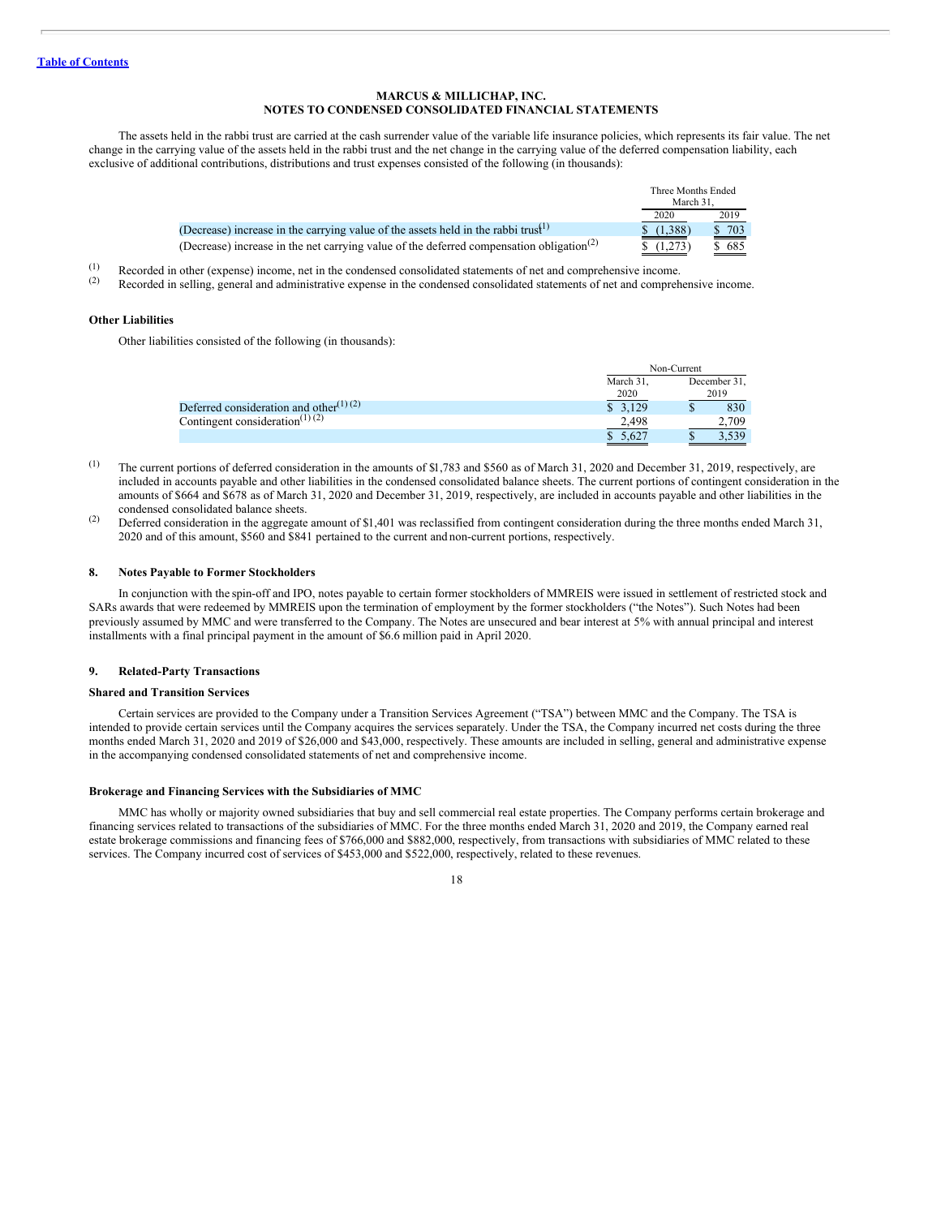[Table of Contents](#)

**MARCUS & MILLICHAP, INC.**
**NOTES TO CONDENSED CONSOLIDATED FINANCIAL STATEMENTS**

The assets held in the rabbi trust are carried at the cash surrender value of the variable life insurance policies, which represents its fair value. The net change in the carrying value of the assets held in the rabbi trust and the net change in the carrying value of the deferred compensation liability, each exclusive of additional contributions, distributions and trust expenses consisted of the following (in thousands):

| | Three Months Ended March 31, | |
|---|---|---|
| | 2020 | 2019 |
| (Decrease) increase in the carrying value of the assets held in the rabbi trust[1] | $ (1,388) | $ 703 |
| (Decrease) increase in the net carrying value of the deferred compensation obligation[2] | $ (1,273) | $ 685 |

(1) Recorded in other (expense) income, net in the condensed consolidated statements of net and comprehensive income.
(2) Recorded in selling, general and administrative expense in the condensed consolidated statements of net and comprehensive income.

**Other Liabilities**

Other liabilities consisted of the following (in thousands):

| | Non-Current | |
|---|---|---|
| | March 31, 2020 | December 31, 2019 |
| Deferred consideration and other[1] [2] | $ 3,129 | $ 830 |
| Contingent consideration[1] [2] | 2,498 | 2,709 |
| | $ 5,627 | $ 3,539 |

(1) The current portions of deferred consideration in the amounts of $1,783 and $560 as of March 31, 2020 and December 31, 2019, respectively, are included in accounts payable and other liabilities in the condensed consolidated balance sheets. The current portions of contingent consideration in the amounts of $664 and $678 as of March 31, 2020 and December 31, 2019, respectively, are included in accounts payable and other liabilities in the condensed consolidated balance sheets.
(2) Deferred consideration in the aggregate amount of $1,401 was reclassified from contingent consideration during the three months ended March 31, 2020 and of this amount, $560 and $841 pertained to the current and non-current portions, respectively.

**8. Notes Payable to Former Stockholders**

In conjunction with the spin-off and IPO, notes payable to certain former stockholders of MMREIS were issued in settlement of restricted stock and SARs awards that were redeemed by MMREIS upon the termination of employment by the former stockholders ("the Notes"). Such Notes had been previously assumed by MMC and were transferred to the Company. The Notes are unsecured and bear interest at 5% with annual principal and interest installments with a final principal payment in the amount of $6.6 million paid in April 2020.

**9. Related-Party Transactions**

**Shared and Transition Services**

Certain services are provided to the Company under a Transition Services Agreement ("TSA") between MMC and the Company. The TSA is intended to provide certain services until the Company acquires the services separately. Under the TSA, the Company incurred net costs during the three months ended March 31, 2020 and 2019 of $26,000 and $43,000, respectively. These amounts are included in selling, general and administrative expense in the accompanying condensed consolidated statements of net and comprehensive income.

**Brokerage and Financing Services with the Subsidiaries of MMC**

MMC has wholly or majority owned subsidiaries that buy and sell commercial real estate properties. The Company performs certain brokerage and financing services related to transactions of the subsidiaries of MMC. For the three months ended March 31, 2020 and 2019, the Company earned real estate brokerage commissions and financing fees of $766,000 and $882,000, respectively, from transactions with subsidiaries of MMC related to these services. The Company incurred cost of services of $453,000 and $522,000, respectively, related to these revenues.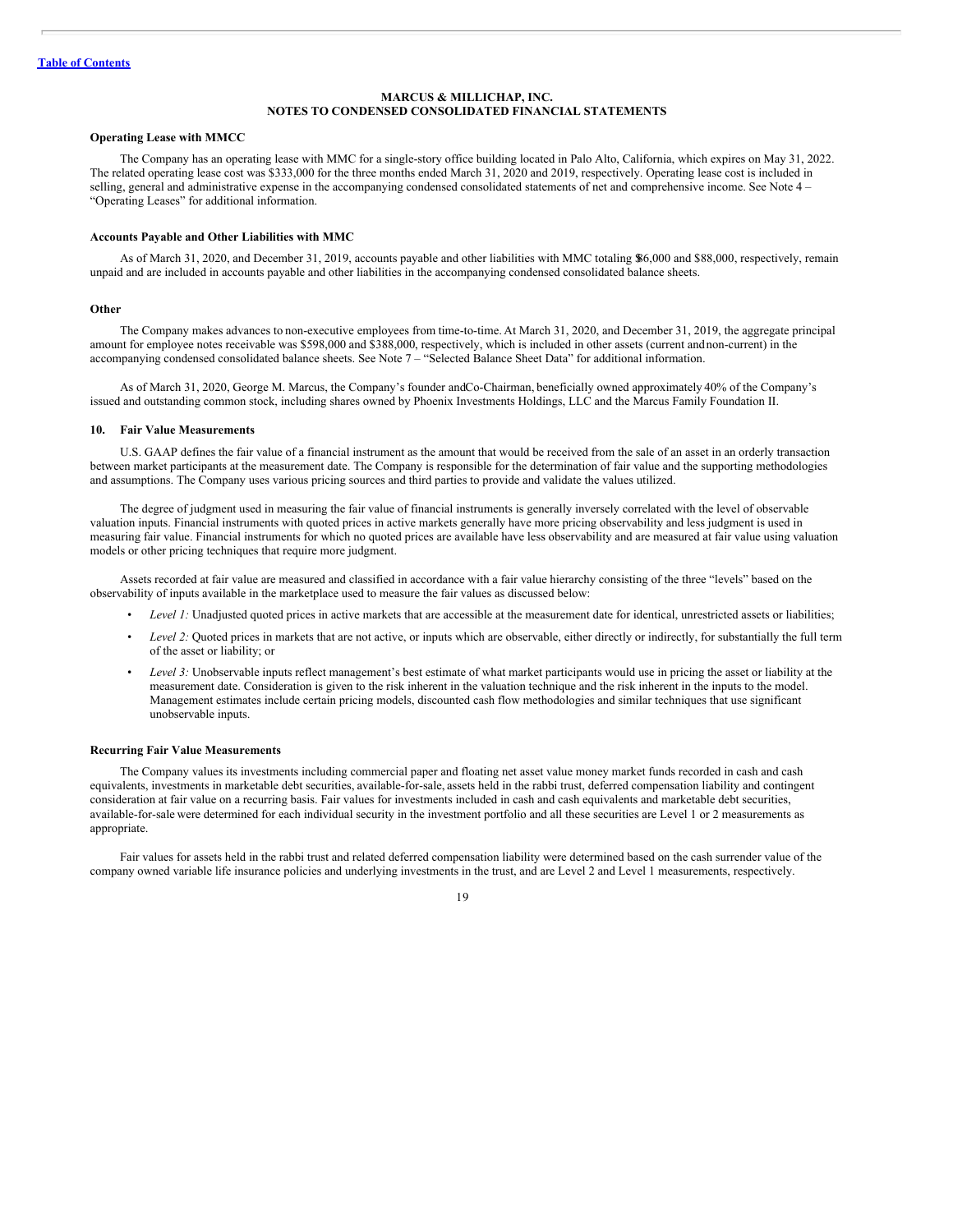### Operating Lease with MMCC

The Company has an operating lease with MMC for a single-story office building located in Palo Alto, California, which expires on May 31, 2022. The related operating lease cost was $333,000 for the three months ended March 31, 2020 and 2019, respectively. Operating lease cost is included in selling, general and administrative expense in the accompanying condensed consolidated statements of net and comprehensive income. See Note 4 – "Operating Leases" for additional information.

### Accounts Payable and Other Liabilities with MMC

As of March 31, 2020, and December 31, 2019, accounts payable and other liabilities with MMC totaling $86,000 and $88,000, respectively, remain unpaid and are included in accounts payable and other liabilities in the accompanying condensed consolidated balance sheets.

### Other

The Company makes advances to non-executive employees from time-to-time. At March 31, 2020, and December 31, 2019, the aggregate principal amount for employee notes receivable was $598,000 and $388,000, respectively, which is included in other assets (current and non-current) in the accompanying condensed consolidated balance sheets. See Note 7 – "Selected Balance Sheet Data" for additional information.

As of March 31, 2020, George M. Marcus, the Company's founder and Co-Chairman, beneficially owned approximately 40% of the Company's issued and outstanding common stock, including shares owned by Phoenix Investments Holdings, LLC and the Marcus Family Foundation II.

## 10. Fair Value Measurements

U.S. GAAP defines the fair value of a financial instrument as the amount that would be received from the sale of an asset in an orderly transaction between market participants at the measurement date. The Company is responsible for the determination of fair value and the supporting methodologies and assumptions. The Company uses various pricing sources and third parties to provide and validate the values utilized.

The degree of judgment used in measuring the fair value of financial instruments is generally inversely correlated with the level of observable valuation inputs. Financial instruments with quoted prices in active markets generally have more pricing observability and less judgment is used in measuring fair value. Financial instruments for which no quoted prices are available have less observability and are measured at fair value using valuation models or other pricing techniques that require more judgment.

Assets recorded at fair value are measured and classified in accordance with a fair value hierarchy consisting of the three "levels" based on the observability of inputs available in the marketplace used to measure the fair values as discussed below:

- *Level 1:* Unadjusted quoted prices in active markets that are accessible at the measurement date for identical, unrestricted assets or liabilities;
- *Level 2:* Quoted prices in markets that are not active, or inputs which are observable, either directly or indirectly, for substantially the full term of the asset or liability; or
- *Level 3:* Unobservable inputs reflect management's best estimate of what market participants would use in pricing the asset or liability at the measurement date. Consideration is given to the risk inherent in the valuation technique and the risk inherent in the inputs to the model. Management estimates include certain pricing models, discounted cash flow methodologies and similar techniques that use significant unobservable inputs.

### Recurring Fair Value Measurements

The Company values its investments including commercial paper and floating net asset value money market funds recorded in cash and cash equivalents, investments in marketable debt securities, available-for-sale, assets held in the rabbi trust, deferred compensation liability and contingent consideration at fair value on a recurring basis. Fair values for investments included in cash and cash equivalents and marketable debt securities, available-for-sale were determined for each individual security in the investment portfolio and all these securities are Level 1 or 2 measurements as appropriate.

Fair values for assets held in the rabbi trust and related deferred compensation liability were determined based on the cash surrender value of the company owned variable life insurance policies and underlying investments in the trust, and are Level 2 and Level 1 measurements, respectively.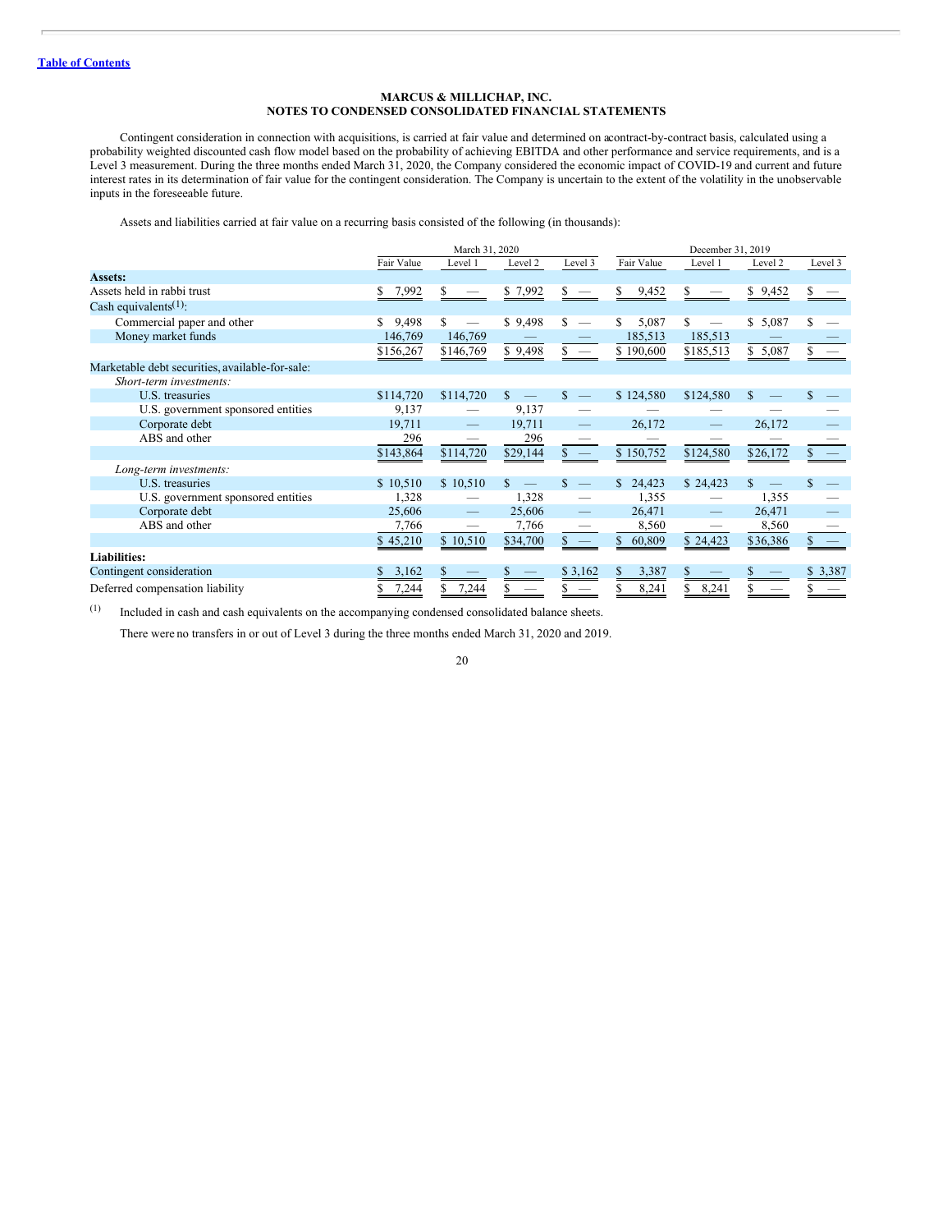Table of Contents

**MARCUS & MILLICHAP, INC.**
**NOTES TO CONDENSED CONSOLIDATED FINANCIAL STATEMENTS**

Contingent consideration in connection with acquisitions, is carried at fair value and determined on a contract-by-contract basis, calculated using a probability weighted discounted cash flow model based on the probability of achieving EBITDA and other performance and service requirements, and is a Level 3 measurement. During the three months ended March 31, 2020, the Company considered the economic impact of COVID-19 and current and future interest rates in its determination of fair value for the contingent consideration. The Company is uncertain to the extent of the volatility in the unobservable inputs in the foreseeable future.

Assets and liabilities carried at fair value on a recurring basis consisted of the following (in thousands):

| | March 31, 2020 | | | | December 31, 2019 | | | |
|---|---|---|---|---|---|---|---|---|
| | Fair Value | Level 1 | Level 2 | Level 3 | Fair Value | Level 1 | Level 2 | Level 3 |
| **Assets:** | | | | | | | | |
| Assets held in rabbi trust | $ 7,992 | $ — | $ 7,992 | $ — | $ 9,452 | $ — | $ 9,452 | $ — |
| Cash equivalents[1]: | | | | | | | | |
| Commercial paper and other | $ 9,498 | $ — | $ 9,498 | $ — | $ 5,087 | $ — | $ 5,087 | $ — |
| Money market funds | 146,769 | 146,769 | — | — | 185,513 | 185,513 | — | — |
| | $156,267 | $146,769 | $ 9,498 | $ — | $ 190,600 | $185,513 | $ 5,087 | $ — |
| Marketable debt securities, available-for-sale: | | | | | | | | |
| *Short-term investments:* | | | | | | | | |
| U.S. treasuries | $114,720 | $114,720 | $ — | $ — | $ 124,580 | $124,580 | $ — | $ — |
| U.S. government sponsored entities | 9,137 | — | 9,137 | — | — | — | — | — |
| Corporate debt | 19,711 | — | 19,711 | — | 26,172 | — | 26,172 | — |
| ABS and other | 296 | — | 296 | — | — | — | — | — |
| | $143,864 | $114,720 | $29,144 | $ — | $ 150,752 | $124,580 | $26,172 | $ — |
| *Long-term investments:* | | | | | | | | |
| U.S. treasuries | $ 10,510 | $ 10,510 | $ — | $ — | $ 24,423 | $ 24,423 | $ — | $ — |
| U.S. government sponsored entities | 1,328 | — | 1,328 | — | 1,355 | — | 1,355 | — |
| Corporate debt | 25,606 | — | 25,606 | — | 26,471 | — | 26,471 | — |
| ABS and other | 7,766 | — | 7,766 | — | 8,560 | — | 8,560 | — |
| | $ 45,210 | $ 10,510 | $34,700 | $ — | $ 60,809 | $ 24,423 | $36,386 | $ — |
| **Liabilities:** | | | | | | | | |
| Contingent consideration | $ 3,162 | $ — | $ — | $ 3,162 | $ 3,387 | $ — | $ — | $ 3,387 |
| Deferred compensation liability | $ 7,244 | $ 7,244 | $ — | $ — | $ 8,241 | $ 8,241 | $ — | $ — |

(1) Included in cash and cash equivalents on the accompanying condensed consolidated balance sheets.

There were no transfers in or out of Level 3 during the three months ended March 31, 2020 and 2019.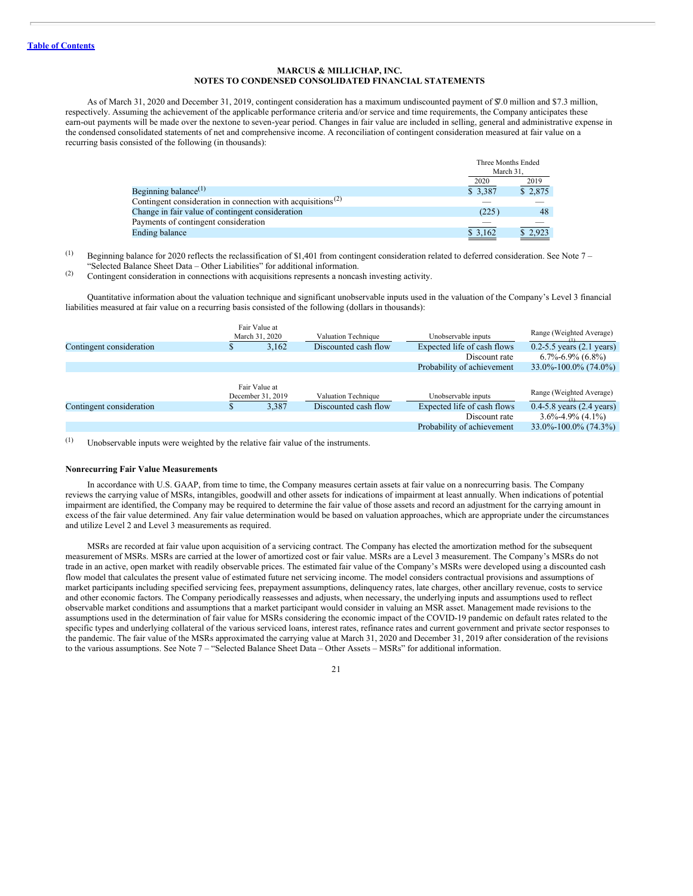**MARCUS & MILLICHAP, INC.**
**NOTES TO CONDENSED CONSOLIDATED FINANCIAL STATEMENTS**

As of March 31, 2020 and December 31, 2019, contingent consideration has a maximum undiscounted payment of $7.0 million and $7.3 million, respectively. Assuming the achievement of the applicable performance criteria and/or service and time requirements, the Company anticipates these earn-out payments will be made over the nextone to seven-year period. Changes in fair value are included in selling, general and administrative expense in the condensed consolidated statements of net and comprehensive income. A reconciliation of contingent consideration measured at fair value on a recurring basis consisted of the following (in thousands):

| | Three Months Ended March 31, | |
|---|---|---|
| | 2020 | 2019 |
| Beginning balance[(1)] | $ 3,387 | $ 2,875 |
| Contingent consideration in connection with acquisitions[(2)] | — | — |
| Change in fair value of contingent consideration | (225) | 48 |
| Payments of contingent consideration | — | — |
| Ending balance | $ 3,162 | $ 2,923 |

(1) Beginning balance for 2020 reflects the reclassification of $1,401 from contingent consideration related to deferred consideration. See Note 7 – "Selected Balance Sheet Data – Other Liabilities" for additional information.

(2) Contingent consideration in connections with acquisitions represents a noncash investing activity.

Quantitative information about the valuation technique and significant unobservable inputs used in the valuation of the Company's Level 3 financial liabilities measured at fair value on a recurring basis consisted of the following (dollars in thousands):

| | Fair Value at March 31, 2020 | Valuation Technique | Unobservable inputs | Range (Weighted Average)[(1)] |
|---|---|---|---|---|
| Contingent consideration | $ 3,162 | Discounted cash flow | Expected life of cash flows | 0.2-5.5 years (2.1 years) |
| | | | Discount rate | 6.7%-6.9% (6.8%) |
| | | | Probability of achievement | 33.0%-100.0% (74.0%) |

| | Fair Value at December 31, 2019 | Valuation Technique | Unobservable inputs | Range (Weighted Average)[(1)] |
|---|---|---|---|---|
| Contingent consideration | $ 3,387 | Discounted cash flow | Expected life of cash flows | 0.4-5.8 years (2.4 years) |
| | | | Discount rate | 3.6%-4.9% (4.1%) |
| | | | Probability of achievement | 33.0%-100.0% (74.3%) |

(1) Unobservable inputs were weighted by the relative fair value of the instruments.

**Nonrecurring Fair Value Measurements**

In accordance with U.S. GAAP, from time to time, the Company measures certain assets at fair value on a nonrecurring basis. The Company reviews the carrying value of MSRs, intangibles, goodwill and other assets for indications of impairment at least annually. When indications of potential impairment are identified, the Company may be required to determine the fair value of those assets and record an adjustment for the carrying amount in excess of the fair value determined. Any fair value determination would be based on valuation approaches, which are appropriate under the circumstances and utilize Level 2 and Level 3 measurements as required.

MSRs are recorded at fair value upon acquisition of a servicing contract. The Company has elected the amortization method for the subsequent measurement of MSRs. MSRs are carried at the lower of amortized cost or fair value. MSRs are a Level 3 measurement. The Company's MSRs do not trade in an active, open market with readily observable prices. The estimated fair value of the Company's MSRs were developed using a discounted cash flow model that calculates the present value of estimated future net servicing income. The model considers contractual provisions and assumptions of market participants including specified servicing fees, prepayment assumptions, delinquency rates, late charges, other ancillary revenue, costs to service and other economic factors. The Company periodically reassesses and adjusts, when necessary, the underlying inputs and assumptions used to reflect observable market conditions and assumptions that a market participant would consider in valuing an MSR asset. Management made revisions to the assumptions used in the determination of fair value for MSRs considering the economic impact of the COVID-19 pandemic on default rates related to the specific types and underlying collateral of the various serviced loans, interest rates, refinance rates and current government and private sector responses to the pandemic. The fair value of the MSRs approximated the carrying value at March 31, 2020 and December 31, 2019 after consideration of the revisions to the various assumptions. See Note 7 – "Selected Balance Sheet Data – Other Assets – MSRs" for additional information.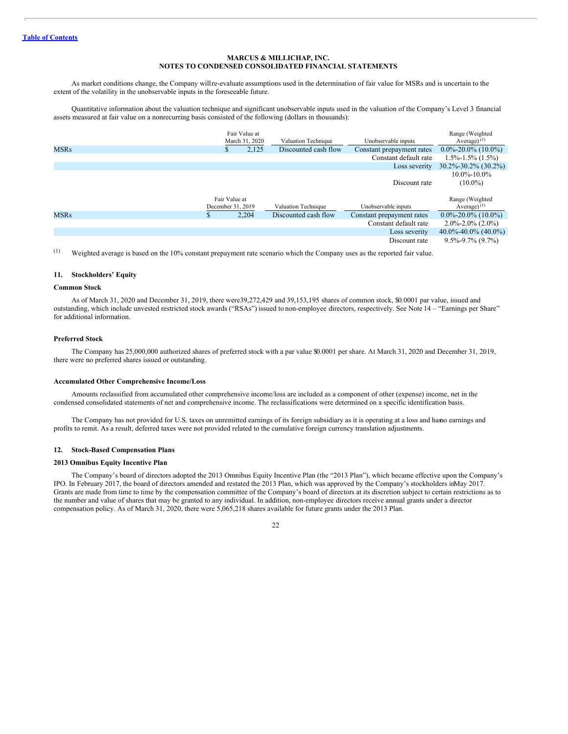**MARCUS & MILLICHAP, INC.**
**NOTES TO CONDENSED CONSOLIDATED FINANCIAL STATEMENTS**

As market conditions change, the Company will re-evaluate assumptions used in the determination of fair value for MSRs and is uncertain to the extent of the volatility in the unobservable inputs in the foreseeable future.

Quantitative information about the valuation technique and significant unobservable inputs used in the valuation of the Company's Level 3 financial assets measured at fair value on a nonrecurring basis consisted of the following (dollars in thousands):

| | Fair Value at March 31, 2020 | Valuation Technique | Unobservable inputs | Range (Weighted Average) [(1)] |
|---|---|---|---|---|
| MSRs | $ 2,125 | Discounted cash flow | Constant prepayment rates | 0.0%-20.0% (10.0%) |
| | | | Constant default rate | 1.5%-1.5% (1.5%) |
| | | | Loss severity | 30.2%-30.2% (30.2%) |
| | | | Discount rate | 10.0%-10.0% (10.0%) |

| | Fair Value at December 31, 2019 | Valuation Technique | Unobservable inputs | Range (Weighted Average) [(1)] |
|---|---|---|---|---|
| MSRs | $ 2,204 | Discounted cash flow | Constant prepayment rates | 0.0%-20.0% (10.0%) |
| | | | Constant default rate | 2.0%-2.0% (2.0%) |
| | | | Loss severity | 40.0%-40.0% (40.0%) |
| | | | Discount rate | 9.5%-9.7% (9.7%) |

(1) Weighted average is based on the 10% constant prepayment rate scenario which the Company uses as the reported fair value.

## 11. Stockholders' Equity

### Common Stock

As of March 31, 2020 and December 31, 2019, there were 39,272,429 and 39,153,195 shares of common stock, $0.0001 par value, issued and outstanding, which include unvested restricted stock awards ("RSAs") issued to non-employee directors, respectively. See Note 14 – "Earnings per Share" for additional information.

### Preferred Stock

The Company has 25,000,000 authorized shares of preferred stock with a par value $0.0001 per share. At March 31, 2020 and December 31, 2019, there were no preferred shares issued or outstanding.

### Accumulated Other Comprehensive Income/Loss

Amounts reclassified from accumulated other comprehensive income/loss are included as a component of other (expense) income, net in the condensed consolidated statements of net and comprehensive income. The reclassifications were determined on a specific identification basis.

The Company has not provided for U.S. taxes on unremitted earnings of its foreign subsidiary as it is operating at a loss and has no earnings and profits to remit. As a result, deferred taxes were not provided related to the cumulative foreign currency translation adjustments.

## 12. Stock-Based Compensation Plans

### 2013 Omnibus Equity Incentive Plan

The Company's board of directors adopted the 2013 Omnibus Equity Incentive Plan (the "2013 Plan"), which became effective upon the Company's IPO. In February 2017, the board of directors amended and restated the 2013 Plan, which was approved by the Company's stockholders in May 2017. Grants are made from time to time by the compensation committee of the Company's board of directors at its discretion subject to certain restrictions as to the number and value of shares that may be granted to any individual. In addition, non-employee directors receive annual grants under a director compensation policy. As of March 31, 2020, there were 5,065,218 shares available for future grants under the 2013 Plan.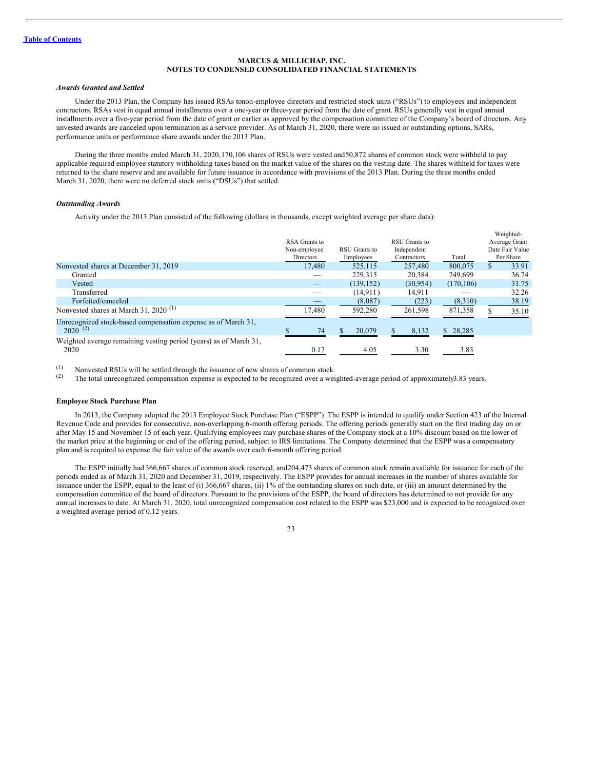MARCUS & MILLICHAP, INC.
NOTES TO CONDENSED CONSOLIDATED FINANCIAL STATEMENTS

*Awards Granted and Settled*

Under the 2013 Plan, the Company has issued RSAs tonon-employee directors and restricted stock units ("RSUs") to employees and independent contractors. RSAs vest in equal annual installments over a one-year or three-year period from the date of grant. RSUs generally vest in equal annual installments over a five-year period from the date of grant or earlier as approved by the compensation committee of the Company's board of directors. Any unvested awards are canceled upon termination as a service provider. As of March 31, 2020, there were no issued or outstanding options, SARs, performance units or performance share awards under the 2013 Plan.

During the three months ended March 31, 2020,170,106 shares of RSUs were vested and50,872 shares of common stock were withheld to pay applicable required employee statutory withholding taxes based on the market value of the shares on the vesting date. The shares withheld for taxes were returned to the share reserve and are available for future issuance in accordance with provisions of the 2013 Plan. During the three months ended March 31, 2020, there were no deferred stock units ("DSUs") that settled.

*Outstanding Awards*

Activity under the 2013 Plan consisted of the following (dollars in thousands, except weighted average per share data):

| | RSA Grants to Non-employee Directors | RSU Grants to Employees | RSU Grants to Independent Contractors | Total | Weighted-Average Grant Date Fair Value Per Share |
|---|---|---|---|---|---|
| Nonvested shares at December 31, 2019 | 17,480 | 525,115 | 257,480 | 800,075 | $ 33.91 |
| Granted | — | 229,315 | 20,384 | 249,699 | 36.74 |
| Vested | — | (139,152) | (30,954) | (170,106) | 31.75 |
| Transferred | — | (14,911) | 14,911 | — | 32.26 |
| Forfeited/canceled | — | (8,087) | (223) | (8,310) | 38.19 |
| Nonvested shares at March 31, 2020 [(1)] | 17,480 | 592,280 | 261,598 | 871,358 | $ 35.10 |
| Unrecognized stock-based compensation expense as of March 31, 2020 [(2)] | $ 74 | $ 20,079 | $ 8,132 | $ 28,285 | |
| Weighted average remaining vesting period (years) as of March 31, 2020 | 0.17 | 4.05 | 3.30 | 3.83 | |

(1) Nonvested RSUs will be settled through the issuance of new shares of common stock.

(2) The total unrecognized compensation expense is expected to be recognized over a weighted-average period of approximately3.83 years.

**Employee Stock Purchase Plan**

In 2013, the Company adopted the 2013 Employee Stock Purchase Plan ("ESPP"). The ESPP is intended to qualify under Section 423 of the Internal Revenue Code and provides for consecutive, non-overlapping 6-month offering periods. The offering periods generally start on the first trading day on or after May 15 and November 15 of each year. Qualifying employees may purchase shares of the Company stock at a 10% discount based on the lower of the market price at the beginning or end of the offering period, subject to IRS limitations. The Company determined that the ESPP was a compensatory plan and is required to expense the fair value of the awards over each 6-month offering period.

The ESPP initially had 366,667 shares of common stock reserved, and204,473 shares of common stock remain available for issuance for each of the periods ended as of March 31, 2020 and December 31, 2019, respectively. The ESPP provides for annual increases in the number of shares available for issuance under the ESPP, equal to the least of (i) 366,667 shares, (ii) 1% of the outstanding shares on such date, or (iii) an amount determined by the compensation committee of the board of directors. Pursuant to the provisions of the ESPP, the board of directors has determined to not provide for any annual increases to date. At March 31, 2020, total unrecognized compensation cost related to the ESPP was $23,000 and is expected to be recognized over a weighted average period of 0.12 years.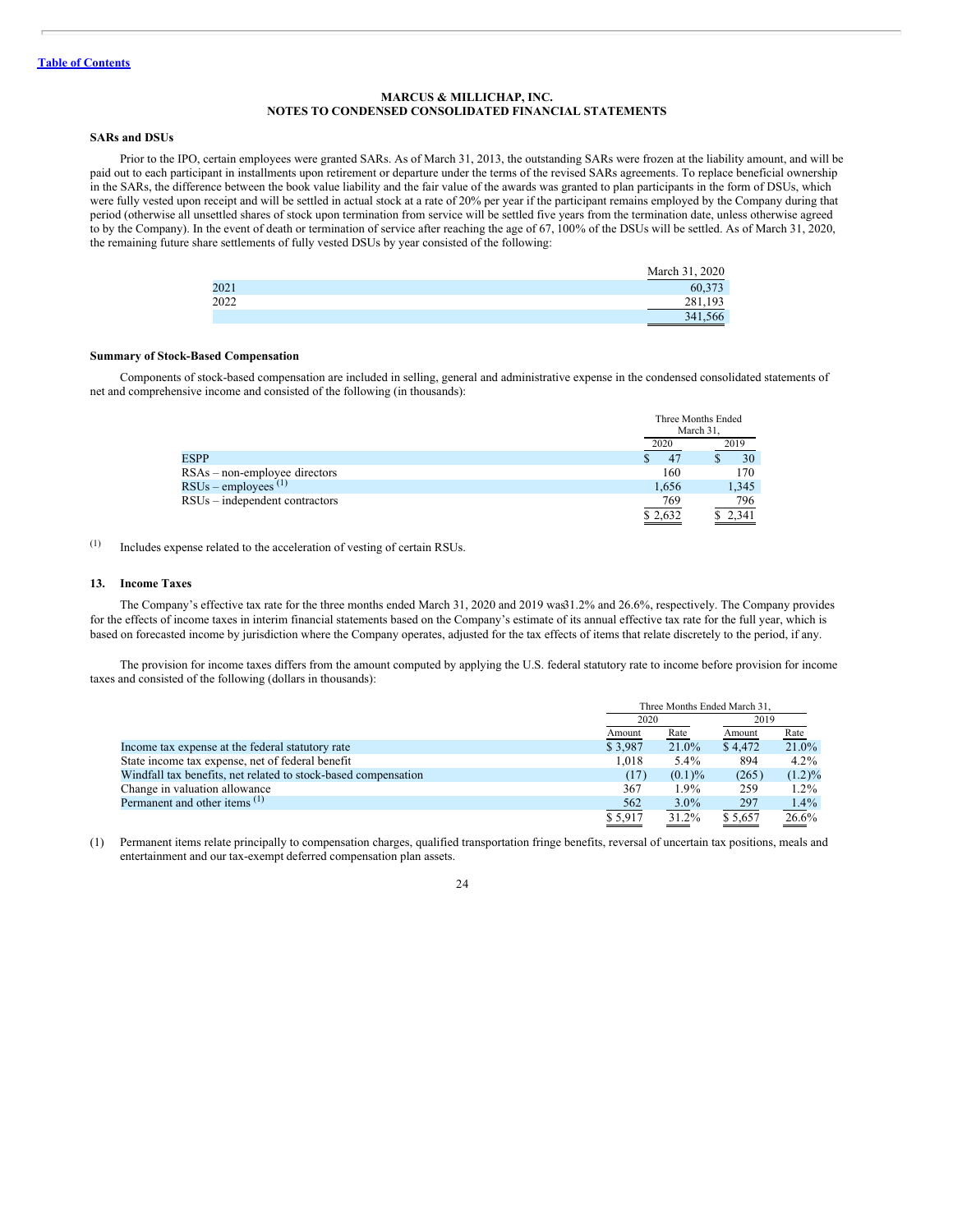**MARCUS & MILLICHAP, INC.**
**NOTES TO CONDENSED CONSOLIDATED FINANCIAL STATEMENTS**

### SARs and DSUs

Prior to the IPO, certain employees were granted SARs. As of March 31, 2013, the outstanding SARs were frozen at the liability amount, and will be paid out to each participant in installments upon retirement or departure under the terms of the revised SARs agreements. To replace beneficial ownership in the SARs, the difference between the book value liability and the fair value of the awards was granted to plan participants in the form of DSUs, which were fully vested upon receipt and will be settled in actual stock at a rate of 20% per year if the participant remains employed by the Company during that period (otherwise all unsettled shares of stock upon termination from service will be settled five years from the termination date, unless otherwise agreed to by the Company). In the event of death or termination of service after reaching the age of 67, 100% of the DSUs will be settled. As of March 31, 2020, the remaining future share settlements of fully vested DSUs by year consisted of the following:

| | March 31, 2020 |
|---|---|
| 2021 | 60,373 |
| 2022 | 281,193 |
| | 341,566 |

### Summary of Stock-Based Compensation

Components of stock-based compensation are included in selling, general and administrative expense in the condensed consolidated statements of net and comprehensive income and consisted of the following (in thousands):

| | Three Months Ended March 31, | |
|---|---|---|
| | 2020 | 2019 |
| ESPP | $ 47 | $ 30 |
| RSAs – non-employee directors | 160 | 170 |
| RSUs – employees [(1)] | 1,656 | 1,345 |
| RSUs – independent contractors | 769 | 796 |
| | $ 2,632 | $ 2,341 |

(1) Includes expense related to the acceleration of vesting of certain RSUs.

### 13. Income Taxes

The Company's effective tax rate for the three months ended March 31, 2020 and 2019 was31.2% and 26.6%, respectively. The Company provides for the effects of income taxes in interim financial statements based on the Company's estimate of its annual effective tax rate for the full year, which is based on forecasted income by jurisdiction where the Company operates, adjusted for the tax effects of items that relate discretely to the period, if any.

The provision for income taxes differs from the amount computed by applying the U.S. federal statutory rate to income before provision for income taxes and consisted of the following (dollars in thousands):

| | Three Months Ended March 31, | | | |
|---|---|---|---|---|
| | 2020 | | 2019 | |
| | Amount | Rate | Amount | Rate |
| Income tax expense at the federal statutory rate | $ 3,987 | 21.0% | $ 4,472 | 21.0% |
| State income tax expense, net of federal benefit | 1,018 | 5.4% | 894 | 4.2% |
| Windfall tax benefits, net related to stock-based compensation | (17) | (0.1)% | (265) | (1.2)% |
| Change in valuation allowance | 367 | 1.9% | 259 | 1.2% |
| Permanent and other items [(1)] | 562 | 3.0% | 297 | 1.4% |
| | $ 5,917 | 31.2% | $ 5,657 | 26.6% |

(1) Permanent items relate principally to compensation charges, qualified transportation fringe benefits, reversal of uncertain tax positions, meals and entertainment and our tax-exempt deferred compensation plan assets.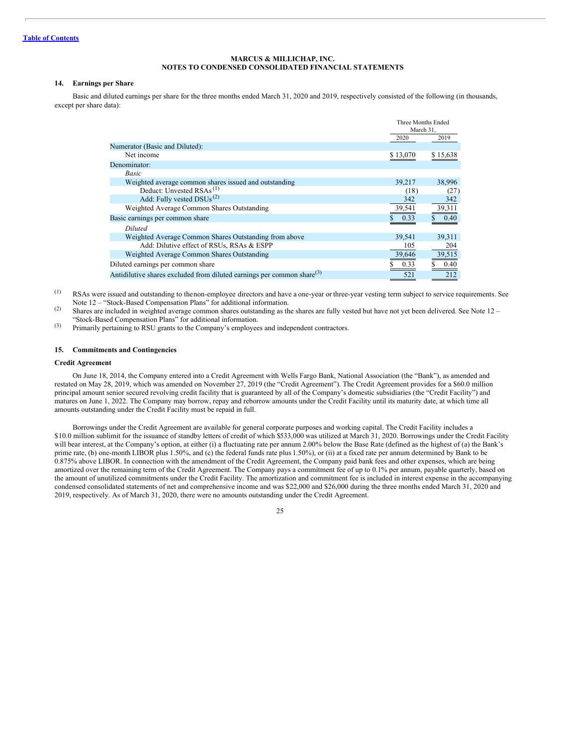**MARCUS & MILLICHAP, INC.**
**NOTES TO CONDENSED CONSOLIDATED FINANCIAL STATEMENTS**

### 14. Earnings per Share

Basic and diluted earnings per share for the three months ended March 31, 2020 and 2019, respectively consisted of the following (in thousands, except per share data):

| | Three Months Ended March 31, | |
|---|---|---|
| | 2020 | 2019 |
| Numerator (Basic and Diluted): | | |
| Net income | $ 13,070 | $ 15,638 |
| Denominator: | | |
| *Basic* | | |
| Weighted average common shares issued and outstanding | 39,217 | 38,996 |
| Deduct: Unvested RSAs [(1)] | (18) | (27) |
| Add: Fully vested DSUs [(2)] | 342 | 342 |
| Weighted Average Common Shares Outstanding | 39,541 | 39,311 |
| Basic earnings per common share | $ 0.33 | $ 0.40 |
| *Diluted* | | |
| Weighted Average Common Shares Outstanding from above | 39,541 | 39,311 |
| Add: Dilutive effect of RSUs, RSAs & ESPP | 105 | 204 |
| Weighted Average Common Shares Outstanding | 39,646 | 39,515 |
| Diluted earnings per common share | $ 0.33 | $ 0.40 |
| Antidilutive shares excluded from diluted earnings per common share [(3)] | 521 | 212 |

(1) RSAs were issued and outstanding to the non-employee directors and have a one-year or three-year vesting term subject to service requirements. See Note 12 – "Stock-Based Compensation Plans" for additional information.

(2) Shares are included in weighted average common shares outstanding as the shares are fully vested but have not yet been delivered. See Note 12 – "Stock-Based Compensation Plans" for additional information.

(3) Primarily pertaining to RSU grants to the Company's employees and independent contractors.

### 15. Commitments and Contingencies

**Credit Agreement**

On June 18, 2014, the Company entered into a Credit Agreement with Wells Fargo Bank, National Association (the "Bank"), as amended and restated on May 28, 2019, which was amended on November 27, 2019 (the "Credit Agreement"). The Credit Agreement provides for a $60.0 million principal amount senior secured revolving credit facility that is guaranteed by all of the Company's domestic subsidiaries (the "Credit Facility") and matures on June 1, 2022. The Company may borrow, repay and reborrow amounts under the Credit Facility until its maturity date, at which time all amounts outstanding under the Credit Facility must be repaid in full.

Borrowings under the Credit Agreement are available for general corporate purposes and working capital. The Credit Facility includes a $10.0 million sublimit for the issuance of standby letters of credit of which $533,000 was utilized at March 31, 2020. Borrowings under the Credit Facility will bear interest, at the Company's option, at either (i) a fluctuating rate per annum 2.00% below the Base Rate (defined as the highest of (a) the Bank's prime rate, (b) one-month LIBOR plus 1.50%, and (c) the federal funds rate plus 1.50%), or (ii) at a fixed rate per annum determined by Bank to be 0.875% above LIBOR. In connection with the amendment of the Credit Agreement, the Company paid bank fees and other expenses, which are being amortized over the remaining term of the Credit Agreement. The Company pays a commitment fee of up to 0.1% per annum, payable quarterly, based on the amount of unutilized commitments under the Credit Facility. The amortization and commitment fee is included in interest expense in the accompanying condensed consolidated statements of net and comprehensive income and was $22,000 and $26,000 during the three months ended March 31, 2020 and 2019, respectively. As of March 31, 2020, there were no amounts outstanding under the Credit Agreement.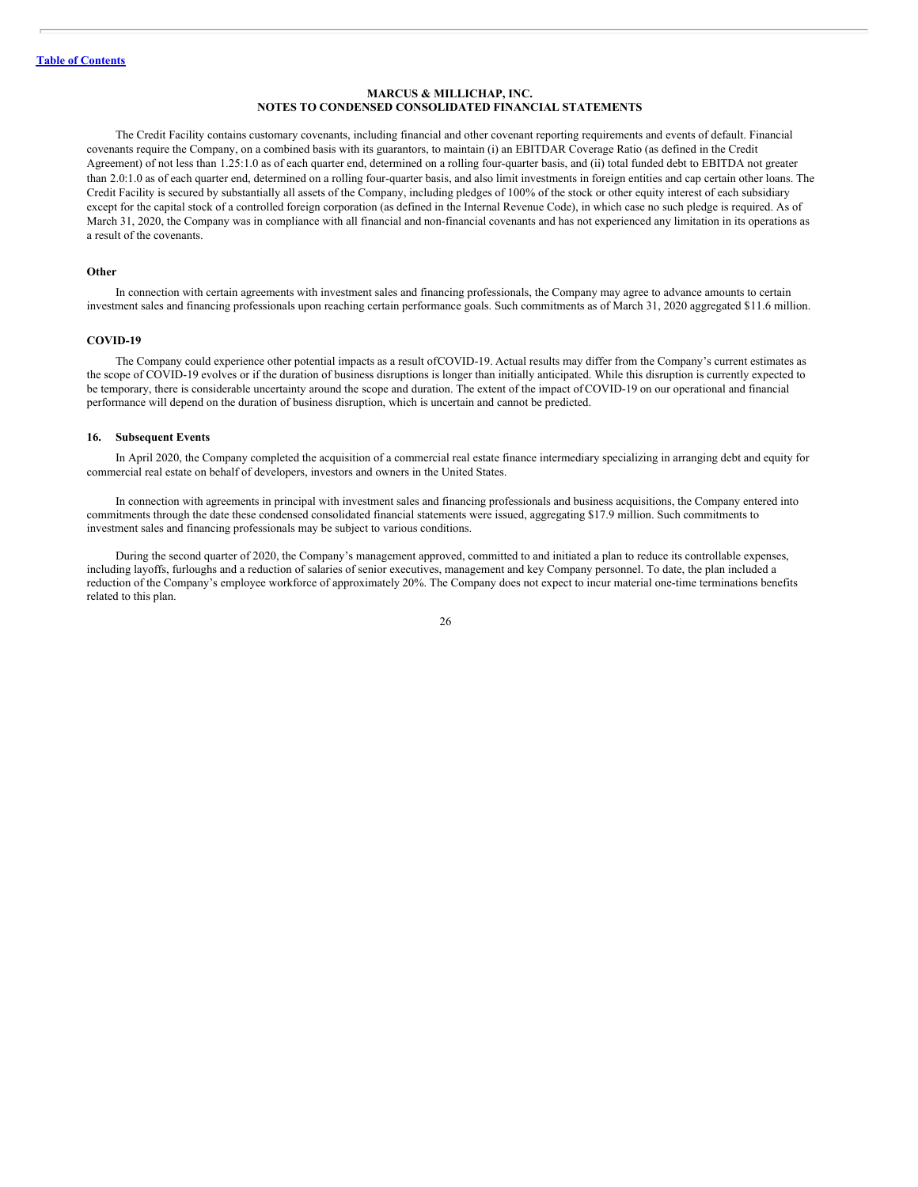The Credit Facility contains customary covenants, including financial and other covenant reporting requirements and events of default. Financial covenants require the Company, on a combined basis with its guarantors, to maintain (i) an EBITDAR Coverage Ratio (as defined in the Credit Agreement) of not less than 1.25:1.0 as of each quarter end, determined on a rolling four-quarter basis, and (ii) total funded debt to EBITDA not greater than 2.0:1.0 as of each quarter end, determined on a rolling four-quarter basis, and also limit investments in foreign entities and cap certain other loans. The Credit Facility is secured by substantially all assets of the Company, including pledges of 100% of the stock or other equity interest of each subsidiary except for the capital stock of a controlled foreign corporation (as defined in the Internal Revenue Code), in which case no such pledge is required. As of March 31, 2020, the Company was in compliance with all financial and non-financial covenants and has not experienced any limitation in its operations as a result of the covenants.

**Other**

In connection with certain agreements with investment sales and financing professionals, the Company may agree to advance amounts to certain investment sales and financing professionals upon reaching certain performance goals. Such commitments as of March 31, 2020 aggregated $11.6 million.

**COVID-19**

The Company could experience other potential impacts as a result of COVID-19. Actual results may differ from the Company's current estimates as the scope of COVID-19 evolves or if the duration of business disruptions is longer than initially anticipated. While this disruption is currently expected to be temporary, there is considerable uncertainty around the scope and duration. The extent of the impact of COVID-19 on our operational and financial performance will depend on the duration of business disruption, which is uncertain and cannot be predicted.

### 16. Subsequent Events

In April 2020, the Company completed the acquisition of a commercial real estate finance intermediary specializing in arranging debt and equity for commercial real estate on behalf of developers, investors and owners in the United States.

In connection with agreements in principal with investment sales and financing professionals and business acquisitions, the Company entered into commitments through the date these condensed consolidated financial statements were issued, aggregating $17.9 million. Such commitments to investment sales and financing professionals may be subject to various conditions.

During the second quarter of 2020, the Company's management approved, committed to and initiated a plan to reduce its controllable expenses, including layoffs, furloughs and a reduction of salaries of senior executives, management and key Company personnel. To date, the plan included a reduction of the Company's employee workforce of approximately 20%. The Company does not expect to incur material one-time terminations benefits related to this plan.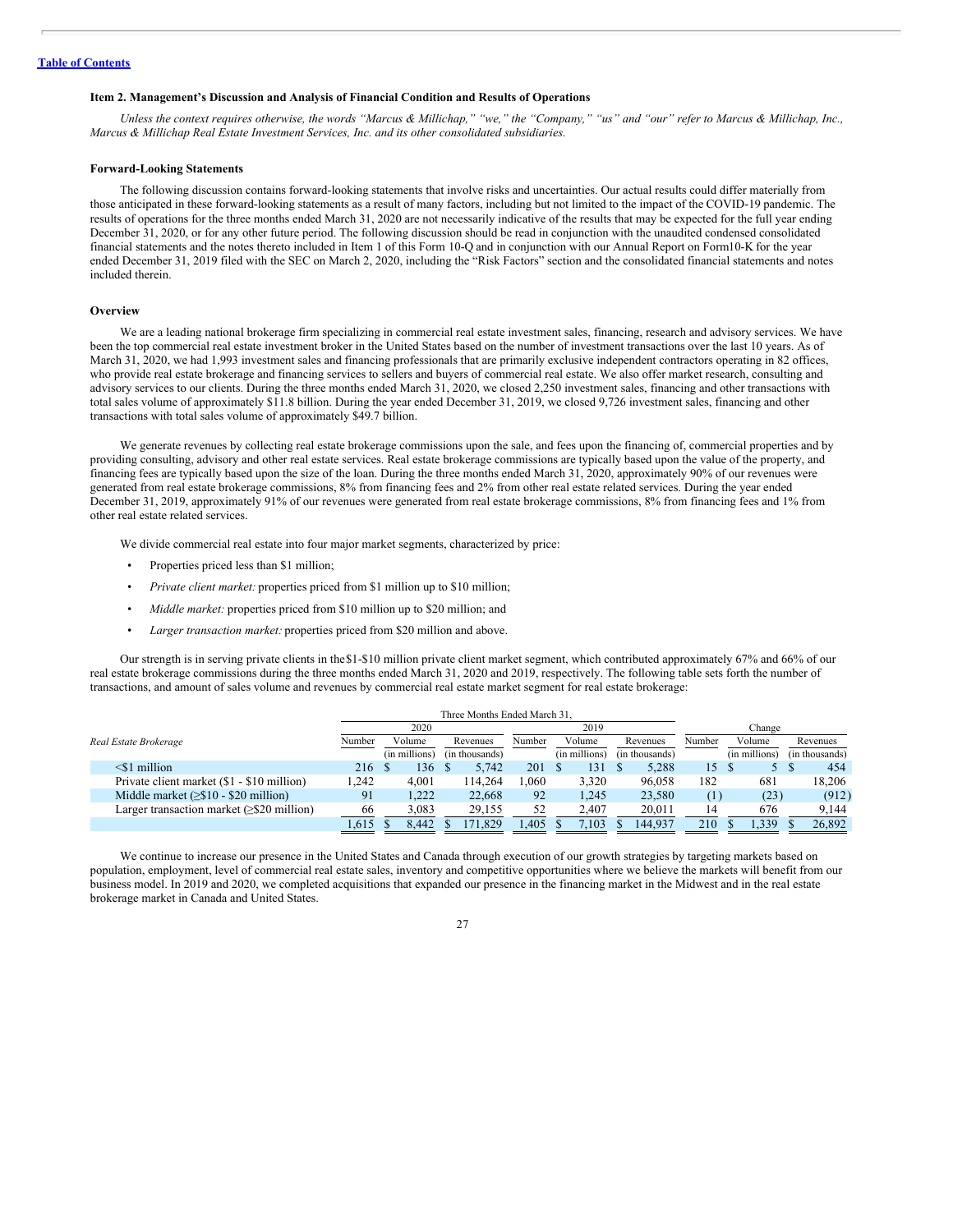[Table of Contents](#)

## Item 2. Management's Discussion and Analysis of Financial Condition and Results of Operations

*Unless the context requires otherwise, the words "Marcus & Millichap," "we," the "Company," "us" and "our" refer to Marcus & Millichap, Inc., Marcus & Millichap Real Estate Investment Services, Inc. and its other consolidated subsidiaries.*

### Forward-Looking Statements

The following discussion contains forward-looking statements that involve risks and uncertainties. Our actual results could differ materially from those anticipated in these forward-looking statements as a result of many factors, including but not limited to the impact of the COVID-19 pandemic. The results of operations for the three months ended March 31, 2020 are not necessarily indicative of the results that may be expected for the full year ending December 31, 2020, or for any other future period. The following discussion should be read in conjunction with the unaudited condensed consolidated financial statements and the notes thereto included in Item 1 of this Form 10-Q and in conjunction with our Annual Report on Form10-K for the year ended December 31, 2019 filed with the SEC on March 2, 2020, including the "Risk Factors" section and the consolidated financial statements and notes included therein.

### Overview

We are a leading national brokerage firm specializing in commercial real estate investment sales, financing, research and advisory services. We have been the top commercial real estate investment broker in the United States based on the number of investment transactions over the last 10 years. As of March 31, 2020, we had 1,993 investment sales and financing professionals that are primarily exclusive independent contractors operating in 82 offices, who provide real estate brokerage and financing services to sellers and buyers of commercial real estate. We also offer market research, consulting and advisory services to our clients. During the three months ended March 31, 2020, we closed 2,250 investment sales, financing and other transactions with total sales volume of approximately $11.8 billion. During the year ended December 31, 2019, we closed 9,726 investment sales, financing and other transactions with total sales volume of approximately $49.7 billion.

We generate revenues by collecting real estate brokerage commissions upon the sale, and fees upon the financing of, commercial properties and by providing consulting, advisory and other real estate services. Real estate brokerage commissions are typically based upon the value of the property, and financing fees are typically based upon the size of the loan. During the three months ended March 31, 2020, approximately 90% of our revenues were generated from real estate brokerage commissions, 8% from financing fees and 2% from other real estate related services. During the year ended December 31, 2019, approximately 91% of our revenues were generated from real estate brokerage commissions, 8% from financing fees and 1% from other real estate related services.

We divide commercial real estate into four major market segments, characterized by price:

- Properties priced less than $1 million;
- *Private client market:* properties priced from $1 million up to $10 million;
- *Middle market:* properties priced from $10 million up to $20 million; and
- *Larger transaction market:* properties priced from $20 million and above.

Our strength is in serving private clients in the$1-$10 million private client market segment, which contributed approximately 67% and 66% of our real estate brokerage commissions during the three months ended March 31, 2020 and 2019, respectively. The following table sets forth the number of transactions, and amount of sales volume and revenues by commercial real estate market segment for real estate brokerage:

| | Three Months Ended March 31, | | | | | | | | |
|---|---|---|---|---|---|---|---|---|---|
| | 2020 | | | 2019 | | | Change | | |
| *Real Estate Brokerage* | Number | Volume (in millions) | Revenues (in thousands) | Number | Volume (in millions) | Revenues (in thousands) | Number | Volume (in millions) | Revenues (in thousands) |
| <$1 million | 216 | $ 136 | $ 5,742 | 201 | $ 131 | $ 5,288 | 15 | $ 5 | $ 454 |
| Private client market ($1 - $10 million) | 1,242 | 4,001 | 114,264 | 1,060 | 3,320 | 96,058 | 182 | 681 | 18,206 |
| Middle market (≥$10 - $20 million) | 91 | 1,222 | 22,668 | 92 | 1,245 | 23,580 | (1) | (23) | (912) |
| Larger transaction market (≥$20 million) | 66 | 3,083 | 29,155 | 52 | 2,407 | 20,011 | 14 | 676 | 9,144 |
| | 1,615 | $ 8,442 | $ 171,829 | 1,405 | $ 7,103 | $ 144,937 | 210 | $ 1,339 | $ 26,892 |

We continue to increase our presence in the United States and Canada through execution of our growth strategies by targeting markets based on population, employment, level of commercial real estate sales, inventory and competitive opportunities where we believe the markets will benefit from our business model. In 2019 and 2020, we completed acquisitions that expanded our presence in the financing market in the Midwest and in the real estate brokerage market in Canada and United States.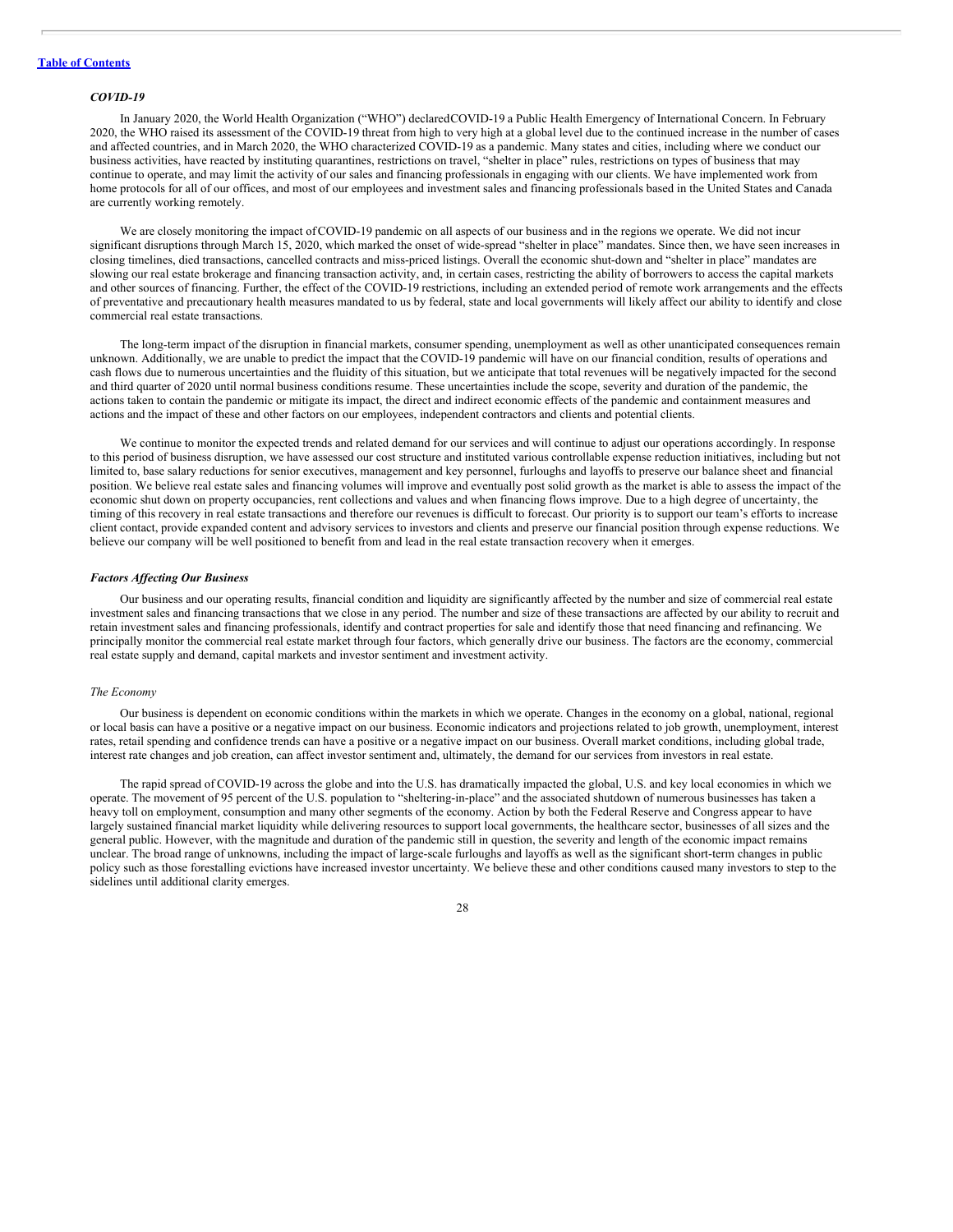### *COVID-19*

In January 2020, the World Health Organization ("WHO") declaredCOVID-19 a Public Health Emergency of International Concern. In February 2020, the WHO raised its assessment of the COVID-19 threat from high to very high at a global level due to the continued increase in the number of cases and affected countries, and in March 2020, the WHO characterized COVID-19 as a pandemic. Many states and cities, including where we conduct our business activities, have reacted by instituting quarantines, restrictions on travel, "shelter in place" rules, restrictions on types of business that may continue to operate, and may limit the activity of our sales and financing professionals in engaging with our clients. We have implemented work from home protocols for all of our offices, and most of our employees and investment sales and financing professionals based in the United States and Canada are currently working remotely.

We are closely monitoring the impact ofCOVID-19 pandemic on all aspects of our business and in the regions we operate. We did not incur significant disruptions through March 15, 2020, which marked the onset of wide-spread "shelter in place" mandates. Since then, we have seen increases in closing timelines, died transactions, cancelled contracts and miss-priced listings. Overall the economic shut-down and "shelter in place" mandates are slowing our real estate brokerage and financing transaction activity, and, in certain cases, restricting the ability of borrowers to access the capital markets and other sources of financing. Further, the effect of the COVID-19 restrictions, including an extended period of remote work arrangements and the effects of preventative and precautionary health measures mandated to us by federal, state and local governments will likely affect our ability to identify and close commercial real estate transactions.

The long-term impact of the disruption in financial markets, consumer spending, unemployment as well as other unanticipated consequences remain unknown. Additionally, we are unable to predict the impact that the COVID-19 pandemic will have on our financial condition, results of operations and cash flows due to numerous uncertainties and the fluidity of this situation, but we anticipate that total revenues will be negatively impacted for the second and third quarter of 2020 until normal business conditions resume. These uncertainties include the scope, severity and duration of the pandemic, the actions taken to contain the pandemic or mitigate its impact, the direct and indirect economic effects of the pandemic and containment measures and actions and the impact of these and other factors on our employees, independent contractors and clients and potential clients.

We continue to monitor the expected trends and related demand for our services and will continue to adjust our operations accordingly. In response to this period of business disruption, we have assessed our cost structure and instituted various controllable expense reduction initiatives, including but not limited to, base salary reductions for senior executives, management and key personnel, furloughs and layoffs to preserve our balance sheet and financial position. We believe real estate sales and financing volumes will improve and eventually post solid growth as the market is able to assess the impact of the economic shut down on property occupancies, rent collections and values and when financing flows improve. Due to a high degree of uncertainty, the timing of this recovery in real estate transactions and therefore our revenues is difficult to forecast. Our priority is to support our team's efforts to increase client contact, provide expanded content and advisory services to investors and clients and preserve our financial position through expense reductions. We believe our company will be well positioned to benefit from and lead in the real estate transaction recovery when it emerges.

### *Factors Affecting Our Business*

Our business and our operating results, financial condition and liquidity are significantly affected by the number and size of commercial real estate investment sales and financing transactions that we close in any period. The number and size of these transactions are affected by our ability to recruit and retain investment sales and financing professionals, identify and contract properties for sale and identify those that need financing and refinancing. We principally monitor the commercial real estate market through four factors, which generally drive our business. The factors are the economy, commercial real estate supply and demand, capital markets and investor sentiment and investment activity.

#### *The Economy*

Our business is dependent on economic conditions within the markets in which we operate. Changes in the economy on a global, national, regional or local basis can have a positive or a negative impact on our business. Economic indicators and projections related to job growth, unemployment, interest rates, retail spending and confidence trends can have a positive or a negative impact on our business. Overall market conditions, including global trade, interest rate changes and job creation, can affect investor sentiment and, ultimately, the demand for our services from investors in real estate.

The rapid spread of COVID-19 across the globe and into the U.S. has dramatically impacted the global, U.S. and key local economies in which we operate. The movement of 95 percent of the U.S. population to "sheltering-in-place" and the associated shutdown of numerous businesses has taken a heavy toll on employment, consumption and many other segments of the economy. Action by both the Federal Reserve and Congress appear to have largely sustained financial market liquidity while delivering resources to support local governments, the healthcare sector, businesses of all sizes and the general public. However, with the magnitude and duration of the pandemic still in question, the severity and length of the economic impact remains unclear. The broad range of unknowns, including the impact of large-scale furloughs and layoffs as well as the significant short-term changes in public policy such as those forestalling evictions have increased investor uncertainty. We believe these and other conditions caused many investors to step to the sidelines until additional clarity emerges.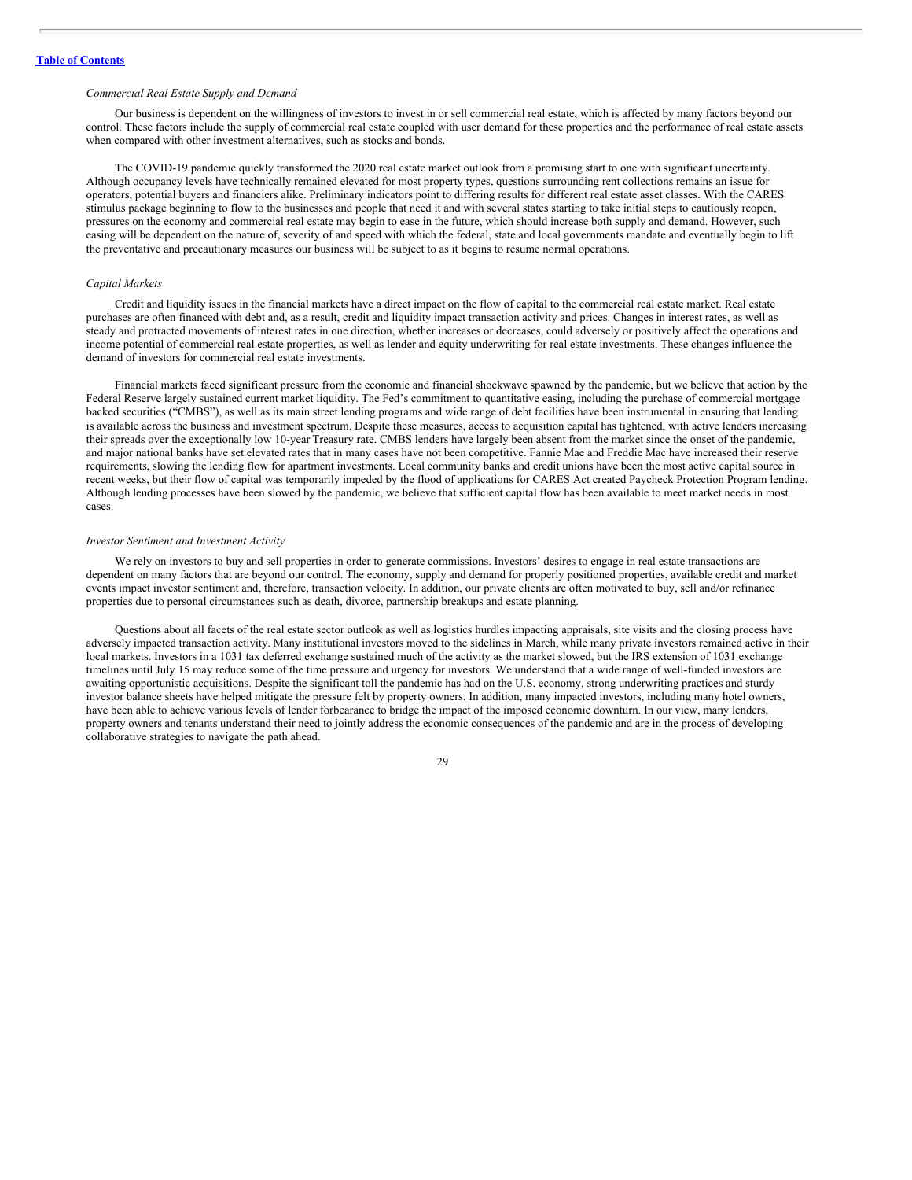*Commercial Real Estate Supply and Demand*

Our business is dependent on the willingness of investors to invest in or sell commercial real estate, which is affected by many factors beyond our control. These factors include the supply of commercial real estate coupled with user demand for these properties and the performance of real estate assets when compared with other investment alternatives, such as stocks and bonds.

The COVID-19 pandemic quickly transformed the 2020 real estate market outlook from a promising start to one with significant uncertainty. Although occupancy levels have technically remained elevated for most property types, questions surrounding rent collections remains an issue for operators, potential buyers and financiers alike. Preliminary indicators point to differing results for different real estate asset classes. With the CARES stimulus package beginning to flow to the businesses and people that need it and with several states starting to take initial steps to cautiously reopen, pressures on the economy and commercial real estate may begin to ease in the future, which should increase both supply and demand. However, such easing will be dependent on the nature of, severity of and speed with which the federal, state and local governments mandate and eventually begin to lift the preventative and precautionary measures our business will be subject to as it begins to resume normal operations.

*Capital Markets*

Credit and liquidity issues in the financial markets have a direct impact on the flow of capital to the commercial real estate market. Real estate purchases are often financed with debt and, as a result, credit and liquidity impact transaction activity and prices. Changes in interest rates, as well as steady and protracted movements of interest rates in one direction, whether increases or decreases, could adversely or positively affect the operations and income potential of commercial real estate properties, as well as lender and equity underwriting for real estate investments. These changes influence the demand of investors for commercial real estate investments.

Financial markets faced significant pressure from the economic and financial shockwave spawned by the pandemic, but we believe that action by the Federal Reserve largely sustained current market liquidity. The Fed's commitment to quantitative easing, including the purchase of commercial mortgage backed securities ("CMBS"), as well as its main street lending programs and wide range of debt facilities have been instrumental in ensuring that lending is available across the business and investment spectrum. Despite these measures, access to acquisition capital has tightened, with active lenders increasing their spreads over the exceptionally low 10-year Treasury rate. CMBS lenders have largely been absent from the market since the onset of the pandemic, and major national banks have set elevated rates that in many cases have not been competitive. Fannie Mae and Freddie Mac have increased their reserve requirements, slowing the lending flow for apartment investments. Local community banks and credit unions have been the most active capital source in recent weeks, but their flow of capital was temporarily impeded by the flood of applications for CARES Act created Paycheck Protection Program lending. Although lending processes have been slowed by the pandemic, we believe that sufficient capital flow has been available to meet market needs in most cases.

*Investor Sentiment and Investment Activity*

We rely on investors to buy and sell properties in order to generate commissions. Investors' desires to engage in real estate transactions are dependent on many factors that are beyond our control. The economy, supply and demand for properly positioned properties, available credit and market events impact investor sentiment and, therefore, transaction velocity. In addition, our private clients are often motivated to buy, sell and/or refinance properties due to personal circumstances such as death, divorce, partnership breakups and estate planning.

Questions about all facets of the real estate sector outlook as well as logistics hurdles impacting appraisals, site visits and the closing process have adversely impacted transaction activity. Many institutional investors moved to the sidelines in March, while many private investors remained active in their local markets. Investors in a 1031 tax deferred exchange sustained much of the activity as the market slowed, but the IRS extension of 1031 exchange timelines until July 15 may reduce some of the time pressure and urgency for investors. We understand that a wide range of well-funded investors are awaiting opportunistic acquisitions. Despite the significant toll the pandemic has had on the U.S. economy, strong underwriting practices and sturdy investor balance sheets have helped mitigate the pressure felt by property owners. In addition, many impacted investors, including many hotel owners, have been able to achieve various levels of lender forbearance to bridge the impact of the imposed economic downturn. In our view, many lenders, property owners and tenants understand their need to jointly address the economic consequences of the pandemic and are in the process of developing collaborative strategies to navigate the path ahead.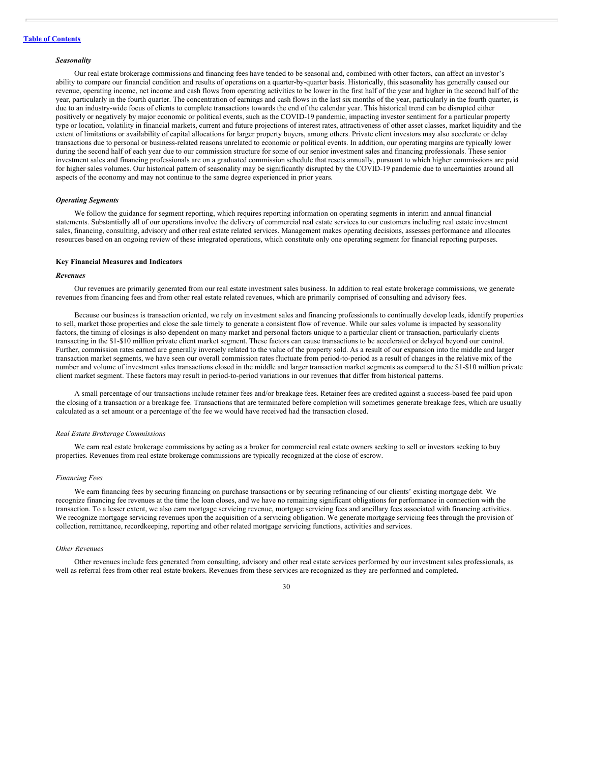[Table of Contents](#)

***Seasonality***

Our real estate brokerage commissions and financing fees have tended to be seasonal and, combined with other factors, can affect an investor's ability to compare our financial condition and results of operations on a quarter-by-quarter basis. Historically, this seasonality has generally caused our revenue, operating income, net income and cash flows from operating activities to be lower in the first half of the year and higher in the second half of the year, particularly in the fourth quarter. The concentration of earnings and cash flows in the last six months of the year, particularly in the fourth quarter, is due to an industry-wide focus of clients to complete transactions towards the end of the calendar year. This historical trend can be disrupted either positively or negatively by major economic or political events, such as the COVID-19 pandemic, impacting investor sentiment for a particular property type or location, volatility in financial markets, current and future projections of interest rates, attractiveness of other asset classes, market liquidity and the extent of limitations or availability of capital allocations for larger property buyers, among others. Private client investors may also accelerate or delay transactions due to personal or business-related reasons unrelated to economic or political events. In addition, our operating margins are typically lower during the second half of each year due to our commission structure for some of our senior investment sales and financing professionals. These senior investment sales and financing professionals are on a graduated commission schedule that resets annually, pursuant to which higher commissions are paid for higher sales volumes. Our historical pattern of seasonality may be significantly disrupted by the COVID-19 pandemic due to uncertainties around all aspects of the economy and may not continue to the same degree experienced in prior years.

***Operating Segments***

We follow the guidance for segment reporting, which requires reporting information on operating segments in interim and annual financial statements. Substantially all of our operations involve the delivery of commercial real estate services to our customers including real estate investment sales, financing, consulting, advisory and other real estate related services. Management makes operating decisions, assesses performance and allocates resources based on an ongoing review of these integrated operations, which constitute only one operating segment for financial reporting purposes.

**Key Financial Measures and Indicators**

***Revenues***

Our revenues are primarily generated from our real estate investment sales business. In addition to real estate brokerage commissions, we generate revenues from financing fees and from other real estate related revenues, which are primarily comprised of consulting and advisory fees.

Because our business is transaction oriented, we rely on investment sales and financing professionals to continually develop leads, identify properties to sell, market those properties and close the sale timely to generate a consistent flow of revenue. While our sales volume is impacted by seasonality factors, the timing of closings is also dependent on many market and personal factors unique to a particular client or transaction, particularly clients transacting in the $1-$10 million private client market segment. These factors can cause transactions to be accelerated or delayed beyond our control. Further, commission rates earned are generally inversely related to the value of the property sold. As a result of our expansion into the middle and larger transaction market segments, we have seen our overall commission rates fluctuate from period-to-period as a result of changes in the relative mix of the number and volume of investment sales transactions closed in the middle and larger transaction market segments as compared to the $1-$10 million private client market segment. These factors may result in period-to-period variations in our revenues that differ from historical patterns.

A small percentage of our transactions include retainer fees and/or breakage fees. Retainer fees are credited against a success-based fee paid upon the closing of a transaction or a breakage fee. Transactions that are terminated before completion will sometimes generate breakage fees, which are usually calculated as a set amount or a percentage of the fee we would have received had the transaction closed.

*Real Estate Brokerage Commissions*

We earn real estate brokerage commissions by acting as a broker for commercial real estate owners seeking to sell or investors seeking to buy properties. Revenues from real estate brokerage commissions are typically recognized at the close of escrow.

*Financing Fees*

We earn financing fees by securing financing on purchase transactions or by securing refinancing of our clients' existing mortgage debt. We recognize financing fee revenues at the time the loan closes, and we have no remaining significant obligations for performance in connection with the transaction. To a lesser extent, we also earn mortgage servicing revenue, mortgage servicing fees and ancillary fees associated with financing activities. We recognize mortgage servicing revenues upon the acquisition of a servicing obligation. We generate mortgage servicing fees through the provision of collection, remittance, recordkeeping, reporting and other related mortgage servicing functions, activities and services.

*Other Revenues*

Other revenues include fees generated from consulting, advisory and other real estate services performed by our investment sales professionals, as well as referral fees from other real estate brokers. Revenues from these services are recognized as they are performed and completed.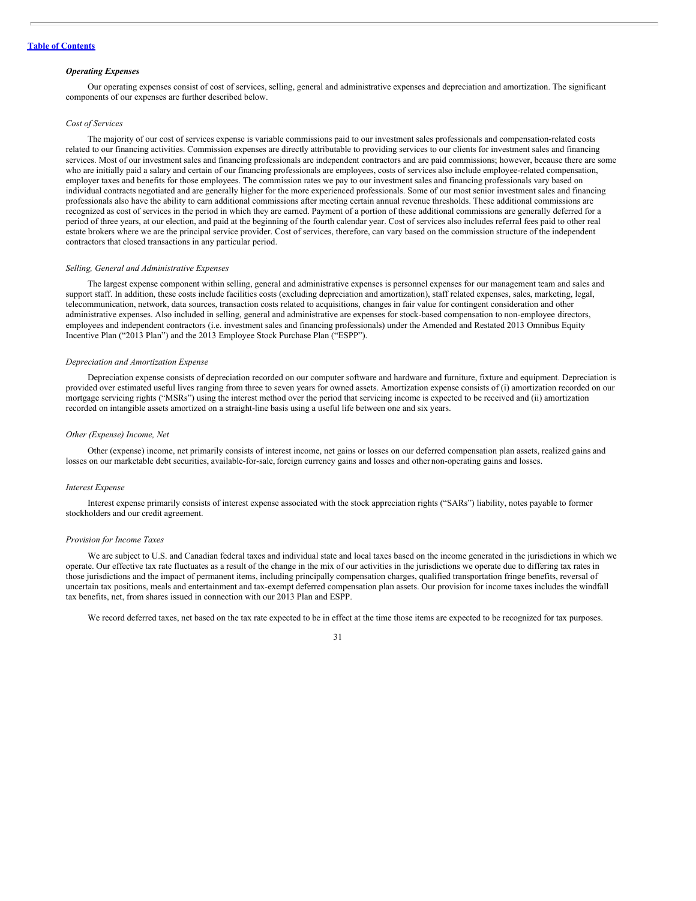[Table of Contents](#)

***Operating Expenses***

Our operating expenses consist of cost of services, selling, general and administrative expenses and depreciation and amortization. The significant components of our expenses are further described below.

*Cost of Services*

The majority of our cost of services expense is variable commissions paid to our investment sales professionals and compensation-related costs related to our financing activities. Commission expenses are directly attributable to providing services to our clients for investment sales and financing services. Most of our investment sales and financing professionals are independent contractors and are paid commissions; however, because there are some who are initially paid a salary and certain of our financing professionals are employees, costs of services also include employee-related compensation, employer taxes and benefits for those employees. The commission rates we pay to our investment sales and financing professionals vary based on individual contracts negotiated and are generally higher for the more experienced professionals. Some of our most senior investment sales and financing professionals also have the ability to earn additional commissions after meeting certain annual revenue thresholds. These additional commissions are recognized as cost of services in the period in which they are earned. Payment of a portion of these additional commissions are generally deferred for a period of three years, at our election, and paid at the beginning of the fourth calendar year. Cost of services also includes referral fees paid to other real estate brokers where we are the principal service provider. Cost of services, therefore, can vary based on the commission structure of the independent contractors that closed transactions in any particular period.

*Selling, General and Administrative Expenses*

The largest expense component within selling, general and administrative expenses is personnel expenses for our management team and sales and support staff. In addition, these costs include facilities costs (excluding depreciation and amortization), staff related expenses, sales, marketing, legal, telecommunication, network, data sources, transaction costs related to acquisitions, changes in fair value for contingent consideration and other administrative expenses. Also included in selling, general and administrative are expenses for stock-based compensation to non-employee directors, employees and independent contractors (i.e. investment sales and financing professionals) under the Amended and Restated 2013 Omnibus Equity Incentive Plan ("2013 Plan") and the 2013 Employee Stock Purchase Plan ("ESPP").

*Depreciation and Amortization Expense*

Depreciation expense consists of depreciation recorded on our computer software and hardware and furniture, fixture and equipment. Depreciation is provided over estimated useful lives ranging from three to seven years for owned assets. Amortization expense consists of (i) amortization recorded on our mortgage servicing rights ("MSRs") using the interest method over the period that servicing income is expected to be received and (ii) amortization recorded on intangible assets amortized on a straight-line basis using a useful life between one and six years.

*Other (Expense) Income, Net*

Other (expense) income, net primarily consists of interest income, net gains or losses on our deferred compensation plan assets, realized gains and losses on our marketable debt securities, available-for-sale, foreign currency gains and losses and other non-operating gains and losses.

*Interest Expense*

Interest expense primarily consists of interest expense associated with the stock appreciation rights ("SARs") liability, notes payable to former stockholders and our credit agreement.

*Provision for Income Taxes*

We are subject to U.S. and Canadian federal taxes and individual state and local taxes based on the income generated in the jurisdictions in which we operate. Our effective tax rate fluctuates as a result of the change in the mix of our activities in the jurisdictions we operate due to differing tax rates in those jurisdictions and the impact of permanent items, including principally compensation charges, qualified transportation fringe benefits, reversal of uncertain tax positions, meals and entertainment and tax-exempt deferred compensation plan assets. Our provision for income taxes includes the windfall tax benefits, net, from shares issued in connection with our 2013 Plan and ESPP.

We record deferred taxes, net based on the tax rate expected to be in effect at the time those items are expected to be recognized for tax purposes.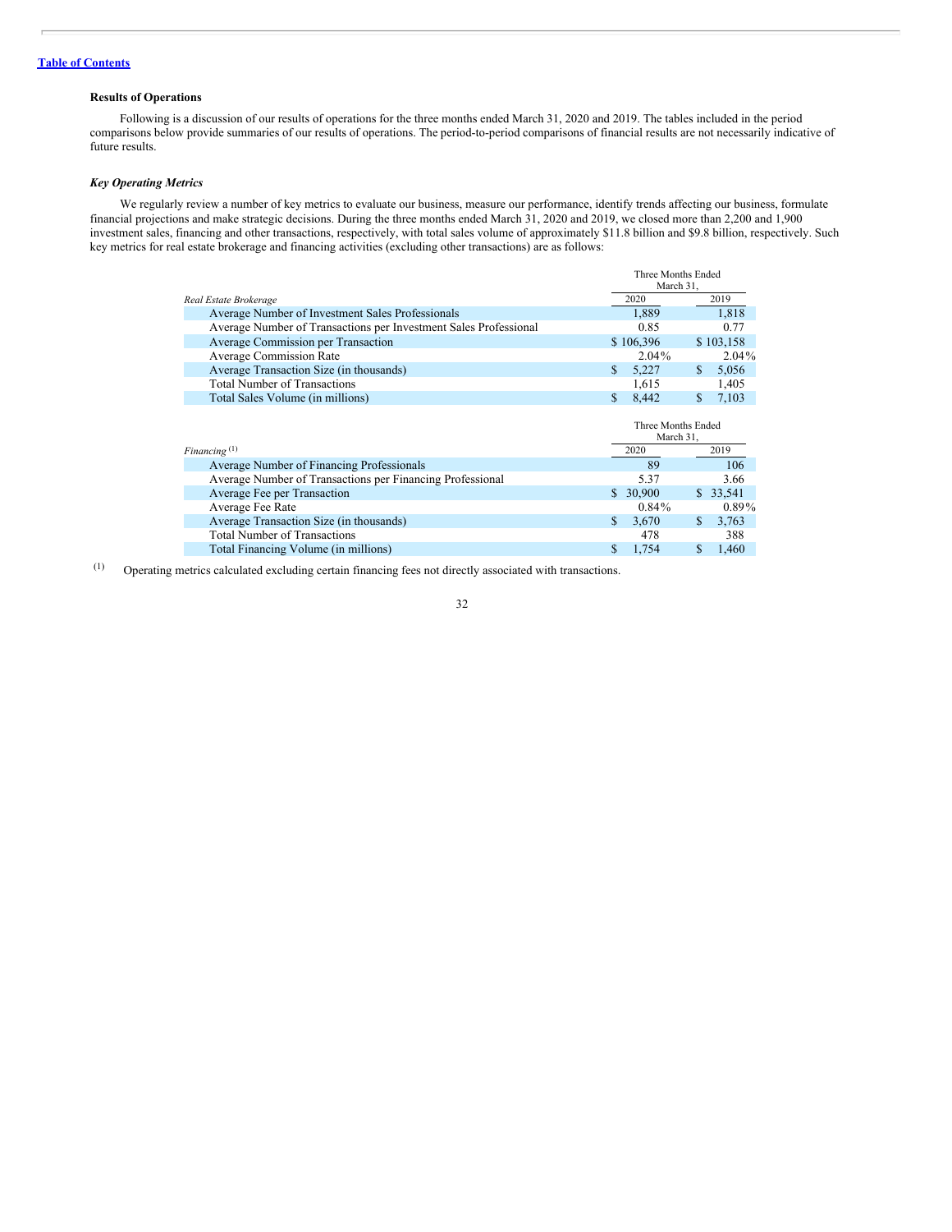[Table of Contents](#)

### Results of Operations

Following is a discussion of our results of operations for the three months ended March 31, 2020 and 2019. The tables included in the period comparisons below provide summaries of our results of operations. The period-to-period comparisons of financial results are not necessarily indicative of future results.

#### *Key Operating Metrics*

We regularly review a number of key metrics to evaluate our business, measure our performance, identify trends affecting our business, formulate financial projections and make strategic decisions. During the three months ended March 31, 2020 and 2019, we closed more than 2,200 and 1,900 investment sales, financing and other transactions, respectively, with total sales volume of approximately $11.8 billion and $9.8 billion, respectively. Such key metrics for real estate brokerage and financing activities (excluding other transactions) are as follows:

| | Three Months Ended March 31, | |
|---|---|---|
| *Real Estate Brokerage* | 2020 | 2019 |
| Average Number of Investment Sales Professionals | 1,889 | 1,818 |
| Average Number of Transactions per Investment Sales Professional | 0.85 | 0.77 |
| Average Commission per Transaction | $ 106,396 | $ 103,158 |
| Average Commission Rate | 2.04% | 2.04% |
| Average Transaction Size (in thousands) | $ 5,227 | $ 5,056 |
| Total Number of Transactions | 1,615 | 1,405 |
| Total Sales Volume (in millions) | $ 8,442 | $ 7,103 |

| | Three Months Ended March 31, | |
|---|---|---|
| *Financing* [(1)] | 2020 | 2019 |
| Average Number of Financing Professionals | 89 | 106 |
| Average Number of Transactions per Financing Professional | 5.37 | 3.66 |
| Average Fee per Transaction | $ 30,900 | $ 33,541 |
| Average Fee Rate | 0.84% | 0.89% |
| Average Transaction Size (in thousands) | $ 3,670 | $ 3,763 |
| Total Number of Transactions | 478 | 388 |
| Total Financing Volume (in millions) | $ 1,754 | $ 1,460 |

(1) Operating metrics calculated excluding certain financing fees not directly associated with transactions.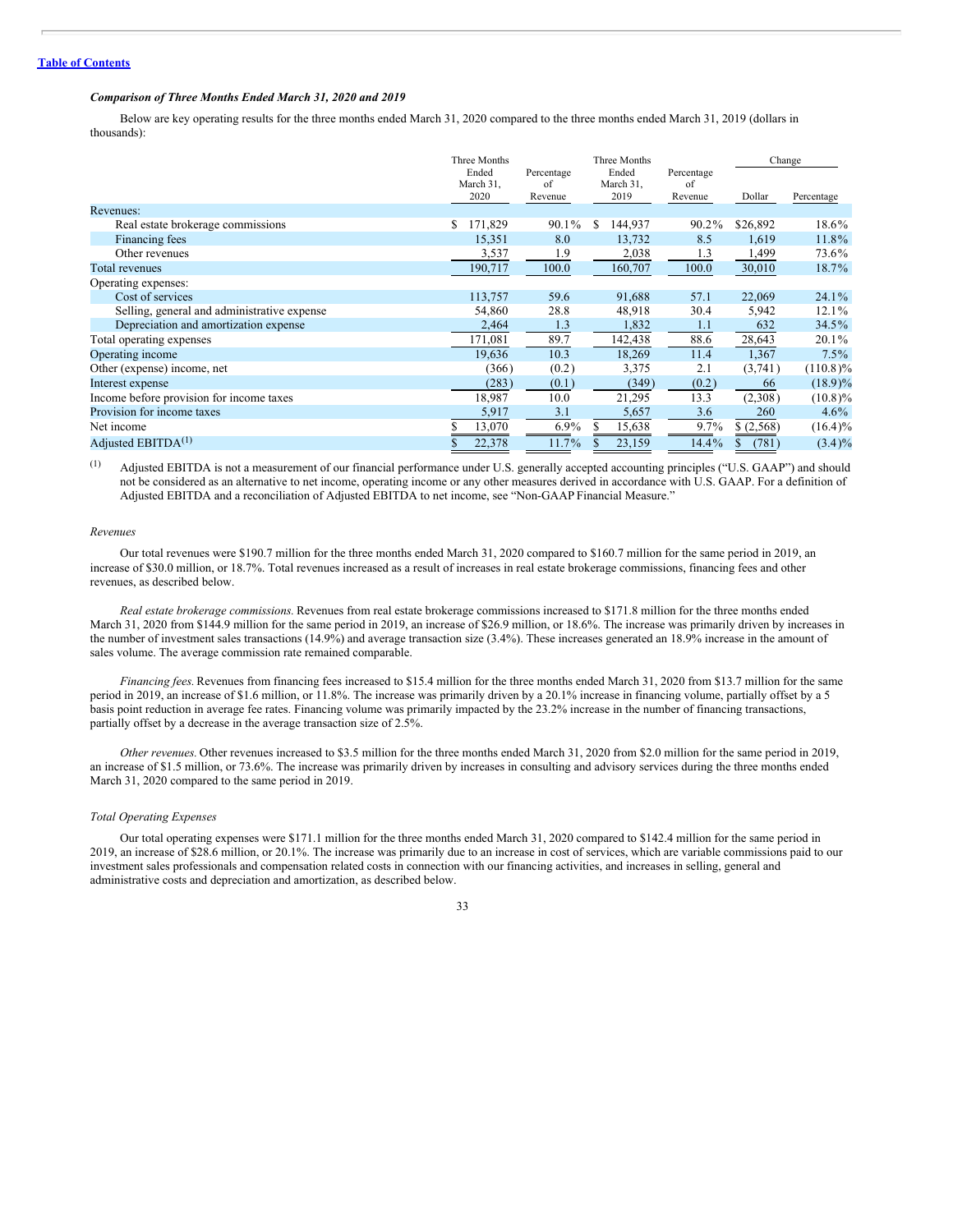[Table of Contents](#)

***Comparison of Three Months Ended March 31, 2020 and 2019***

Below are key operating results for the three months ended March 31, 2020 compared to the three months ended March 31, 2019 (dollars in thousands):

| | Three Months Ended March 31, 2020 | Percentage of Revenue | Three Months Ended March 31, 2019 | Percentage of Revenue | Change | |
|---|---|---|---|---|---|---|
| | | | | | Dollar | Percentage |
| Revenues: | | | | | | |
| Real estate brokerage commissions | $ 171,829 | 90.1% | $ 144,937 | 90.2% | $26,892 | 18.6% |
| Financing fees | 15,351 | 8.0 | 13,732 | 8.5 | 1,619 | 11.8% |
| Other revenues | 3,537 | 1.9 | 2,038 | 1.3 | 1,499 | 73.6% |
| Total revenues | 190,717 | 100.0 | 160,707 | 100.0 | 30,010 | 18.7% |
| Operating expenses: | | | | | | |
| Cost of services | 113,757 | 59.6 | 91,688 | 57.1 | 22,069 | 24.1% |
| Selling, general and administrative expense | 54,860 | 28.8 | 48,918 | 30.4 | 5,942 | 12.1% |
| Depreciation and amortization expense | 2,464 | 1.3 | 1,832 | 1.1 | 632 | 34.5% |
| Total operating expenses | 171,081 | 89.7 | 142,438 | 88.6 | 28,643 | 20.1% |
| Operating income | 19,636 | 10.3 | 18,269 | 11.4 | 1,367 | 7.5% |
| Other (expense) income, net | (366) | (0.2) | 3,375 | 2.1 | (3,741) | (110.8)% |
| Interest expense | (283) | (0.1) | (349) | (0.2) | 66 | (18.9)% |
| Income before provision for income taxes | 18,987 | 10.0 | 21,295 | 13.3 | (2,308) | (10.8)% |
| Provision for income taxes | 5,917 | 3.1 | 5,657 | 3.6 | 260 | 4.6% |
| Net income | $ 13,070 | 6.9% | $ 15,638 | 9.7% | $ (2,568) | (16.4)% |
| Adjusted EBITDA[(1)] | $ 22,378 | 11.7% | $ 23,159 | 14.4% | $ (781) | (3.4)% |

(1) Adjusted EBITDA is not a measurement of our financial performance under U.S. generally accepted accounting principles ("U.S. GAAP") and should not be considered as an alternative to net income, operating income or any other measures derived in accordance with U.S. GAAP. For a definition of Adjusted EBITDA and a reconciliation of Adjusted EBITDA to net income, see "Non-GAAP Financial Measure."

*Revenues*

Our total revenues were $190.7 million for the three months ended March 31, 2020 compared to $160.7 million for the same period in 2019, an increase of $30.0 million, or 18.7%. Total revenues increased as a result of increases in real estate brokerage commissions, financing fees and other revenues, as described below.

*Real estate brokerage commissions.* Revenues from real estate brokerage commissions increased to $171.8 million for the three months ended March 31, 2020 from $144.9 million for the same period in 2019, an increase of $26.9 million, or 18.6%. The increase was primarily driven by increases in the number of investment sales transactions (14.9%) and average transaction size (3.4%). These increases generated an 18.9% increase in the amount of sales volume. The average commission rate remained comparable.

*Financing fees.* Revenues from financing fees increased to $15.4 million for the three months ended March 31, 2020 from $13.7 million for the same period in 2019, an increase of $1.6 million, or 11.8%. The increase was primarily driven by a 20.1% increase in financing volume, partially offset by a 5 basis point reduction in average fee rates. Financing volume was primarily impacted by the 23.2% increase in the number of financing transactions, partially offset by a decrease in the average transaction size of 2.5%.

*Other revenues.* Other revenues increased to $3.5 million for the three months ended March 31, 2020 from $2.0 million for the same period in 2019, an increase of $1.5 million, or 73.6%. The increase was primarily driven by increases in consulting and advisory services during the three months ended March 31, 2020 compared to the same period in 2019.

*Total Operating Expenses*

Our total operating expenses were $171.1 million for the three months ended March 31, 2020 compared to $142.4 million for the same period in 2019, an increase of $28.6 million, or 20.1%. The increase was primarily due to an increase in cost of services, which are variable commissions paid to our investment sales professionals and compensation related costs in connection with our financing activities, and increases in selling, general and administrative costs and depreciation and amortization, as described below.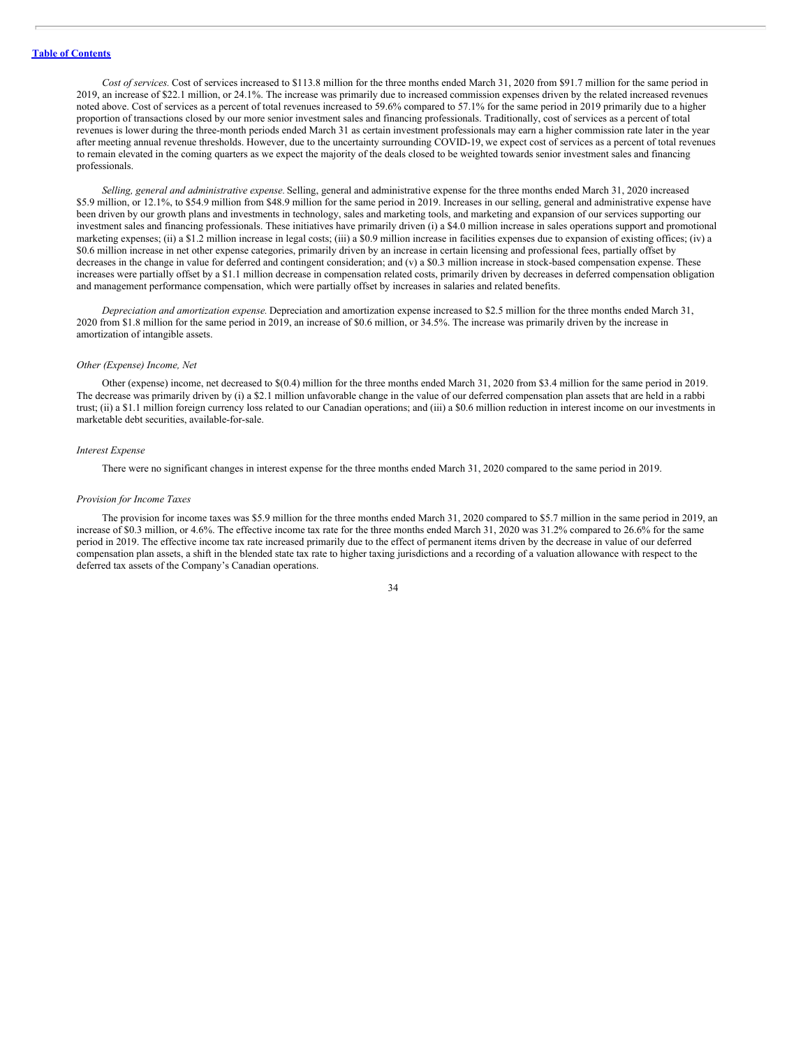*Cost of services.* Cost of services increased to $113.8 million for the three months ended March 31, 2020 from $91.7 million for the same period in 2019, an increase of $22.1 million, or 24.1%. The increase was primarily due to increased commission expenses driven by the related increased revenues noted above. Cost of services as a percent of total revenues increased to 59.6% compared to 57.1% for the same period in 2019 primarily due to a higher proportion of transactions closed by our more senior investment sales and financing professionals. Traditionally, cost of services as a percent of total revenues is lower during the three-month periods ended March 31 as certain investment professionals may earn a higher commission rate later in the year after meeting annual revenue thresholds. However, due to the uncertainty surrounding COVID-19, we expect cost of services as a percent of total revenues to remain elevated in the coming quarters as we expect the majority of the deals closed to be weighted towards senior investment sales and financing professionals.

*Selling, general and administrative expense.* Selling, general and administrative expense for the three months ended March 31, 2020 increased $5.9 million, or 12.1%, to $54.9 million from $48.9 million for the same period in 2019. Increases in our selling, general and administrative expense have been driven by our growth plans and investments in technology, sales and marketing tools, and marketing and expansion of our services supporting our investment sales and financing professionals. These initiatives have primarily driven (i) a $4.0 million increase in sales operations support and promotional marketing expenses; (ii) a $1.2 million increase in legal costs; (iii) a $0.9 million increase in facilities expenses due to expansion of existing offices; (iv) a $0.6 million increase in net other expense categories, primarily driven by an increase in certain licensing and professional fees, partially offset by decreases in the change in value for deferred and contingent consideration; and (v) a $0.3 million increase in stock-based compensation expense. These increases were partially offset by a $1.1 million decrease in compensation related costs, primarily driven by decreases in deferred compensation obligation and management performance compensation, which were partially offset by increases in salaries and related benefits.

*Depreciation and amortization expense.* Depreciation and amortization expense increased to $2.5 million for the three months ended March 31, 2020 from $1.8 million for the same period in 2019, an increase of $0.6 million, or 34.5%. The increase was primarily driven by the increase in amortization of intangible assets.

*Other (Expense) Income, Net*

Other (expense) income, net decreased to $(0.4) million for the three months ended March 31, 2020 from $3.4 million for the same period in 2019. The decrease was primarily driven by (i) a $2.1 million unfavorable change in the value of our deferred compensation plan assets that are held in a rabbi trust; (ii) a $1.1 million foreign currency loss related to our Canadian operations; and (iii) a $0.6 million reduction in interest income on our investments in marketable debt securities, available-for-sale.

*Interest Expense*

There were no significant changes in interest expense for the three months ended March 31, 2020 compared to the same period in 2019.

*Provision for Income Taxes*

The provision for income taxes was $5.9 million for the three months ended March 31, 2020 compared to $5.7 million in the same period in 2019, an increase of $0.3 million, or 4.6%. The effective income tax rate for the three months ended March 31, 2020 was 31.2% compared to 26.6% for the same period in 2019. The effective income tax rate increased primarily due to the effect of permanent items driven by the decrease in value of our deferred compensation plan assets, a shift in the blended state tax rate to higher taxing jurisdictions and a recording of a valuation allowance with respect to the deferred tax assets of the Company's Canadian operations.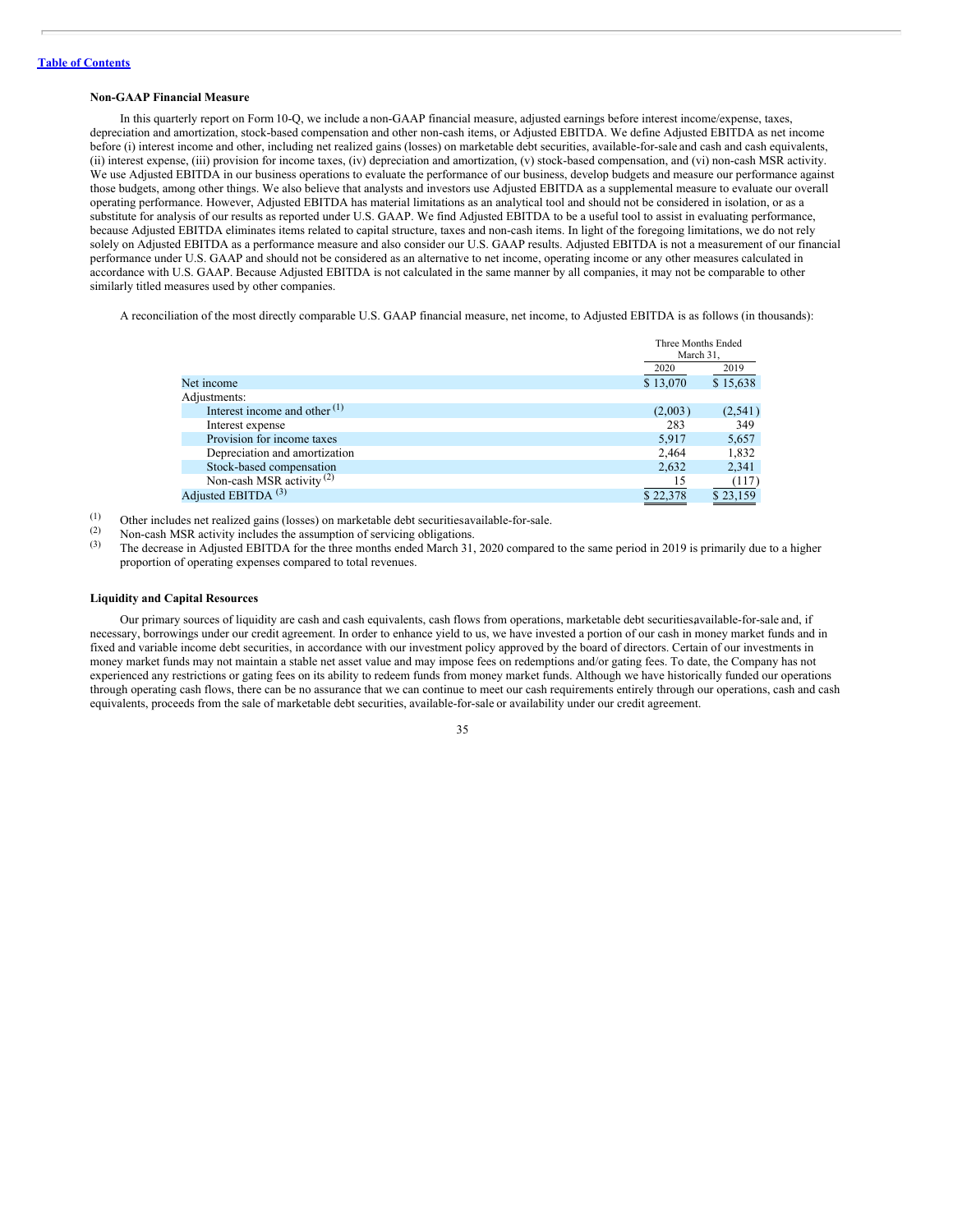[Table of Contents](#)

**Non-GAAP Financial Measure**

In this quarterly report on Form 10-Q, we include a non-GAAP financial measure, adjusted earnings before interest income/expense, taxes, depreciation and amortization, stock-based compensation and other non-cash items, or Adjusted EBITDA. We define Adjusted EBITDA as net income before (i) interest income and other, including net realized gains (losses) on marketable debt securities, available-for-sale and cash and cash equivalents, (ii) interest expense, (iii) provision for income taxes, (iv) depreciation and amortization, (v) stock-based compensation, and (vi) non-cash MSR activity. We use Adjusted EBITDA in our business operations to evaluate the performance of our business, develop budgets and measure our performance against those budgets, among other things. We also believe that analysts and investors use Adjusted EBITDA as a supplemental measure to evaluate our overall operating performance. However, Adjusted EBITDA has material limitations as an analytical tool and should not be considered in isolation, or as a substitute for analysis of our results as reported under U.S. GAAP. We find Adjusted EBITDA to be a useful tool to assist in evaluating performance, because Adjusted EBITDA eliminates items related to capital structure, taxes and non-cash items. In light of the foregoing limitations, we do not rely solely on Adjusted EBITDA as a performance measure and also consider our U.S. GAAP results. Adjusted EBITDA is not a measurement of our financial performance under U.S. GAAP and should not be considered as an alternative to net income, operating income or any other measures calculated in accordance with U.S. GAAP. Because Adjusted EBITDA is not calculated in the same manner by all companies, it may not be comparable to other similarly titled measures used by other companies.

A reconciliation of the most directly comparable U.S. GAAP financial measure, net income, to Adjusted EBITDA is as follows (in thousands):

| | Three Months Ended March 31, | |
|---|---|---|
| | 2020 | 2019 |
| Net income | $ 13,070 | $ 15,638 |
| Adjustments: | | |
| Interest income and other [(1)] | (2,003) | (2,541) |
| Interest expense | 283 | 349 |
| Provision for income taxes | 5,917 | 5,657 |
| Depreciation and amortization | 2,464 | 1,832 |
| Stock-based compensation | 2,632 | 2,341 |
| Non-cash MSR activity [(2)] | 15 | (117) |
| Adjusted EBITDA [(3)] | $ 22,378 | $ 23,159 |

(1) Other includes net realized gains (losses) on marketable debt securities available-for-sale.

(2) Non-cash MSR activity includes the assumption of servicing obligations.

(3) The decrease in Adjusted EBITDA for the three months ended March 31, 2020 compared to the same period in 2019 is primarily due to a higher proportion of operating expenses compared to total revenues.

**Liquidity and Capital Resources**

Our primary sources of liquidity are cash and cash equivalents, cash flows from operations, marketable debt securities, available-for-sale and, if necessary, borrowings under our credit agreement. In order to enhance yield to us, we have invested a portion of our cash in money market funds and in fixed and variable income debt securities, in accordance with our investment policy approved by the board of directors. Certain of our investments in money market funds may not maintain a stable net asset value and may impose fees on redemptions and/or gating fees. To date, the Company has not experienced any restrictions or gating fees on its ability to redeem funds from money market funds. Although we have historically funded our operations through operating cash flows, there can be no assurance that we can continue to meet our cash requirements entirely through our operations, cash and cash equivalents, proceeds from the sale of marketable debt securities, available-for-sale or availability under our credit agreement.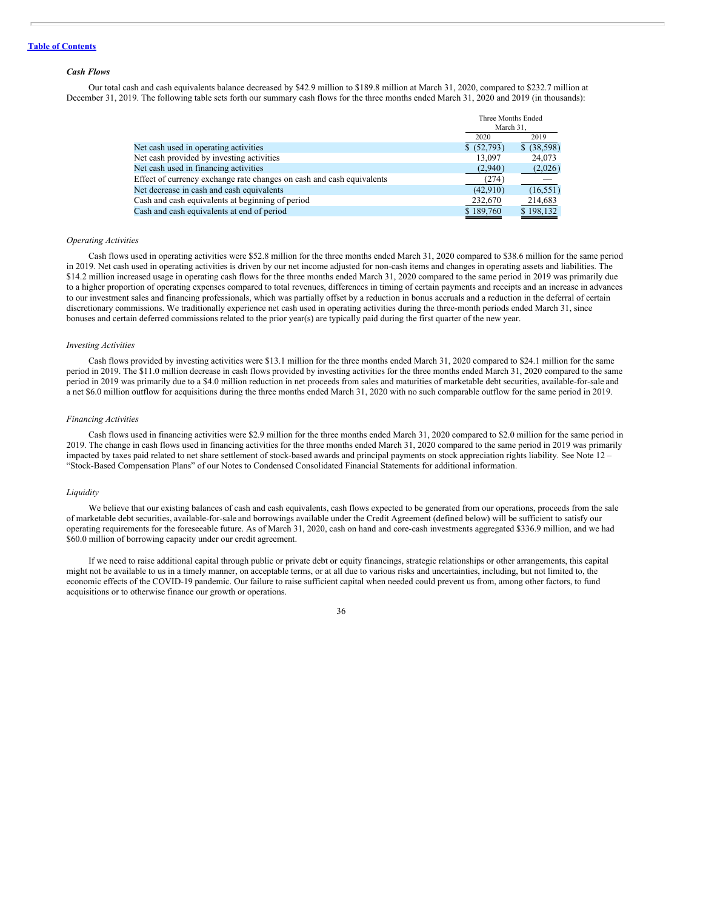### *Cash Flows*

Our total cash and cash equivalents balance decreased by $42.9 million to $189.8 million at March 31, 2020, compared to $232.7 million at December 31, 2019. The following table sets forth our summary cash flows for the three months ended March 31, 2020 and 2019 (in thousands):

| | Three Months Ended March 31, | |
|---|---|---|
| | 2020 | 2019 |
| Net cash used in operating activities | $ (52,793) | $ (38,598) |
| Net cash provided by investing activities | 13,097 | 24,073 |
| Net cash used in financing activities | (2,940) | (2,026) |
| Effect of currency exchange rate changes on cash and cash equivalents | (274) | — |
| Net decrease in cash and cash equivalents | (42,910) | (16,551) |
| Cash and cash equivalents at beginning of period | 232,670 | 214,683 |
| Cash and cash equivalents at end of period | $ 189,760 | $ 198,132 |

*Operating Activities*

Cash flows used in operating activities were $52.8 million for the three months ended March 31, 2020 compared to $38.6 million for the same period in 2019. Net cash used in operating activities is driven by our net income adjusted for non-cash items and changes in operating assets and liabilities. The $14.2 million increased usage in operating cash flows for the three months ended March 31, 2020 compared to the same period in 2019 was primarily due to a higher proportion of operating expenses compared to total revenues, differences in timing of certain payments and receipts and an increase in advances to our investment sales and financing professionals, which was partially offset by a reduction in bonus accruals and a reduction in the deferral of certain discretionary commissions. We traditionally experience net cash used in operating activities during the three-month periods ended March 31, since bonuses and certain deferred commissions related to the prior year(s) are typically paid during the first quarter of the new year.

*Investing Activities*

Cash flows provided by investing activities were $13.1 million for the three months ended March 31, 2020 compared to $24.1 million for the same period in 2019. The $11.0 million decrease in cash flows provided by investing activities for the three months ended March 31, 2020 compared to the same period in 2019 was primarily due to a $4.0 million reduction in net proceeds from sales and maturities of marketable debt securities, available-for-sale and a net $6.0 million outflow for acquisitions during the three months ended March 31, 2020 with no such comparable outflow for the same period in 2019.

*Financing Activities*

Cash flows used in financing activities were $2.9 million for the three months ended March 31, 2020 compared to $2.0 million for the same period in 2019. The change in cash flows used in financing activities for the three months ended March 31, 2020 compared to the same period in 2019 was primarily impacted by taxes paid related to net share settlement of stock-based awards and principal payments on stock appreciation rights liability. See Note 12 – "Stock-Based Compensation Plans" of our Notes to Condensed Consolidated Financial Statements for additional information.

*Liquidity*

We believe that our existing balances of cash and cash equivalents, cash flows expected to be generated from our operations, proceeds from the sale of marketable debt securities, available-for-sale and borrowings available under the Credit Agreement (defined below) will be sufficient to satisfy our operating requirements for the foreseeable future. As of March 31, 2020, cash on hand and core-cash investments aggregated $336.9 million, and we had $60.0 million of borrowing capacity under our credit agreement.

If we need to raise additional capital through public or private debt or equity financings, strategic relationships or other arrangements, this capital might not be available to us in a timely manner, on acceptable terms, or at all due to various risks and uncertainties, including, but not limited to, the economic effects of the COVID-19 pandemic. Our failure to raise sufficient capital when needed could prevent us from, among other factors, to fund acquisitions or to otherwise finance our growth or operations.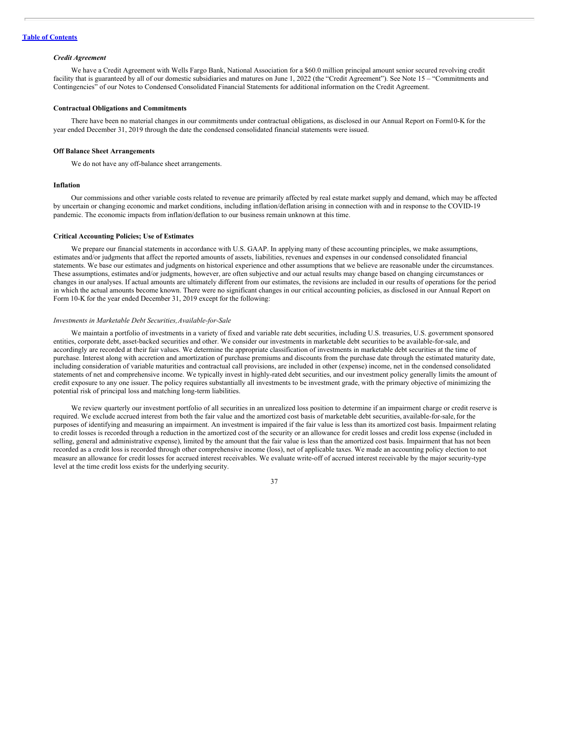### *Credit Agreement*

We have a Credit Agreement with Wells Fargo Bank, National Association for a $60.0 million principal amount senior secured revolving credit facility that is guaranteed by all of our domestic subsidiaries and matures on June 1, 2022 (the "Credit Agreement"). See Note 15 – "Commitments and Contingencies" of our Notes to Condensed Consolidated Financial Statements for additional information on the Credit Agreement.

### Contractual Obligations and Commitments

There have been no material changes in our commitments under contractual obligations, as disclosed in our Annual Report on Form10-K for the year ended December 31, 2019 through the date the condensed consolidated financial statements were issued.

### Off Balance Sheet Arrangements

We do not have any off-balance sheet arrangements.

### Inflation

Our commissions and other variable costs related to revenue are primarily affected by real estate market supply and demand, which may be affected by uncertain or changing economic and market conditions, including inflation/deflation arising in connection with and in response to the COVID-19 pandemic. The economic impacts from inflation/deflation to our business remain unknown at this time.

### Critical Accounting Policies; Use of Estimates

We prepare our financial statements in accordance with U.S. GAAP. In applying many of these accounting principles, we make assumptions, estimates and/or judgments that affect the reported amounts of assets, liabilities, revenues and expenses in our condensed consolidated financial statements. We base our estimates and judgments on historical experience and other assumptions that we believe are reasonable under the circumstances. These assumptions, estimates and/or judgments, however, are often subjective and our actual results may change based on changing circumstances or changes in our analyses. If actual amounts are ultimately different from our estimates, the revisions are included in our results of operations for the period in which the actual amounts become known. There were no significant changes in our critical accounting policies, as disclosed in our Annual Report on Form 10-K for the year ended December 31, 2019 except for the following:

#### *Investments in Marketable Debt Securities, Available-for-Sale*

We maintain a portfolio of investments in a variety of fixed and variable rate debt securities, including U.S. treasuries, U.S. government sponsored entities, corporate debt, asset-backed securities and other. We consider our investments in marketable debt securities to be available-for-sale, and accordingly are recorded at their fair values. We determine the appropriate classification of investments in marketable debt securities at the time of purchase. Interest along with accretion and amortization of purchase premiums and discounts from the purchase date through the estimated maturity date, including consideration of variable maturities and contractual call provisions, are included in other (expense) income, net in the condensed consolidated statements of net and comprehensive income. We typically invest in highly-rated debt securities, and our investment policy generally limits the amount of credit exposure to any one issuer. The policy requires substantially all investments to be investment grade, with the primary objective of minimizing the potential risk of principal loss and matching long-term liabilities.

We review quarterly our investment portfolio of all securities in an unrealized loss position to determine if an impairment charge or credit reserve is required. We exclude accrued interest from both the fair value and the amortized cost basis of marketable debt securities, available-for-sale, for the purposes of identifying and measuring an impairment. An investment is impaired if the fair value is less than its amortized cost basis. Impairment relating to credit losses is recorded through a reduction in the amortized cost of the security or an allowance for credit losses and credit loss expense (included in selling, general and administrative expense), limited by the amount that the fair value is less than the amortized cost basis. Impairment that has not been recorded as a credit loss is recorded through other comprehensive income (loss), net of applicable taxes. We made an accounting policy election to not measure an allowance for credit losses for accrued interest receivables. We evaluate write-off of accrued interest receivable by the major security-type level at the time credit loss exists for the underlying security.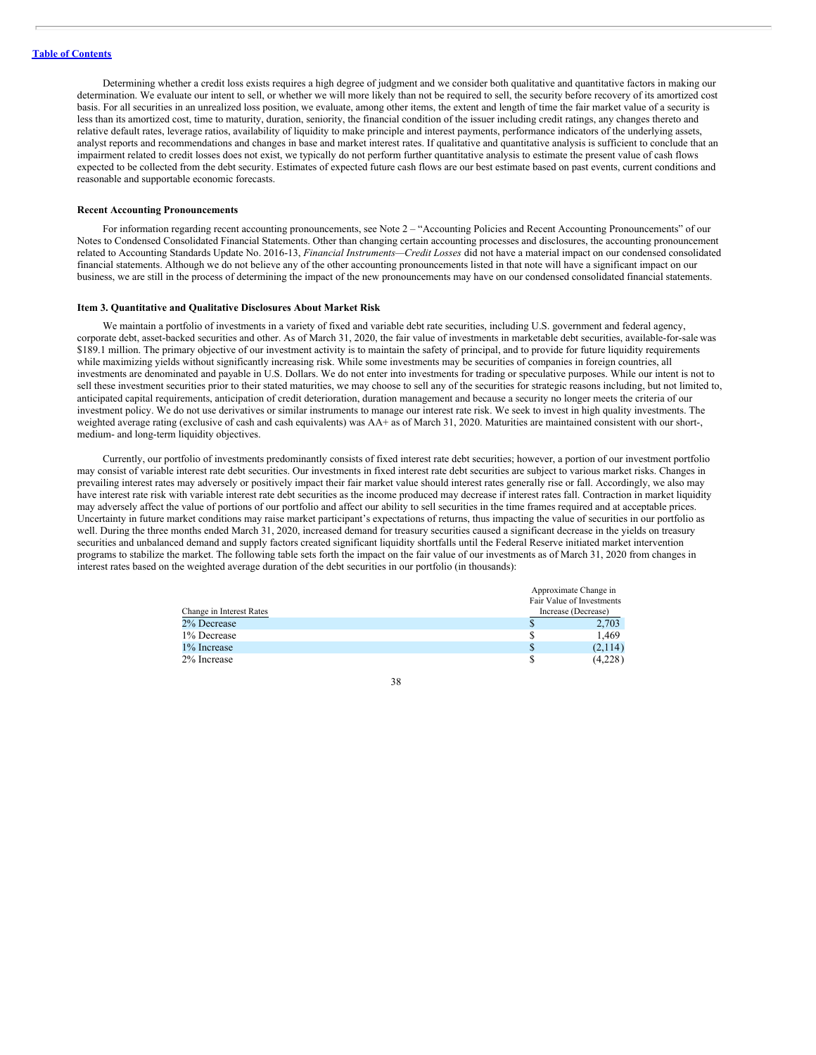Determining whether a credit loss exists requires a high degree of judgment and we consider both qualitative and quantitative factors in making our determination. We evaluate our intent to sell, or whether we will more likely than not be required to sell, the security before recovery of its amortized cost basis. For all securities in an unrealized loss position, we evaluate, among other items, the extent and length of time the fair market value of a security is less than its amortized cost, time to maturity, duration, seniority, the financial condition of the issuer including credit ratings, any changes thereto and relative default rates, leverage ratios, availability of liquidity to make principle and interest payments, performance indicators of the underlying assets, analyst reports and recommendations and changes in base and market interest rates. If qualitative and quantitative analysis is sufficient to conclude that an impairment related to credit losses does not exist, we typically do not perform further quantitative analysis to estimate the present value of cash flows expected to be collected from the debt security. Estimates of expected future cash flows are our best estimate based on past events, current conditions and reasonable and supportable economic forecasts.

**Recent Accounting Pronouncements**

For information regarding recent accounting pronouncements, see Note 2 – "Accounting Policies and Recent Accounting Pronouncements" of our Notes to Condensed Consolidated Financial Statements. Other than changing certain accounting processes and disclosures, the accounting pronouncement related to Accounting Standards Update No. 2016-13, *Financial Instruments—Credit Losses* did not have a material impact on our condensed consolidated financial statements. Although we do not believe any of the other accounting pronouncements listed in that note will have a significant impact on our business, we are still in the process of determining the impact of the new pronouncements may have on our condensed consolidated financial statements.

## Item 3. Quantitative and Qualitative Disclosures About Market Risk

We maintain a portfolio of investments in a variety of fixed and variable debt rate securities, including U.S. government and federal agency, corporate debt, asset-backed securities and other. As of March 31, 2020, the fair value of investments in marketable debt securities, available-for-sale was $189.1 million. The primary objective of our investment activity is to maintain the safety of principal, and to provide for future liquidity requirements while maximizing yields without significantly increasing risk. While some investments may be securities of companies in foreign countries, all investments are denominated and payable in U.S. Dollars. We do not enter into investments for trading or speculative purposes. While our intent is not to sell these investment securities prior to their stated maturities, we may choose to sell any of the securities for strategic reasons including, but not limited to, anticipated capital requirements, anticipation of credit deterioration, duration management and because a security no longer meets the criteria of our investment policy. We do not use derivatives or similar instruments to manage our interest rate risk. We seek to invest in high quality investments. The weighted average rating (exclusive of cash and cash equivalents) was AA+ as of March 31, 2020. Maturities are maintained consistent with our short-, medium- and long-term liquidity objectives.

Currently, our portfolio of investments predominantly consists of fixed interest rate debt securities; however, a portion of our investment portfolio may consist of variable interest rate debt securities. Our investments in fixed interest rate debt securities are subject to various market risks. Changes in prevailing interest rates may adversely or positively impact their fair market value should interest rates generally rise or fall. Accordingly, we also may have interest rate risk with variable interest rate debt securities as the income produced may decrease if interest rates fall. Contraction in market liquidity may adversely affect the value of portions of our portfolio and affect our ability to sell securities in the time frames required and at acceptable prices. Uncertainty in future market conditions may raise market participant's expectations of returns, thus impacting the value of securities in our portfolio as well. During the three months ended March 31, 2020, increased demand for treasury securities caused a significant decrease in the yields on treasury securities and unbalanced demand and supply factors created significant liquidity shortfalls until the Federal Reserve initiated market intervention programs to stabilize the market. The following table sets forth the impact on the fair value of our investments as of March 31, 2020 from changes in interest rates based on the weighted average duration of the debt securities in our portfolio (in thousands):

| Change in Interest Rates | Approximate Change in Fair Value of Investments Increase (Decrease) |
|---|---|
| 2% Decrease | $ 2,703 |
| 1% Decrease | $ 1,469 |
| 1% Increase | $ (2,114) |
| 2% Increase | $ (4,228) |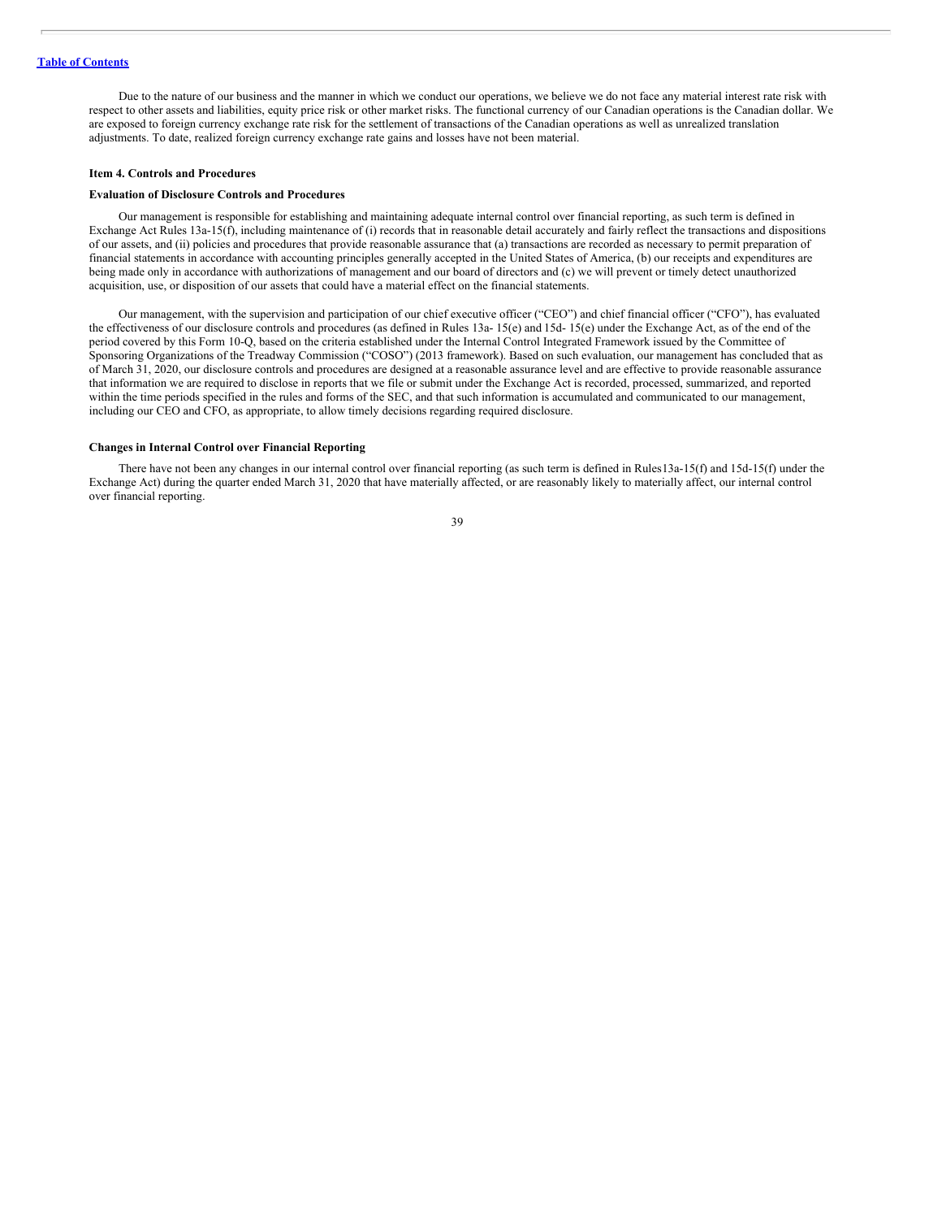Due to the nature of our business and the manner in which we conduct our operations, we believe we do not face any material interest rate risk with respect to other assets and liabilities, equity price risk or other market risks. The functional currency of our Canadian operations is the Canadian dollar. We are exposed to foreign currency exchange rate risk for the settlement of transactions of the Canadian operations as well as unrealized translation adjustments. To date, realized foreign currency exchange rate gains and losses have not been material.

**Item 4. Controls and Procedures**

**Evaluation of Disclosure Controls and Procedures**

Our management is responsible for establishing and maintaining adequate internal control over financial reporting, as such term is defined in Exchange Act Rules 13a-15(f), including maintenance of (i) records that in reasonable detail accurately and fairly reflect the transactions and dispositions of our assets, and (ii) policies and procedures that provide reasonable assurance that (a) transactions are recorded as necessary to permit preparation of financial statements in accordance with accounting principles generally accepted in the United States of America, (b) our receipts and expenditures are being made only in accordance with authorizations of management and our board of directors and (c) we will prevent or timely detect unauthorized acquisition, use, or disposition of our assets that could have a material effect on the financial statements.

Our management, with the supervision and participation of our chief executive officer ("CEO") and chief financial officer ("CFO"), has evaluated the effectiveness of our disclosure controls and procedures (as defined in Rules 13a- 15(e) and 15d- 15(e) under the Exchange Act, as of the end of the period covered by this Form 10-Q, based on the criteria established under the Internal Control Integrated Framework issued by the Committee of Sponsoring Organizations of the Treadway Commission ("COSO") (2013 framework). Based on such evaluation, our management has concluded that as of March 31, 2020, our disclosure controls and procedures are designed at a reasonable assurance level and are effective to provide reasonable assurance that information we are required to disclose in reports that we file or submit under the Exchange Act is recorded, processed, summarized, and reported within the time periods specified in the rules and forms of the SEC, and that such information is accumulated and communicated to our management, including our CEO and CFO, as appropriate, to allow timely decisions regarding required disclosure.

**Changes in Internal Control over Financial Reporting**

There have not been any changes in our internal control over financial reporting (as such term is defined in Rules13a-15(f) and 15d-15(f) under the Exchange Act) during the quarter ended March 31, 2020 that have materially affected, or are reasonably likely to materially affect, our internal control over financial reporting.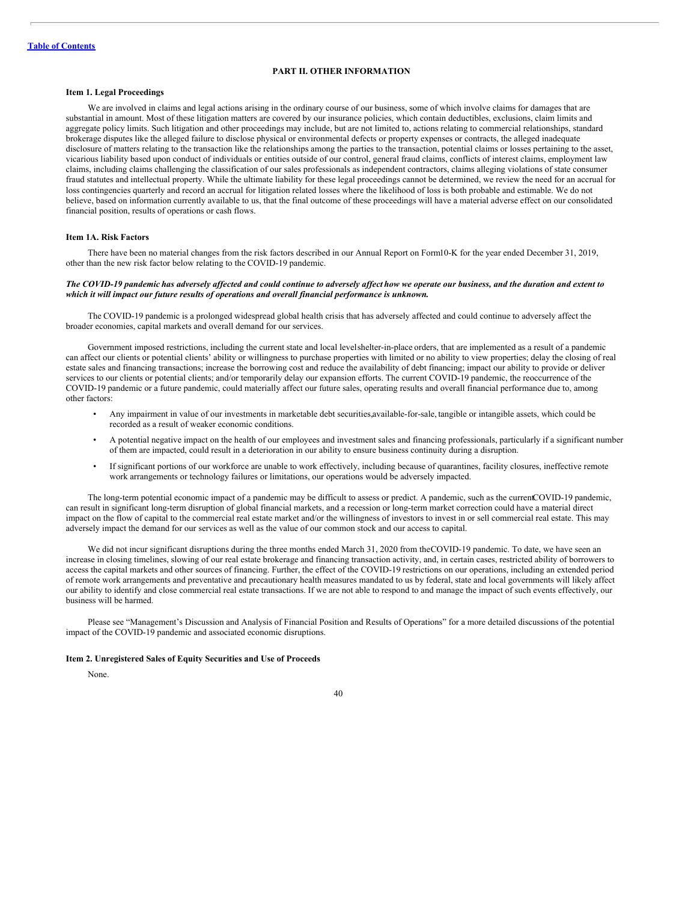Table of Contents

# PART II. OTHER INFORMATION

## Item 1. Legal Proceedings

We are involved in claims and legal actions arising in the ordinary course of our business, some of which involve claims for damages that are substantial in amount. Most of these litigation matters are covered by our insurance policies, which contain deductibles, exclusions, claim limits and aggregate policy limits. Such litigation and other proceedings may include, but are not limited to, actions relating to commercial relationships, standard brokerage disputes like the alleged failure to disclose physical or environmental defects or property expenses or contracts, the alleged inadequate disclosure of matters relating to the transaction like the relationships among the parties to the transaction, potential claims or losses pertaining to the asset, vicarious liability based upon conduct of individuals or entities outside of our control, general fraud claims, conflicts of interest claims, employment law claims, including claims challenging the classification of our sales professionals as independent contractors, claims alleging violations of state consumer fraud statutes and intellectual property. While the ultimate liability for these legal proceedings cannot be determined, we review the need for an accrual for loss contingencies quarterly and record an accrual for litigation related losses where the likelihood of loss is both probable and estimable. We do not believe, based on information currently available to us, that the final outcome of these proceedings will have a material adverse effect on our consolidated financial position, results of operations or cash flows.

## Item 1A. Risk Factors

There have been no material changes from the risk factors described in our Annual Report on Form 10-K for the year ended December 31, 2019, other than the new risk factor below relating to the COVID-19 pandemic.

***The COVID-19 pandemic has adversely affected and could continue to adversely affect how we operate our business, and the duration and extent to which it will impact our future results of operations and overall financial performance is unknown.***

The COVID-19 pandemic is a prolonged widespread global health crisis that has adversely affected and could continue to adversely affect the broader economies, capital markets and overall demand for our services.

Government imposed restrictions, including the current state and local level shelter-in-place orders, that are implemented as a result of a pandemic can affect our clients or potential clients' ability or willingness to purchase properties with limited or no ability to view properties; delay the closing of real estate sales and financing transactions; increase the borrowing cost and reduce the availability of debt financing; impact our ability to provide or deliver services to our clients or potential clients; and/or temporarily delay our expansion efforts. The current COVID-19 pandemic, the reoccurrence of the COVID-19 pandemic or a future pandemic, could materially affect our future sales, operating results and overall financial performance due to, among other factors:

- Any impairment in value of our investments in marketable debt securities, available-for-sale, tangible or intangible assets, which could be recorded as a result of weaker economic conditions.
- A potential negative impact on the health of our employees and investment sales and financing professionals, particularly if a significant number of them are impacted, could result in a deterioration in our ability to ensure business continuity during a disruption.
- If significant portions of our workforce are unable to work effectively, including because of quarantines, facility closures, ineffective remote work arrangements or technology failures or limitations, our operations would be adversely impacted.

The long-term potential economic impact of a pandemic may be difficult to assess or predict. A pandemic, such as the current COVID-19 pandemic, can result in significant long-term disruption of global financial markets, and a recession or long-term market correction could have a material direct impact on the flow of capital to the commercial real estate market and/or the willingness of investors to invest in or sell commercial real estate. This may adversely impact the demand for our services as well as the value of our common stock and our access to capital.

We did not incur significant disruptions during the three months ended March 31, 2020 from the COVID-19 pandemic. To date, we have seen an increase in closing timelines, slowing of our real estate brokerage and financing transaction activity, and, in certain cases, restricted ability of borrowers to access the capital markets and other sources of financing. Further, the effect of the COVID-19 restrictions on our operations, including an extended period of remote work arrangements and preventative and precautionary health measures mandated to us by federal, state and local governments will likely affect our ability to identify and close commercial real estate transactions. If we are not able to respond to and manage the impact of such events effectively, our business will be harmed.

Please see "Management's Discussion and Analysis of Financial Position and Results of Operations" for a more detailed discussions of the potential impact of the COVID-19 pandemic and associated economic disruptions.

## Item 2. Unregistered Sales of Equity Securities and Use of Proceeds

None.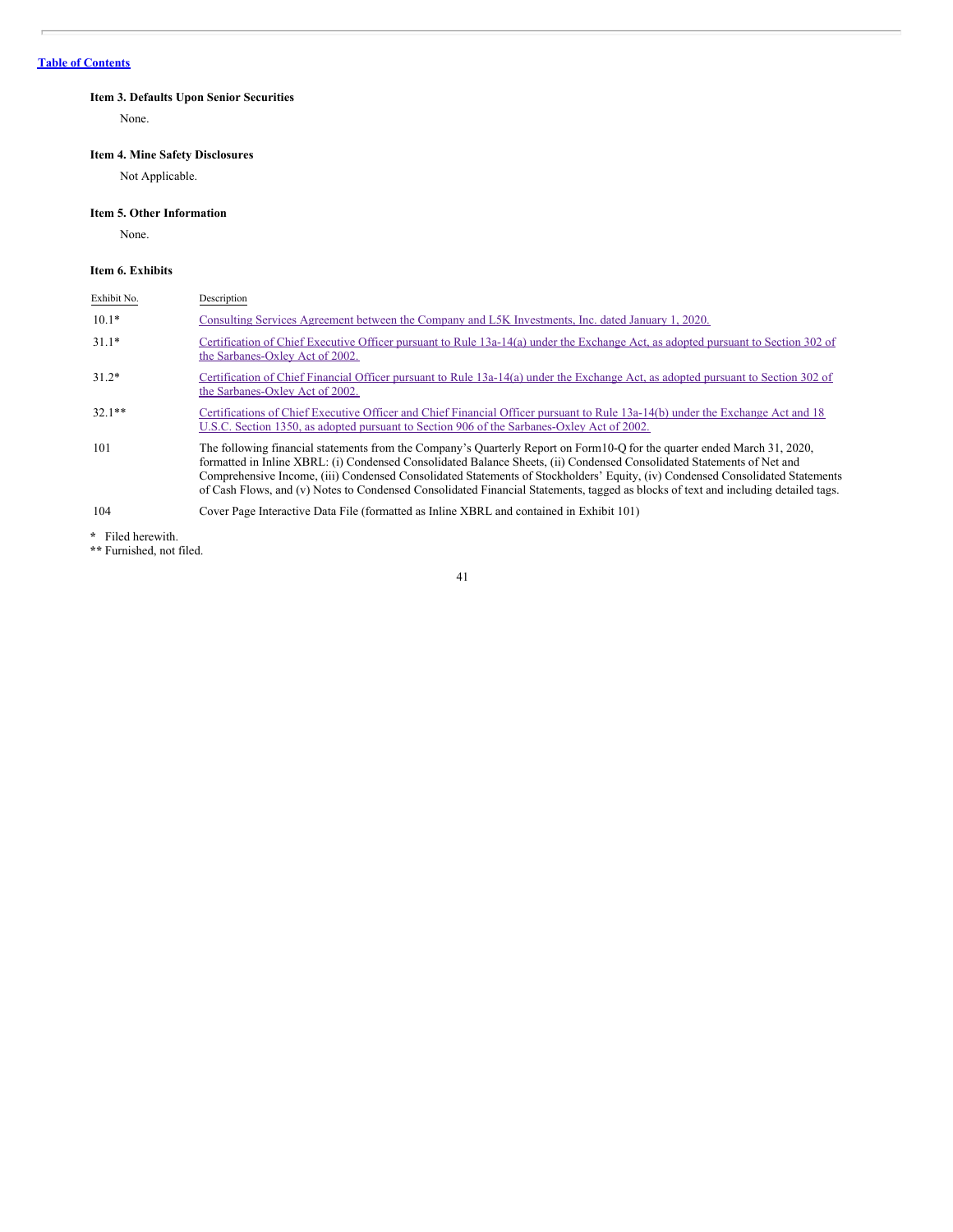[Table of Contents]

### Item 3. Defaults Upon Senior Securities

None.

### Item 4. Mine Safety Disclosures

Not Applicable.

### Item 5. Other Information

None.

### Item 6. Exhibits

| Exhibit No. | Description |
| --- | --- |
| 10.1* | Consulting Services Agreement between the Company and L5K Investments, Inc. dated January 1, 2020. |
| 31.1* | Certification of Chief Executive Officer pursuant to Rule 13a-14(a) under the Exchange Act, as adopted pursuant to Section 302 of the Sarbanes-Oxley Act of 2002. |
| 31.2* | Certification of Chief Financial Officer pursuant to Rule 13a-14(a) under the Exchange Act, as adopted pursuant to Section 302 of the Sarbanes-Oxley Act of 2002. |
| 32.1** | Certifications of Chief Executive Officer and Chief Financial Officer pursuant to Rule 13a-14(b) under the Exchange Act and 18 U.S.C. Section 1350, as adopted pursuant to Section 906 of the Sarbanes-Oxley Act of 2002. |
| 101 | The following financial statements from the Company's Quarterly Report on Form10-Q for the quarter ended March 31, 2020, formatted in Inline XBRL: (i) Condensed Consolidated Balance Sheets, (ii) Condensed Consolidated Statements of Net and Comprehensive Income, (iii) Condensed Consolidated Statements of Stockholders' Equity, (iv) Condensed Consolidated Statements of Cash Flows, and (v) Notes to Condensed Consolidated Financial Statements, tagged as blocks of text and including detailed tags. |
| 104 | Cover Page Interactive Data File (formatted as Inline XBRL and contained in Exhibit 101) |

\* Filed herewith.

\*\* Furnished, not filed.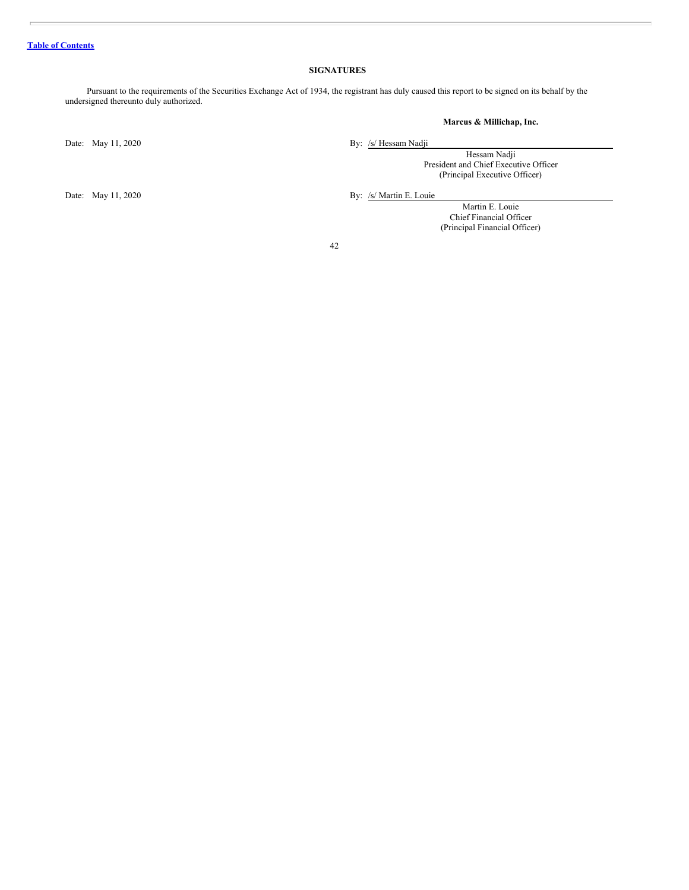[Table of Contents](#)

## SIGNATURES

Pursuant to the requirements of the Securities Exchange Act of 1934, the registrant has duly caused this report to be signed on its behalf by the undersigned thereunto duly authorized.

**Marcus & Millichap, Inc.**

Date: May 11, 2020

By: /s/ Hessam Nadji

Hessam Nadji
President and Chief Executive Officer
(Principal Executive Officer)

Date: May 11, 2020

By: /s/ Martin E. Louie

Martin E. Louie
Chief Financial Officer
(Principal Financial Officer)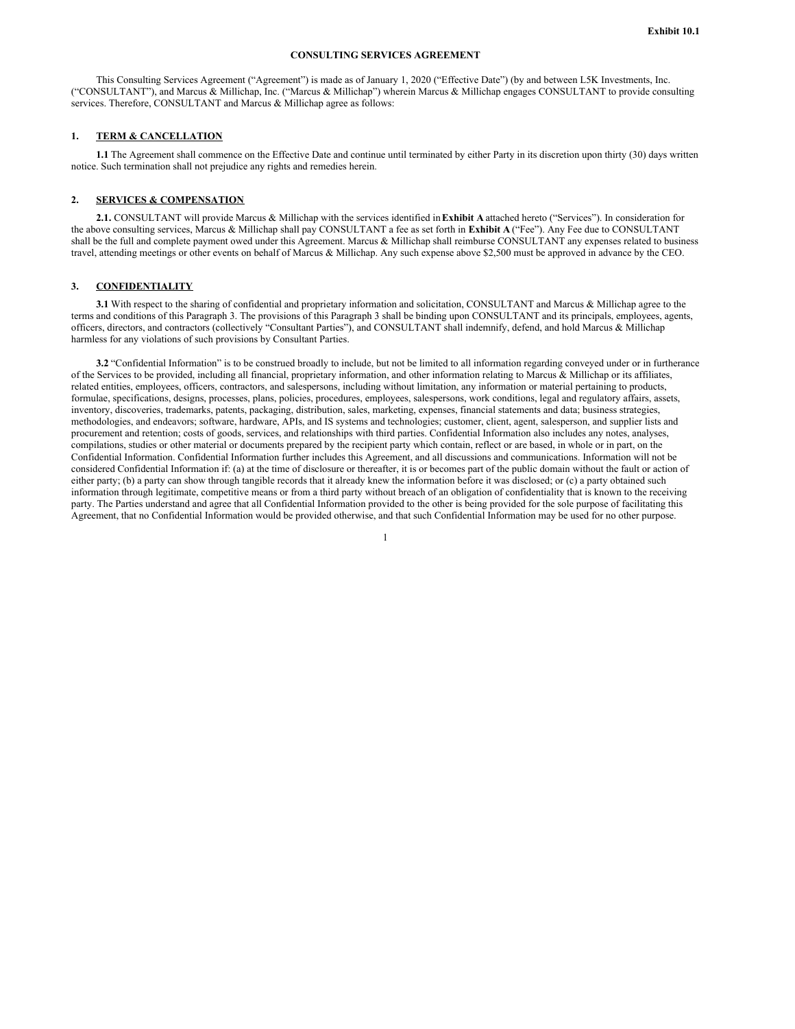Exhibit 10.1

# CONSULTING SERVICES AGREEMENT

This Consulting Services Agreement ("Agreement") is made as of January 1, 2020 ("Effective Date") (by and between L5K Investments, Inc. ("CONSULTANT"), and Marcus & Millichap, Inc. ("Marcus & Millichap") wherein Marcus & Millichap engages CONSULTANT to provide consulting services. Therefore, CONSULTANT and Marcus & Millichap agree as follows:

## 1. TERM & CANCELLATION

**1.1** The Agreement shall commence on the Effective Date and continue until terminated by either Party in its discretion upon thirty (30) days written notice. Such termination shall not prejudice any rights and remedies herein.

## 2. SERVICES & COMPENSATION

**2.1.** CONSULTANT will provide Marcus & Millichap with the services identified in **Exhibit A** attached hereto ("Services"). In consideration for the above consulting services, Marcus & Millichap shall pay CONSULTANT a fee as set forth in **Exhibit A** ("Fee"). Any Fee due to CONSULTANT shall be the full and complete payment owed under this Agreement. Marcus & Millichap shall reimburse CONSULTANT any expenses related to business travel, attending meetings or other events on behalf of Marcus & Millichap. Any such expense above $2,500 must be approved in advance by the CEO.

## 3. CONFIDENTIALITY

**3.1** With respect to the sharing of confidential and proprietary information and solicitation, CONSULTANT and Marcus & Millichap agree to the terms and conditions of this Paragraph 3. The provisions of this Paragraph 3 shall be binding upon CONSULTANT and its principals, employees, agents, officers, directors, and contractors (collectively "Consultant Parties"), and CONSULTANT shall indemnify, defend, and hold Marcus & Millichap harmless for any violations of such provisions by Consultant Parties.

**3.2** "Confidential Information" is to be construed broadly to include, but not be limited to all information regarding conveyed under or in furtherance of the Services to be provided, including all financial, proprietary information, and other information relating to Marcus & Millichap or its affiliates, related entities, employees, officers, contractors, and salespersons, including without limitation, any information or material pertaining to products, formulae, specifications, designs, processes, plans, policies, procedures, employees, salespersons, work conditions, legal and regulatory affairs, assets, inventory, discoveries, trademarks, patents, packaging, distribution, sales, marketing, expenses, financial statements and data; business strategies, methodologies, and endeavors; software, hardware, APIs, and IS systems and technologies; customer, client, agent, salesperson, and supplier lists and procurement and retention; costs of goods, services, and relationships with third parties. Confidential Information also includes any notes, analyses, compilations, studies or other material or documents prepared by the recipient party which contain, reflect or are based, in whole or in part, on the Confidential Information. Confidential Information further includes this Agreement, and all discussions and communications. Information will not be considered Confidential Information if: (a) at the time of disclosure or thereafter, it is or becomes part of the public domain without the fault or action of either party; (b) a party can show through tangible records that it already knew the information before it was disclosed; or (c) a party obtained such information through legitimate, competitive means or from a third party without breach of an obligation of confidentiality that is known to the receiving party. The Parties understand and agree that all Confidential Information provided to the other is being provided for the sole purpose of facilitating this Agreement, that no Confidential Information would be provided otherwise, and that such Confidential Information may be used for no other purpose.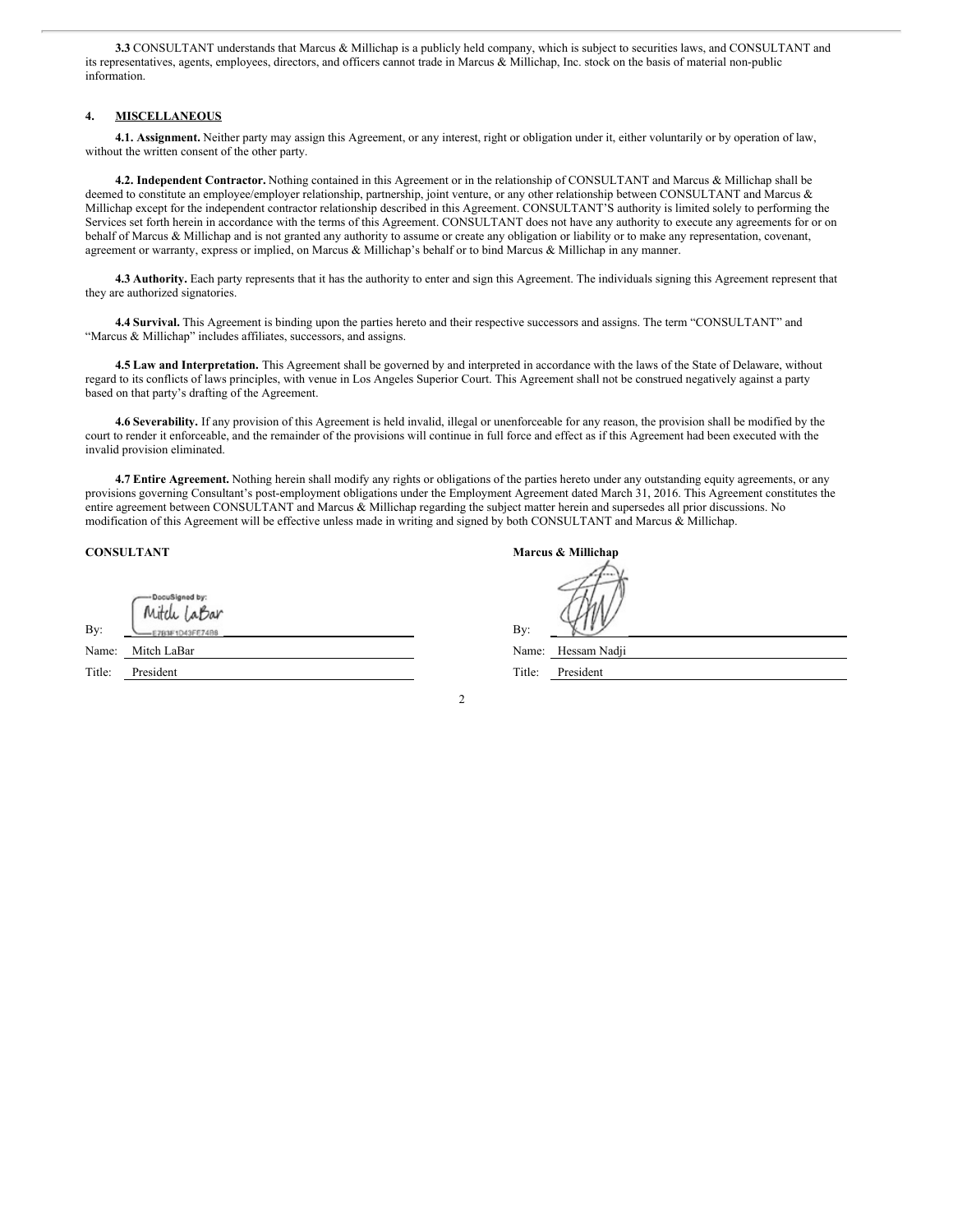**3.3** CONSULTANT understands that Marcus & Millichap is a publicly held company, which is subject to securities laws, and CONSULTANT and its representatives, agents, employees, directors, and officers cannot trade in Marcus & Millichap, Inc. stock on the basis of material non-public information.

**4. MISCELLANEOUS**

**4.1. Assignment.** Neither party may assign this Agreement, or any interest, right or obligation under it, either voluntarily or by operation of law, without the written consent of the other party.

**4.2. Independent Contractor.** Nothing contained in this Agreement or in the relationship of CONSULTANT and Marcus & Millichap shall be deemed to constitute an employee/employer relationship, partnership, joint venture, or any other relationship between CONSULTANT and Marcus & Millichap except for the independent contractor relationship described in this Agreement. CONSULTANT'S authority is limited solely to performing the Services set forth herein in accordance with the terms of this Agreement. CONSULTANT does not have any authority to execute any agreements for or on behalf of Marcus & Millichap and is not granted any authority to assume or create any obligation or liability or to make any representation, covenant, agreement or warranty, express or implied, on Marcus & Millichap's behalf or to bind Marcus & Millichap in any manner.

**4.3 Authority.** Each party represents that it has the authority to enter and sign this Agreement. The individuals signing this Agreement represent that they are authorized signatories.

**4.4 Survival.** This Agreement is binding upon the parties hereto and their respective successors and assigns. The term "CONSULTANT" and "Marcus & Millichap" includes affiliates, successors, and assigns.

**4.5 Law and Interpretation.** This Agreement shall be governed by and interpreted in accordance with the laws of the State of Delaware, without regard to its conflicts of laws principles, with venue in Los Angeles Superior Court. This Agreement shall not be construed negatively against a party based on that party's drafting of the Agreement.

**4.6 Severability.** If any provision of this Agreement is held invalid, illegal or unenforceable for any reason, the provision shall be modified by the court to render it enforceable, and the remainder of the provisions will continue in full force and effect as if this Agreement had been executed with the invalid provision eliminated.

**4.7 Entire Agreement.** Nothing herein shall modify any rights or obligations of the parties hereto under any outstanding equity agreements, or any provisions governing Consultant's post-employment obligations under the Employment Agreement dated March 31, 2016. This Agreement constitutes the entire agreement between CONSULTANT and Marcus & Millichap regarding the subject matter herein and supersedes all prior discussions. No modification of this Agreement will be effective unless made in writing and signed by both CONSULTANT and Marcus & Millichap.

**CONSULTANT**

By: DocuSigned by: Mitch LaBar E7B3F1D43FE7498

Name: Mitch LaBar

Title: President

**Marcus & Millichap**

By:

Name: Hessam Nadji

Title: President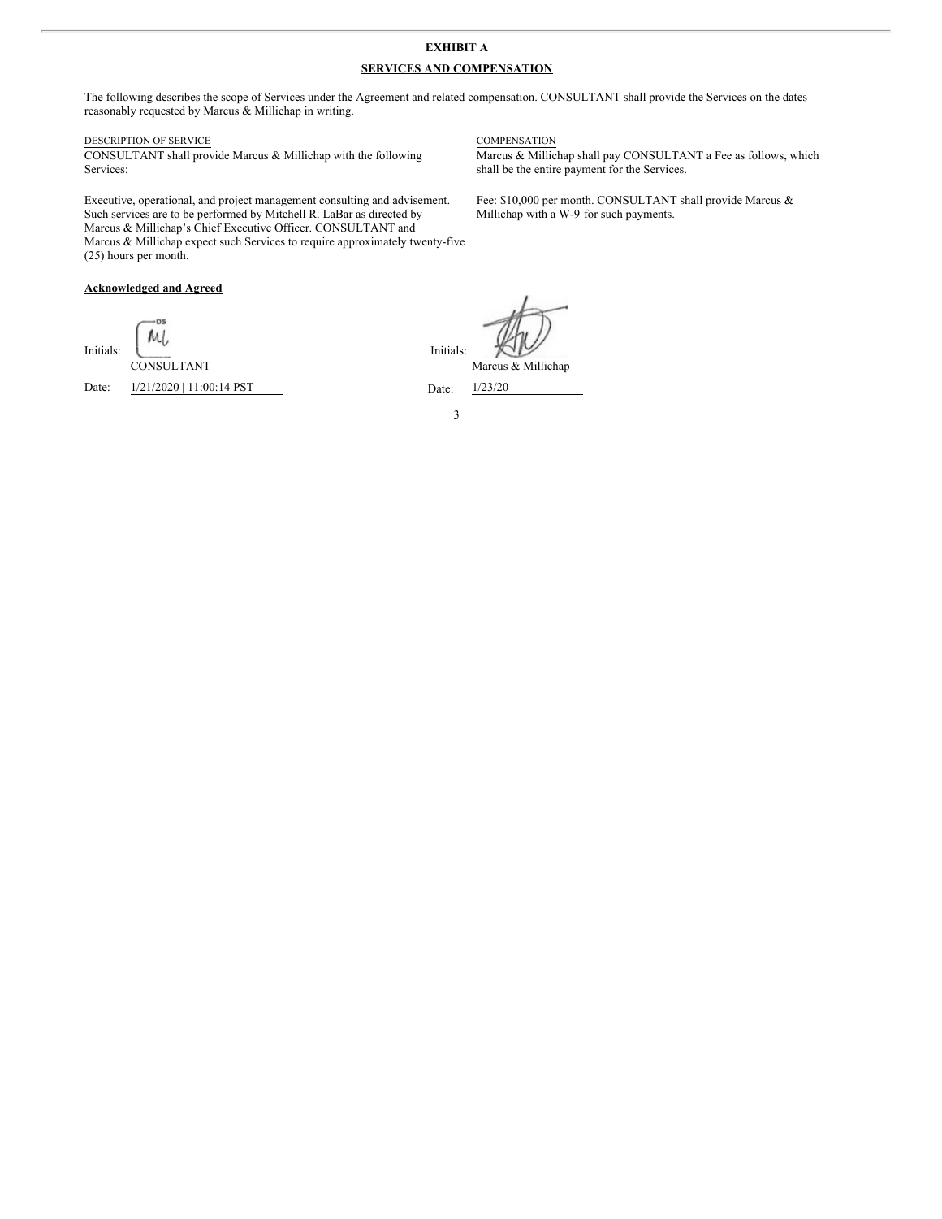# EXHIBIT A

## SERVICES AND COMPENSATION

The following describes the scope of Services under the Agreement and related compensation. CONSULTANT shall provide the Services on the dates reasonably requested by Marcus & Millichap in writing.

| DESCRIPTION OF SERVICE | COMPENSATION |
|---|---|
| CONSULTANT shall provide Marcus & Millichap with the following Services: | Marcus & Millichap shall pay CONSULTANT a Fee as follows, which shall be the entire payment for the Services. |
| Executive, operational, and project management consulting and advisement. Such services are to be performed by Mitchell R. LaBar as directed by Marcus & Millichap's Chief Executive Officer. CONSULTANT and Marcus & Millichap expect such Services to require approximately twenty-five (25) hours per month. | Fee: $10,000 per month. CONSULTANT shall provide Marcus & Millichap with a W-9 for such payments. |

**Acknowledged and Agreed**

Initials: ML
CONSULTANT

Date: 1/21/2020 | 11:00:14 PST

Initials: [signature]
Marcus & Millichap

Date: 1/23/20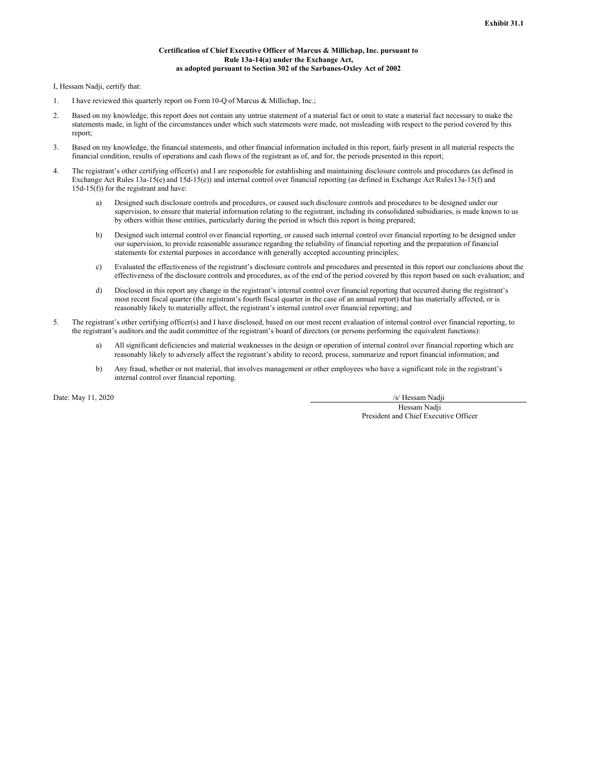**Exhibit 31.1**

**Certification of Chief Executive Officer of Marcus & Millichap, Inc. pursuant to Rule 13a-14(a) under the Exchange Act, as adopted pursuant to Section 302 of the Sarbanes-Oxley Act of 2002**

I, Hessam Nadji, certify that:

1. I have reviewed this quarterly report on Form 10-Q of Marcus & Millichap, Inc.;
2. Based on my knowledge, this report does not contain any untrue statement of a material fact or omit to state a material fact necessary to make the statements made, in light of the circumstances under which such statements were made, not misleading with respect to the period covered by this report;
3. Based on my knowledge, the financial statements, and other financial information included in this report, fairly present in all material respects the financial condition, results of operations and cash flows of the registrant as of, and for, the periods presented in this report;
4. The registrant's other certifying officer(s) and I are responsible for establishing and maintaining disclosure controls and procedures (as defined in Exchange Act Rules 13a-15(e) and 15d-15(e)) and internal control over financial reporting (as defined in Exchange Act Rules13a-15(f) and 15d-15(f)) for the registrant and have:
    a) Designed such disclosure controls and procedures, or caused such disclosure controls and procedures to be designed under our supervision, to ensure that material information relating to the registrant, including its consolidated subsidiaries, is made known to us by others within those entities, particularly during the period in which this report is being prepared;
    b) Designed such internal control over financial reporting, or caused such internal control over financial reporting to be designed under our supervision, to provide reasonable assurance regarding the reliability of financial reporting and the preparation of financial statements for external purposes in accordance with generally accepted accounting principles;
    c) Evaluated the effectiveness of the registrant's disclosure controls and procedures and presented in this report our conclusions about the effectiveness of the disclosure controls and procedures, as of the end of the period covered by this report based on such evaluation; and
    d) Disclosed in this report any change in the registrant's internal control over financial reporting that occurred during the registrant's most recent fiscal quarter (the registrant's fourth fiscal quarter in the case of an annual report) that has materially affected, or is reasonably likely to materially affect, the registrant's internal control over financial reporting; and
5. The registrant's other certifying officer(s) and I have disclosed, based on our most recent evaluation of internal control over financial reporting, to the registrant's auditors and the audit committee of the registrant's board of directors (or persons performing the equivalent functions):
    a) All significant deficiencies and material weaknesses in the design or operation of internal control over financial reporting which are reasonably likely to adversely affect the registrant's ability to record, process, summarize and report financial information; and
    b) Any fraud, whether or not material, that involves management or other employees who have a significant role in the registrant's internal control over financial reporting.

Date: May 11, 2020

/s/ Hessam Nadji
Hessam Nadji
President and Chief Executive Officer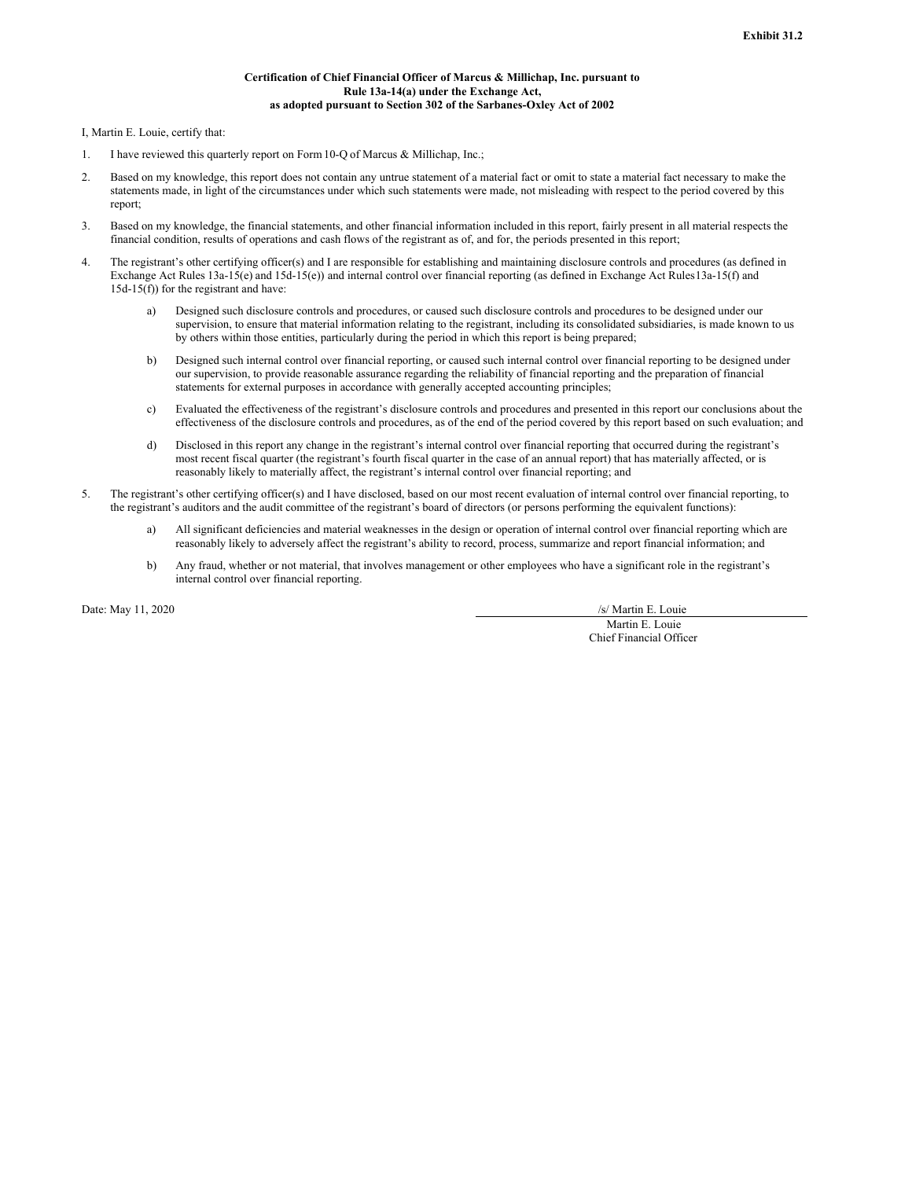**Exhibit 31.2**

**Certification of Chief Financial Officer of Marcus & Millichap, Inc. pursuant to Rule 13a-14(a) under the Exchange Act, as adopted pursuant to Section 302 of the Sarbanes-Oxley Act of 2002**

I, Martin E. Louie, certify that:

1. I have reviewed this quarterly report on Form 10-Q of Marcus & Millichap, Inc.;
2. Based on my knowledge, this report does not contain any untrue statement of a material fact or omit to state a material fact necessary to make the statements made, in light of the circumstances under which such statements were made, not misleading with respect to the period covered by this report;
3. Based on my knowledge, the financial statements, and other financial information included in this report, fairly present in all material respects the financial condition, results of operations and cash flows of the registrant as of, and for, the periods presented in this report;
4. The registrant's other certifying officer(s) and I are responsible for establishing and maintaining disclosure controls and procedures (as defined in Exchange Act Rules 13a-15(e) and 15d-15(e)) and internal control over financial reporting (as defined in Exchange Act Rules13a-15(f) and 15d-15(f)) for the registrant and have:
   a) Designed such disclosure controls and procedures, or caused such disclosure controls and procedures to be designed under our supervision, to ensure that material information relating to the registrant, including its consolidated subsidiaries, is made known to us by others within those entities, particularly during the period in which this report is being prepared;
   b) Designed such internal control over financial reporting, or caused such internal control over financial reporting to be designed under our supervision, to provide reasonable assurance regarding the reliability of financial reporting and the preparation of financial statements for external purposes in accordance with generally accepted accounting principles;
   c) Evaluated the effectiveness of the registrant's disclosure controls and procedures and presented in this report our conclusions about the effectiveness of the disclosure controls and procedures, as of the end of the period covered by this report based on such evaluation; and
   d) Disclosed in this report any change in the registrant's internal control over financial reporting that occurred during the registrant's most recent fiscal quarter (the registrant's fourth fiscal quarter in the case of an annual report) that has materially affected, or is reasonably likely to materially affect, the registrant's internal control over financial reporting; and
5. The registrant's other certifying officer(s) and I have disclosed, based on our most recent evaluation of internal control over financial reporting, to the registrant's auditors and the audit committee of the registrant's board of directors (or persons performing the equivalent functions):
   a) All significant deficiencies and material weaknesses in the design or operation of internal control over financial reporting which are reasonably likely to adversely affect the registrant's ability to record, process, summarize and report financial information; and
   b) Any fraud, whether or not material, that involves management or other employees who have a significant role in the registrant's internal control over financial reporting.

Date: May 11, 2020

/s/ Martin E. Louie

Martin E. Louie

Chief Financial Officer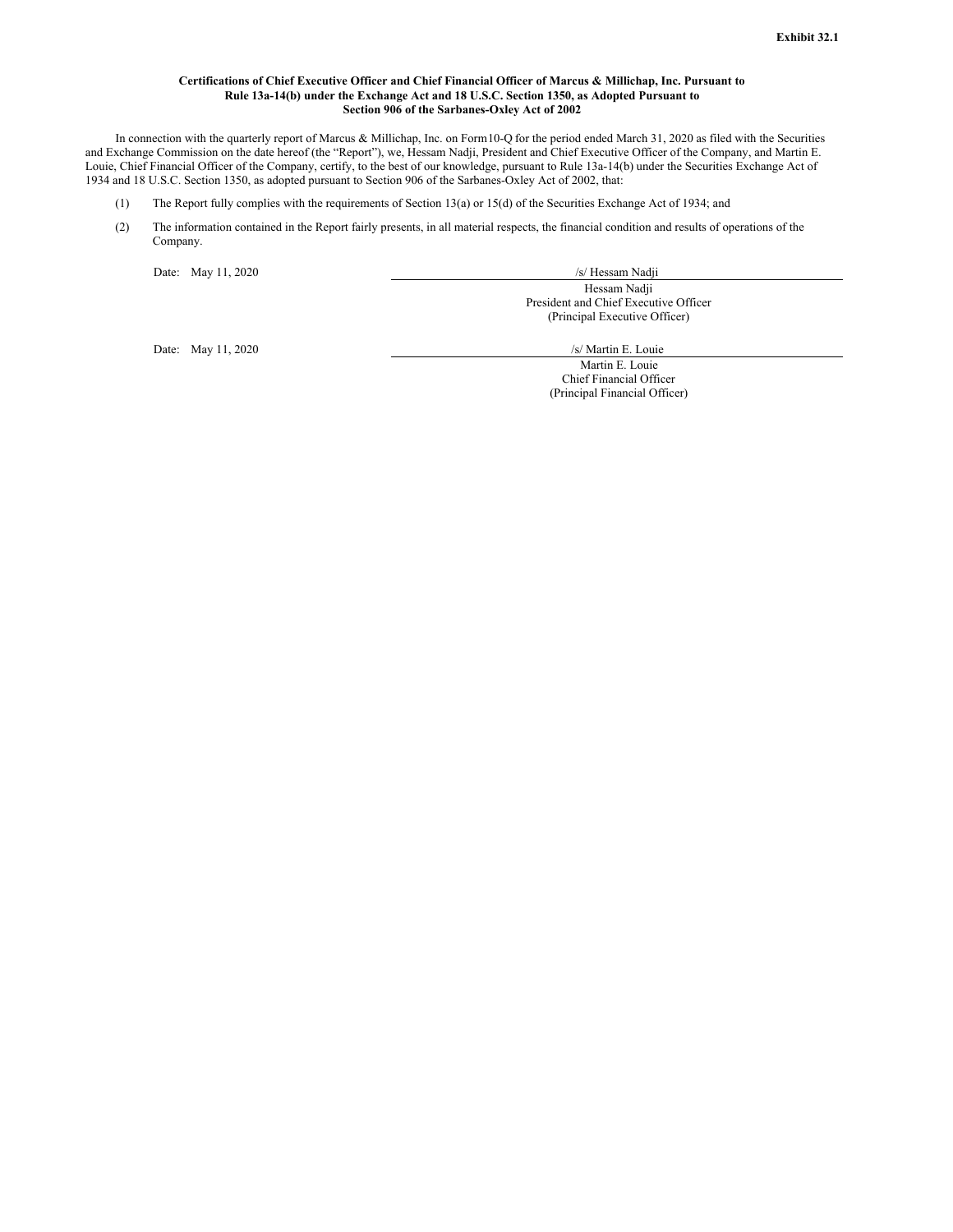**Exhibit 32.1**

**Certifications of Chief Executive Officer and Chief Financial Officer of Marcus & Millichap, Inc. Pursuant to Rule 13a-14(b) under the Exchange Act and 18 U.S.C. Section 1350, as Adopted Pursuant to Section 906 of the Sarbanes-Oxley Act of 2002**

In connection with the quarterly report of Marcus & Millichap, Inc. on Form10-Q for the period ended March 31, 2020 as filed with the Securities and Exchange Commission on the date hereof (the "Report"), we, Hessam Nadji, President and Chief Executive Officer of the Company, and Martin E. Louie, Chief Financial Officer of the Company, certify, to the best of our knowledge, pursuant to Rule 13a-14(b) under the Securities Exchange Act of 1934 and 18 U.S.C. Section 1350, as adopted pursuant to Section 906 of the Sarbanes-Oxley Act of 2002, that:

(1) The Report fully complies with the requirements of Section 13(a) or 15(d) of the Securities Exchange Act of 1934; and

(2) The information contained in the Report fairly presents, in all material respects, the financial condition and results of operations of the Company.

Date: May 11, 2020

/s/ Hessam Nadji
Hessam Nadji
President and Chief Executive Officer
(Principal Executive Officer)

Date: May 11, 2020

/s/ Martin E. Louie
Martin E. Louie
Chief Financial Officer
(Principal Financial Officer)